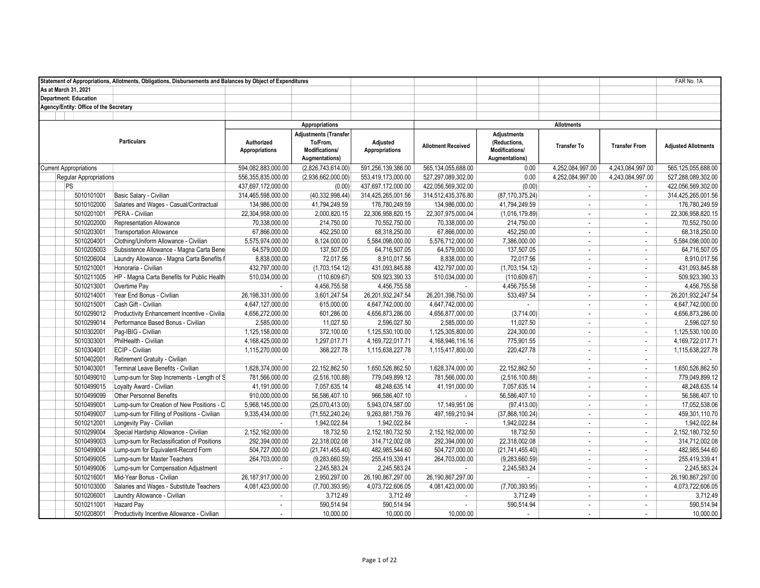Statement of Appropriations, Allotments, Obligations, Disbursements and Balances by Object of Expenditures

FAR No. 1A

As at March 31, 2021

Department: Education

Agency/Entity: Office of the Secretary

| | Particulars | Appropriations | | | Allotments | | | | |
|---|---|---|---|---|---|---|---|---|---|
| | | Authorized Appropriations | Adjustments (Transfer To/From, Modifications/ Augmentations) | Adjusted Appropriations | Allotment Received | Adjustments (Reductions, Modifications/ Augmentations) | Transfer To | Transfer From | Adjusted Allotments |
| Current Appropriations | | 594,082,883,000.00 | (2,826,743,614.00) | 591,256,139,386.00 | 565,134,055,688.00 | 0.00 | 4,252,084,997.00 | 4,243,084,997.00 | 565,125,055,688.00 |
| Regular Appropriations | | 556,355,835,000.00 | (2,936,662,000.00) | 553,419,173,000.00 | 527,297,089,302.00 | 0.00 | 4,252,084,997.00 | 4,243,084,997.00 | 527,288,089,302.00 |
| PS | | 437,697,172,000.00 | (0.00) | 437,697,172,000.00 | 422,056,569,302.00 | (0.00) | - | - | 422,056,569,302.00 |
| 5010101001 | Basic Salary - Civilian | 314,465,598,000.00 | (40,332,998.44) | 314,425,265,001.56 | 314,512,435,376.80 | (87,170,375.24) | - | - | 314,425,265,001.56 |
| 5010102000 | Salaries and Wages - Casual/Contractual | 134,986,000.00 | 41,794,249.59 | 176,780,249.59 | 134,986,000.00 | 41,794,249.59 | - | - | 176,780,249.59 |
| 5010201001 | PERA - Civilian | 22,304,958,000.00 | 2,000,820.15 | 22,306,958,820.15 | 22,307,975,000.04 | (1,016,179.89) | - | - | 22,306,958,820.15 |
| 5010202000 | Representation Allowance | 70,338,000.00 | 214,750.00 | 70,552,750.00 | 70,338,000.00 | 214,750.00 | - | - | 70,552,750.00 |
| 5010203001 | Transportation Allowance | 67,866,000.00 | 452,250.00 | 68,318,250.00 | 67,866,000.00 | 452,250.00 | - | - | 68,318,250.00 |
| 5010204001 | Clothing/Uniform Allowance - Civilian | 5,575,974,000.00 | 8,124,000.00 | 5,584,098,000.00 | 5,576,712,000.00 | 7,386,000.00 | - | - | 5,584,098,000.00 |
| 5010205003 | Subsistence Allowance - Magna Carta Bene | 64,579,000.00 | 137,507.05 | 64,716,507.05 | 64,579,000.00 | 137,507.05 | - | - | 64,716,507.05 |
| 5010206004 | Laundry Allowance - Magna Carta Benefits f | 8,838,000.00 | 72,017.56 | 8,910,017.56 | 8,838,000.00 | 72,017.56 | - | - | 8,910,017.56 |
| 5010210001 | Honoraria - Civilian | 432,797,000.00 | (1,703,154.12) | 431,093,845.88 | 432,797,000.00 | (1,703,154.12) | - | - | 431,093,845.88 |
| 5010211005 | HP - Magna Carta Benefits for Public Health | 510,034,000.00 | (110,609.67) | 509,923,390.33 | 510,034,000.00 | (110,609.67) | - | - | 509,923,390.33 |
| 5010213001 | Overtime Pay | - | 4,456,755.58 | 4,456,755.58 | - | 4,456,755.58 | - | - | 4,456,755.58 |
| 5010214001 | Year End Bonus - Civilian | 26,198,331,000.00 | 3,601,247.54 | 26,201,932,247.54 | 26,201,398,750.00 | 533,497.54 | - | - | 26,201,932,247.54 |
| 5010215001 | Cash Gift - Civilian | 4,647,127,000.00 | 615,000.00 | 4,647,742,000.00 | 4,647,742,000.00 | - | - | - | 4,647,742,000.00 |
| 5010299012 | Productivity Enhancement Incentive - Civilia | 4,656,272,000.00 | 601,286.00 | 4,656,873,286.00 | 4,656,877,000.00 | (3,714.00) | - | - | 4,656,873,286.00 |
| 5010299014 | Performance Based Bonus - Civilian | 2,585,000.00 | 11,027.50 | 2,596,027.50 | 2,585,000.00 | 11,027.50 | - | - | 2,596,027.50 |
| 5010302001 | Pag-IBIG - Civilian | 1,125,158,000.00 | 372,100.00 | 1,125,530,100.00 | 1,125,305,800.00 | 224,300.00 | - | - | 1,125,530,100.00 |
| 5010303001 | PhilHealth - Civilian | 4,168,425,000.00 | 1,297,017.71 | 4,169,722,017.71 | 4,168,946,116.16 | 775,901.55 | - | - | 4,169,722,017.71 |
| 5010304001 | ECIP - Civilian | 1,115,270,000.00 | 368,227.78 | 1,115,638,227.78 | 1,115,417,800.00 | 220,427.78 | - | - | 1,115,638,227.78 |
| 5010402001 | Retirement Gratuity - Civilian | - | - | - | - | - | - | - | - |
| 5010403001 | Terminal Leave Benefits - Civilian | 1,628,374,000.00 | 22,152,862.50 | 1,650,526,862.50 | 1,628,374,000.00 | 22,152,862.50 | - | - | 1,650,526,862.50 |
| 5010499010 | Lump-sum for Step Increments - Length of S | 781,566,000.00 | (2,516,100.88) | 779,049,899.12 | 781,566,000.00 | (2,516,100.88) | - | - | 779,049,899.12 |
| 5010499015 | Loyalty Award - Civilian | 41,191,000.00 | 7,057,635.14 | 48,248,635.14 | 41,191,000.00 | 7,057,635.14 | - | - | 48,248,635.14 |
| 5010499099 | Other Personnel Benefits | 910,000,000.00 | 56,586,407.10 | 966,586,407.10 | - | 56,586,407.10 | - | - | 56,586,407.10 |
| 5010499001 | Lump-sum for Creation of New Positions - C | 5,968,145,000.00 | (25,070,413.00) | 5,943,074,587.00 | 17,149,951.06 | (97,413.00) | - | - | 17,052,538.06 |
| 5010499007 | Lump-sum for Filling of Positions - Civilian | 9,335,434,000.00 | (71,552,240.24) | 9,263,881,759.76 | 497,169,210.94 | (37,868,100.24) | - | - | 459,301,110.70 |
| 5010212001 | Longevity Pay - Civilian | - | 1,942,022.84 | 1,942,022.84 | - | 1,942,022.84 | - | - | 1,942,022.84 |
| 5010299004 | Special Hardship Allowance - Civilian | 2,152,162,000.00 | 18,732.50 | 2,152,180,732.50 | 2,152,162,000.00 | 18,732.50 | - | - | 2,152,180,732.50 |
| 5010499003 | Lump-sum for Reclassification of Positions | 292,394,000.00 | 22,318,002.08 | 314,712,002.08 | 292,394,000.00 | 22,318,002.08 | - | - | 314,712,002.08 |
| 5010499004 | Lump-sum for Equivalent-Record Form | 504,727,000.00 | (21,741,455.40) | 482,985,544.60 | 504,727,000.00 | (21,741,455.40) | - | - | 482,985,544.60 |
| 5010499005 | Lump-sum for Master Teachers | 264,703,000.00 | (9,283,660.59) | 255,419,339.41 | 264,703,000.00 | (9,283,660.59) | - | - | 255,419,339.41 |
| 5010499006 | Lump-sum for Compensation Adjustment | - | 2,245,583.24 | 2,245,583.24 | - | 2,245,583.24 | - | - | 2,245,583.24 |
| 5010216001 | Mid-Year Bonus - Civilian | 26,187,917,000.00 | 2,950,297.00 | 26,190,867,297.00 | 26,190,867,297.00 | - | - | - | 26,190,867,297.00 |
| 5010103000 | Salaries and Wages - Substitute Teachers | 4,081,423,000.00 | (7,700,393.95) | 4,073,722,606.05 | 4,081,423,000.00 | (7,700,393.95) | - | - | 4,073,722,606.05 |
| 5010206001 | Laundry Allowance - Civilian | - | 3,712.49 | 3,712.49 | - | 3,712.49 | - | - | 3,712.49 |
| 5010211001 | Hazard Pay | - | 590,514.94 | 590,514.94 | - | 590,514.94 | - | - | 590,514.94 |
| 5010208001 | Productivity Incentive Allowance - Civilian | - | 10,000.00 | 10,000.00 | 10,000.00 | - | - | - | 10,000.00 |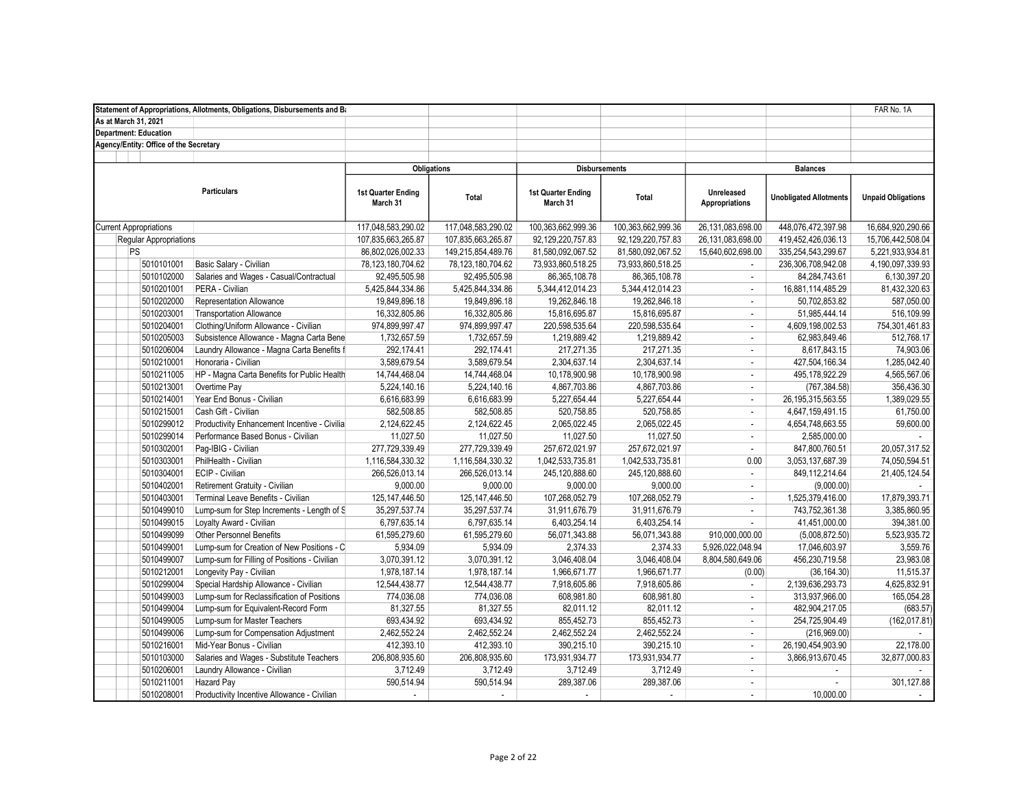Statement of Appropriations, Allotments, Obligations, Disbursements and Ba

FAR No. 1A

As at March 31, 2021

Department: Education

Agency/Entity: Office of the Secretary

| Particulars | | Obligations | | Disbursements | | Balances | | |
|---|---|---|---|---|---|---|---|---|
| | | 1st Quarter Ending March 31 | Total | 1st Quarter Ending March 31 | Total | Unreleased Appropriations | Unobligated Allotments | Unpaid Obligations |
| Current Appropriations | | 117,048,583,290.02 | 117,048,583,290.02 | 100,363,662,999.36 | 100,363,662,999.36 | 26,131,083,698.00 | 448,076,472,397.98 | 16,684,920,290.66 |
| Regular Appropriations | | 107,835,663,265.87 | 107,835,663,265.87 | 92,129,220,757.83 | 92,129,220,757.83 | 26,131,083,698.00 | 419,452,426,036.13 | 15,706,442,508.04 |
| PS | | 86,802,026,002.33 | 149,215,854,489.76 | 81,580,092,067.52 | 81,580,092,067.52 | 15,640,602,698.00 | 335,254,543,299.67 | 5,221,933,934.81 |
| 5010101001 | Basic Salary - Civilian | 78,123,180,704.62 | 78,123,180,704.62 | 73,933,860,518.25 | 73,933,860,518.25 | - | 236,306,708,942.08 | 4,190,097,339.93 |
| 5010102000 | Salaries and Wages - Casual/Contractual | 92,495,505.98 | 92,495,505.98 | 86,365,108.78 | 86,365,108.78 | - | 84,284,743.61 | 6,130,397.20 |
| 5010201001 | PERA - Civilian | 5,425,844,334.86 | 5,425,844,334.86 | 5,344,412,014.23 | 5,344,412,014.23 | - | 16,881,114,485.29 | 81,432,320.63 |
| 5010202000 | Representation Allowance | 19,849,896.18 | 19,849,896.18 | 19,262,846.18 | 19,262,846.18 | - | 50,702,853.82 | 587,050.00 |
| 5010203001 | Transportation Allowance | 16,332,805.86 | 16,332,805.86 | 15,816,695.87 | 15,816,695.87 | - | 51,985,444.14 | 516,109.99 |
| 5010204001 | Clothing/Uniform Allowance - Civilian | 974,899,997.47 | 974,899,997.47 | 220,598,535.64 | 220,598,535.64 | - | 4,609,198,002.53 | 754,301,461.83 |
| 5010205003 | Subsistence Allowance - Magna Carta Bene | 1,732,657.59 | 1,732,657.59 | 1,219,889.42 | 1,219,889.42 | - | 62,983,849.46 | 512,768.17 |
| 5010206004 | Laundry Allowance - Magna Carta Benefits f | 292,174.41 | 292,174.41 | 217,271.35 | 217,271.35 | - | 8,617,843.15 | 74,903.06 |
| 5010210001 | Honoraria - Civilian | 3,589,679.54 | 3,589,679.54 | 2,304,637.14 | 2,304,637.14 | - | 427,504,166.34 | 1,285,042.40 |
| 5010211005 | HP - Magna Carta Benefits for Public Health | 14,744,468.04 | 14,744,468.04 | 10,178,900.98 | 10,178,900.98 | - | 495,178,922.29 | 4,565,567.06 |
| 5010213001 | Overtime Pay | 5,224,140.16 | 5,224,140.16 | 4,867,703.86 | 4,867,703.86 | - | (767,384.58) | 356,436.30 |
| 5010214001 | Year End Bonus - Civilian | 6,616,683.99 | 6,616,683.99 | 5,227,654.44 | 5,227,654.44 | - | 26,195,315,563.55 | 1,389,029.55 |
| 5010215001 | Cash Gift - Civilian | 582,508.85 | 582,508.85 | 520,758.85 | 520,758.85 | - | 4,647,159,491.15 | 61,750.00 |
| 5010299012 | Productivity Enhancement Incentive - Civilia | 2,124,622.45 | 2,124,622.45 | 2,065,022.45 | 2,065,022.45 | - | 4,654,748,663.55 | 59,600.00 |
| 5010299014 | Performance Based Bonus - Civilian | 11,027.50 | 11,027.50 | 11,027.50 | 11,027.50 | - | 2,585,000.00 | - |
| 5010302001 | Pag-IBIG - Civilian | 277,729,339.49 | 277,729,339.49 | 257,672,021.97 | 257,672,021.97 | - | 847,800,760.51 | 20,057,317.52 |
| 5010303001 | PhilHealth - Civilian | 1,116,584,330.32 | 1,116,584,330.32 | 1,042,533,735.81 | 1,042,533,735.81 | 0.00 | 3,053,137,687.39 | 74,050,594.51 |
| 5010304001 | ECIP - Civilian | 266,526,013.14 | 266,526,013.14 | 245,120,888.60 | 245,120,888.60 | - | 849,112,214.64 | 21,405,124.54 |
| 5010402001 | Retirement Gratuity - Civilian | 9,000.00 | 9,000.00 | 9,000.00 | 9,000.00 | - | (9,000.00) | - |
| 5010403001 | Terminal Leave Benefits - Civilian | 125,147,446.50 | 125,147,446.50 | 107,268,052.79 | 107,268,052.79 | - | 1,525,379,416.00 | 17,879,393.71 |
| 5010499010 | Lump-sum for Step Increments - Length of S | 35,297,537.74 | 35,297,537.74 | 31,911,676.79 | 31,911,676.79 | - | 743,752,361.38 | 3,385,860.95 |
| 5010499015 | Loyalty Award - Civilian | 6,797,635.14 | 6,797,635.14 | 6,403,254.14 | 6,403,254.14 | - | 41,451,000.00 | 394,381.00 |
| 5010499099 | Other Personnel Benefits | 61,595,279.60 | 61,595,279.60 | 56,071,343.88 | 56,071,343.88 | 910,000,000.00 | (5,008,872.50) | 5,523,935.72 |
| 5010499001 | Lump-sum for Creation of New Positions - C | 5,934.09 | 5,934.09 | 2,374.33 | 2,374.33 | 5,926,022,048.94 | 17,046,603.97 | 3,559.76 |
| 5010499007 | Lump-sum for Filling of Positions - Civilian | 3,070,391.12 | 3,070,391.12 | 3,046,408.04 | 3,046,408.04 | 8,804,580,649.06 | 456,230,719.58 | 23,983.08 |
| 5010212001 | Longevity Pay - Civilian | 1,978,187.14 | 1,978,187.14 | 1,966,671.77 | 1,966,671.77 | (0.00) | (36,164.30) | 11,515.37 |
| 5010299004 | Special Hardship Allowance - Civilian | 12,544,438.77 | 12,544,438.77 | 7,918,605.86 | 7,918,605.86 | - | 2,139,636,293.73 | 4,625,832.91 |
| 5010499003 | Lump-sum for Reclassification of Positions | 774,036.08 | 774,036.08 | 608,981.80 | 608,981.80 | - | 313,937,966.00 | 165,054.28 |
| 5010499004 | Lump-sum for Equivalent-Record Form | 81,327.55 | 81,327.55 | 82,011.12 | 82,011.12 | - | 482,904,217.05 | (683.57) |
| 5010499005 | Lump-sum for Master Teachers | 693,434.92 | 693,434.92 | 855,452.73 | 855,452.73 | - | 254,725,904.49 | (162,017.81) |
| 5010499006 | Lump-sum for Compensation Adjustment | 2,462,552.24 | 2,462,552.24 | 2,462,552.24 | 2,462,552.24 | - | (216,969.00) | - |
| 5010216001 | Mid-Year Bonus - Civilian | 412,393.10 | 412,393.10 | 390,215.10 | 390,215.10 | - | 26,190,454,903.90 | 22,178.00 |
| 5010103000 | Salaries and Wages - Substitute Teachers | 206,808,935.60 | 206,808,935.60 | 173,931,934.77 | 173,931,934.77 | - | 3,866,913,670.45 | 32,877,000.83 |
| 5010206001 | Laundry Allowance - Civilian | 3,712.49 | 3,712.49 | 3,712.49 | 3,712.49 | - | - | - |
| 5010211001 | Hazard Pay | 590,514.94 | 590,514.94 | 289,387.06 | 289,387.06 | - | - | 301,127.88 |
| 5010208001 | Productivity Incentive Allowance - Civilian | - | - | - | - | - | 10,000.00 | - |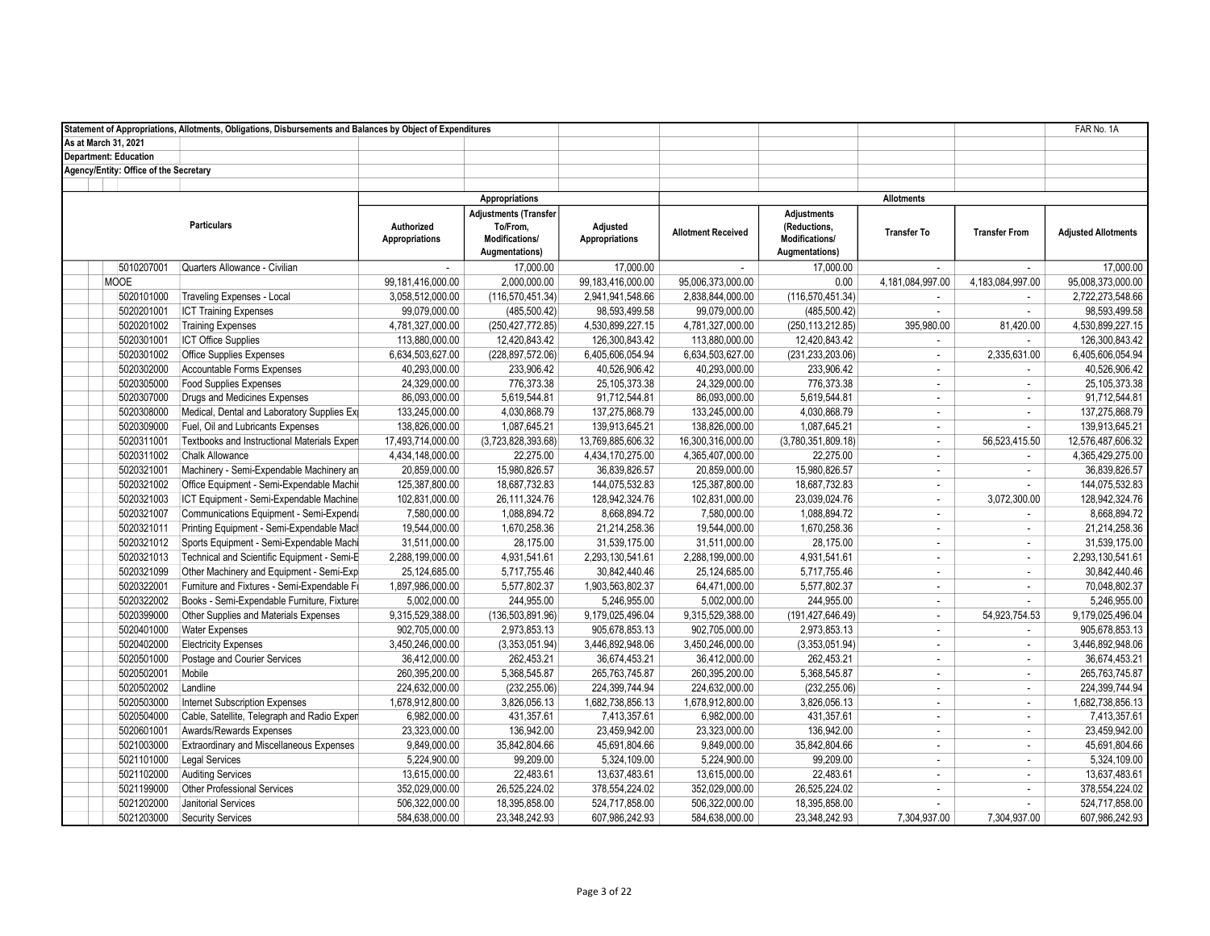Statement of Appropriations, Allotments, Obligations, Disbursements and Balances by Object of Expenditures

FAR No. 1A

As at March 31, 2021

Department: Education

Agency/Entity: Office of the Secretary

| Particulars | | Appropriations | | | Allotments | | | | |
|---|---|---|---|---|---|---|---|---|---|
| | | Authorized Appropriations | Adjustments (Transfer To/From, Modifications/ Augmentations) | Adjusted Appropriations | Allotment Received | Adjustments (Reductions, Modifications/ Augmentations) | Transfer To | Transfer From | Adjusted Allotments |
| 5010207001 | Quarters Allowance - Civilian | - | 17,000.00 | 17,000.00 | - | 17,000.00 | - | - | 17,000.00 |
| MOOE | | 99,181,416,000.00 | 2,000,000.00 | 99,183,416,000.00 | 95,006,373,000.00 | 0.00 | 4,181,084,997.00 | 4,183,084,997.00 | 95,008,373,000.00 |
| 5020101000 | Traveling Expenses - Local | 3,058,512,000.00 | (116,570,451.34) | 2,941,941,548.66 | 2,838,844,000.00 | (116,570,451.34) | - | - | 2,722,273,548.66 |
| 5020201001 | ICT Training Expenses | 99,079,000.00 | (485,500.42) | 98,593,499.58 | 99,079,000.00 | (485,500.42) | - | - | 98,593,499.58 |
| 5020201002 | Training Expenses | 4,781,327,000.00 | (250,427,772.85) | 4,530,899,227.15 | 4,781,327,000.00 | (250,113,212.85) | 395,980.00 | 81,420.00 | 4,530,899,227.15 |
| 5020301001 | ICT Office Supplies | 113,880,000.00 | 12,420,843.42 | 126,300,843.42 | 113,880,000.00 | 12,420,843.42 | - | - | 126,300,843.42 |
| 5020301002 | Office Supplies Expenses | 6,634,503,627.00 | (228,897,572.06) | 6,405,606,054.94 | 6,634,503,627.00 | (231,233,203.06) | - | 2,335,631.00 | 6,405,606,054.94 |
| 5020302000 | Accountable Forms Expenses | 40,293,000.00 | 233,906.42 | 40,526,906.42 | 40,293,000.00 | 233,906.42 | - | - | 40,526,906.42 |
| 5020305000 | Food Supplies Expenses | 24,329,000.00 | 776,373.38 | 25,105,373.38 | 24,329,000.00 | 776,373.38 | - | - | 25,105,373.38 |
| 5020307000 | Drugs and Medicines Expenses | 86,093,000.00 | 5,619,544.81 | 91,712,544.81 | 86,093,000.00 | 5,619,544.81 | - | - | 91,712,544.81 |
| 5020308000 | Medical, Dental and Laboratory Supplies Ex | 133,245,000.00 | 4,030,868.79 | 137,275,868.79 | 133,245,000.00 | 4,030,868.79 | - | - | 137,275,868.79 |
| 5020309000 | Fuel, Oil and Lubricants Expenses | 138,826,000.00 | 1,087,645.21 | 139,913,645.21 | 138,826,000.00 | 1,087,645.21 | - | - | 139,913,645.21 |
| 5020311001 | Textbooks and Instructional Materials Expen | 17,493,714,000.00 | (3,723,828,393.68) | 13,769,885,606.32 | 16,300,316,000.00 | (3,780,351,809.18) | - | 56,523,415.50 | 12,576,487,606.32 |
| 5020311002 | Chalk Allowance | 4,434,148,000.00 | 22,275.00 | 4,434,170,275.00 | 4,365,407,000.00 | 22,275.00 | - | - | 4,365,429,275.00 |
| 5020321001 | Machinery - Semi-Expendable Machinery an | 20,859,000.00 | 15,980,826.57 | 36,839,826.57 | 20,859,000.00 | 15,980,826.57 | - | - | 36,839,826.57 |
| 5020321002 | Office Equipment - Semi-Expendable Machi | 125,387,800.00 | 18,687,732.83 | 144,075,532.83 | 125,387,800.00 | 18,687,732.83 | - | - | 144,075,532.83 |
| 5020321003 | ICT Equipment - Semi-Expendable Machine | 102,831,000.00 | 26,111,324.76 | 128,942,324.76 | 102,831,000.00 | 23,039,024.76 | - | 3,072,300.00 | 128,942,324.76 |
| 5020321007 | Communications Equipment - Semi-Expend | 7,580,000.00 | 1,088,894.72 | 8,668,894.72 | 7,580,000.00 | 1,088,894.72 | - | - | 8,668,894.72 |
| 5020321011 | Printing Equipment - Semi-Expendable Mac | 19,544,000.00 | 1,670,258.36 | 21,214,258.36 | 19,544,000.00 | 1,670,258.36 | - | - | 21,214,258.36 |
| 5020321012 | Sports Equipment - Semi-Expendable Mach | 31,511,000.00 | 28,175.00 | 31,539,175.00 | 31,511,000.00 | 28,175.00 | - | - | 31,539,175.00 |
| 5020321013 | Technical and Scientific Equipment - Semi-E | 2,288,199,000.00 | 4,931,541.61 | 2,293,130,541.61 | 2,288,199,000.00 | 4,931,541.61 | - | - | 2,293,130,541.61 |
| 5020321099 | Other Machinery and Equipment - Semi-Exp | 25,124,685.00 | 5,717,755.46 | 30,842,440.46 | 25,124,685.00 | 5,717,755.46 | - | - | 30,842,440.46 |
| 5020322001 | Furniture and Fixtures - Semi-Expendable F | 1,897,986,000.00 | 5,577,802.37 | 1,903,563,802.37 | 64,471,000.00 | 5,577,802.37 | - | - | 70,048,802.37 |
| 5020322002 | Books - Semi-Expendable Furniture, Fixture | 5,002,000.00 | 244,955.00 | 5,246,955.00 | 5,002,000.00 | 244,955.00 | - | - | 5,246,955.00 |
| 5020399000 | Other Supplies and Materials Expenses | 9,315,529,388.00 | (136,503,891.96) | 9,179,025,496.04 | 9,315,529,388.00 | (191,427,646.49) | - | 54,923,754.53 | 9,179,025,496.04 |
| 5020401000 | Water Expenses | 902,705,000.00 | 2,973,853.13 | 905,678,853.13 | 902,705,000.00 | 2,973,853.13 | - | - | 905,678,853.13 |
| 5020402000 | Electricity Expenses | 3,450,246,000.00 | (3,353,051.94) | 3,446,892,948.06 | 3,450,246,000.00 | (3,353,051.94) | - | - | 3,446,892,948.06 |
| 5020501000 | Postage and Courier Services | 36,412,000.00 | 262,453.21 | 36,674,453.21 | 36,412,000.00 | 262,453.21 | - | - | 36,674,453.21 |
| 5020502001 | Mobile | 260,395,200.00 | 5,368,545.87 | 265,763,745.87 | 260,395,200.00 | 5,368,545.87 | - | - | 265,763,745.87 |
| 5020502002 | Landline | 224,632,000.00 | (232,255.06) | 224,399,744.94 | 224,632,000.00 | (232,255.06) | - | - | 224,399,744.94 |
| 5020503000 | Internet Subscription Expenses | 1,678,912,800.00 | 3,826,056.13 | 1,682,738,856.13 | 1,678,912,800.00 | 3,826,056.13 | - | - | 1,682,738,856.13 |
| 5020504000 | Cable, Satellite, Telegraph and Radio Expen | 6,982,000.00 | 431,357.61 | 7,413,357.61 | 6,982,000.00 | 431,357.61 | - | - | 7,413,357.61 |
| 5020601001 | Awards/Rewards Expenses | 23,323,000.00 | 136,942.00 | 23,459,942.00 | 23,323,000.00 | 136,942.00 | - | - | 23,459,942.00 |
| 5021003000 | Extraordinary and Miscellaneous Expenses | 9,849,000.00 | 35,842,804.66 | 45,691,804.66 | 9,849,000.00 | 35,842,804.66 | - | - | 45,691,804.66 |
| 5021101000 | Legal Services | 5,224,900.00 | 99,209.00 | 5,324,109.00 | 5,224,900.00 | 99,209.00 | - | - | 5,324,109.00 |
| 5021102000 | Auditing Services | 13,615,000.00 | 22,483.61 | 13,637,483.61 | 13,615,000.00 | 22,483.61 | - | - | 13,637,483.61 |
| 5021199000 | Other Professional Services | 352,029,000.00 | 26,525,224.02 | 378,554,224.02 | 352,029,000.00 | 26,525,224.02 | - | - | 378,554,224.02 |
| 5021202000 | Janitorial Services | 506,322,000.00 | 18,395,858.00 | 524,717,858.00 | 506,322,000.00 | 18,395,858.00 | - | - | 524,717,858.00 |
| 5021203000 | Security Services | 584,638,000.00 | 23,348,242.93 | 607,986,242.93 | 584,638,000.00 | 23,348,242.93 | 7,304,937.00 | 7,304,937.00 | 607,986,242.93 |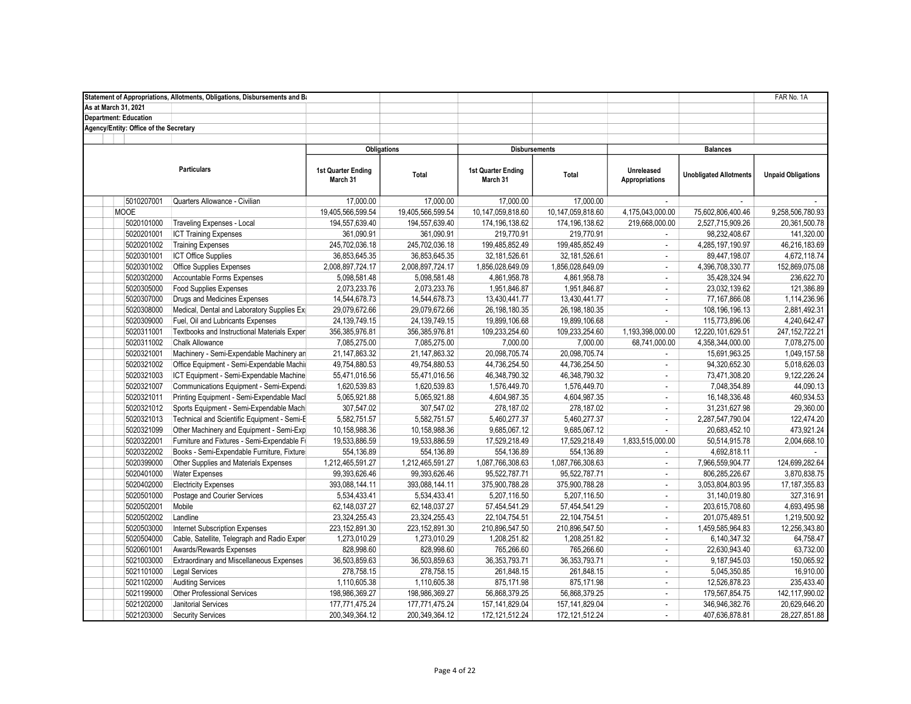Statement of Appropriations, Allotments, Obligations, Disbursements and Ba | FAR No. 1A

As at March 31, 2021

Department: Education

Agency/Entity: Office of the Secretary

| Particulars | | Obligations | | Disbursements | | Balances | | |
|---|---|---|---|---|---|---|---|---|
| | | 1st Quarter Ending March 31 | Total | 1st Quarter Ending March 31 | Total | Unreleased Appropriations | Unobligated Allotments | Unpaid Obligations |
| 5010207001 | Quarters Allowance - Civilian | 17,000.00 | 17,000.00 | 17,000.00 | 17,000.00 | - | - | - |
| MOOE | | 19,405,566,599.54 | 19,405,566,599.54 | 10,147,059,818.60 | 10,147,059,818.60 | 4,175,043,000.00 | 75,602,806,400.46 | 9,258,506,780.93 |
| 5020101000 | Traveling Expenses - Local | 194,557,639.40 | 194,557,639.40 | 174,196,138.62 | 174,196,138.62 | 219,668,000.00 | 2,527,715,909.26 | 20,361,500.78 |
| 5020201001 | ICT Training Expenses | 361,090.91 | 361,090.91 | 219,770.91 | 219,770.91 | - | 98,232,408.67 | 141,320.00 |
| 5020201002 | Training Expenses | 245,702,036.18 | 245,702,036.18 | 199,485,852.49 | 199,485,852.49 | - | 4,285,197,190.97 | 46,216,183.69 |
| 5020301001 | ICT Office Supplies | 36,853,645.35 | 36,853,645.35 | 32,181,526.61 | 32,181,526.61 | - | 89,447,198.07 | 4,672,118.74 |
| 5020301002 | Office Supplies Expenses | 2,008,897,724.17 | 2,008,897,724.17 | 1,856,028,649.09 | 1,856,028,649.09 | - | 4,396,708,330.77 | 152,869,075.08 |
| 5020302000 | Accountable Forms Expenses | 5,098,581.48 | 5,098,581.48 | 4,861,958.78 | 4,861,958.78 | - | 35,428,324.94 | 236,622.70 |
| 5020305000 | Food Supplies Expenses | 2,073,233.76 | 2,073,233.76 | 1,951,846.87 | 1,951,846.87 | - | 23,032,139.62 | 121,386.89 |
| 5020307000 | Drugs and Medicines Expenses | 14,544,678.73 | 14,544,678.73 | 13,430,441.77 | 13,430,441.77 | - | 77,167,866.08 | 1,114,236.96 |
| 5020308000 | Medical, Dental and Laboratory Supplies Ex | 29,079,672.66 | 29,079,672.66 | 26,198,180.35 | 26,198,180.35 | - | 108,196,196.13 | 2,881,492.31 |
| 5020309000 | Fuel, Oil and Lubricants Expenses | 24,139,749.15 | 24,139,749.15 | 19,899,106.68 | 19,899,106.68 | - | 115,773,896.06 | 4,240,642.47 |
| 5020311001 | Textbooks and Instructional Materials Exper | 356,385,976.81 | 356,385,976.81 | 109,233,254.60 | 109,233,254.60 | 1,193,398,000.00 | 12,220,101,629.51 | 247,152,722.21 |
| 5020311002 | Chalk Allowance | 7,085,275.00 | 7,085,275.00 | 7,000.00 | 7,000.00 | 68,741,000.00 | 4,358,344,000.00 | 7,078,275.00 |
| 5020321001 | Machinery - Semi-Expendable Machinery an | 21,147,863.32 | 21,147,863.32 | 20,098,705.74 | 20,098,705.74 | - | 15,691,963.25 | 1,049,157.58 |
| 5020321002 | Office Equipment - Semi-Expendable Machi | 49,754,880.53 | 49,754,880.53 | 44,736,254.50 | 44,736,254.50 | - | 94,320,652.30 | 5,018,626.03 |
| 5020321003 | ICT Equipment - Semi-Expendable Machine | 55,471,016.56 | 55,471,016.56 | 46,348,790.32 | 46,348,790.32 | - | 73,471,308.20 | 9,122,226.24 |
| 5020321007 | Communications Equipment - Semi-Expend | 1,620,539.83 | 1,620,539.83 | 1,576,449.70 | 1,576,449.70 | - | 7,048,354.89 | 44,090.13 |
| 5020321011 | Printing Equipment - Semi-Expendable Mac | 5,065,921.88 | 5,065,921.88 | 4,604,987.35 | 4,604,987.35 | - | 16,148,336.48 | 460,934.53 |
| 5020321012 | Sports Equipment - Semi-Expendable Mach | 307,547.02 | 307,547.02 | 278,187.02 | 278,187.02 | - | 31,231,627.98 | 29,360.00 |
| 5020321013 | Technical and Scientific Equipment - Semi-E | 5,582,751.57 | 5,582,751.57 | 5,460,277.37 | 5,460,277.37 | - | 2,287,547,790.04 | 122,474.20 |
| 5020321099 | Other Machinery and Equipment - Semi-Exp | 10,158,988.36 | 10,158,988.36 | 9,685,067.12 | 9,685,067.12 | - | 20,683,452.10 | 473,921.24 |
| 5020322001 | Furniture and Fixtures - Semi-Expendable F | 19,533,886.59 | 19,533,886.59 | 17,529,218.49 | 17,529,218.49 | 1,833,515,000.00 | 50,514,915.78 | 2,004,668.10 |
| 5020322002 | Books - Semi-Expendable Furniture, Fixture | 554,136.89 | 554,136.89 | 554,136.89 | 554,136.89 | - | 4,692,818.11 | - |
| 5020399000 | Other Supplies and Materials Expenses | 1,212,465,591.27 | 1,212,465,591.27 | 1,087,766,308.63 | 1,087,766,308.63 | - | 7,966,559,904.77 | 124,699,282.64 |
| 5020401000 | Water Expenses | 99,393,626.46 | 99,393,626.46 | 95,522,787.71 | 95,522,787.71 | - | 806,285,226.67 | 3,870,838.75 |
| 5020402000 | Electricity Expenses | 393,088,144.11 | 393,088,144.11 | 375,900,788.28 | 375,900,788.28 | - | 3,053,804,803.95 | 17,187,355.83 |
| 5020501000 | Postage and Courier Services | 5,534,433.41 | 5,534,433.41 | 5,207,116.50 | 5,207,116.50 | - | 31,140,019.80 | 327,316.91 |
| 5020502001 | Mobile | 62,148,037.27 | 62,148,037.27 | 57,454,541.29 | 57,454,541.29 | - | 203,615,708.60 | 4,693,495.98 |
| 5020502002 | Landline | 23,324,255.43 | 23,324,255.43 | 22,104,754.51 | 22,104,754.51 | - | 201,075,489.51 | 1,219,500.92 |
| 5020503000 | Internet Subscription Expenses | 223,152,891.30 | 223,152,891.30 | 210,896,547.50 | 210,896,547.50 | - | 1,459,585,964.83 | 12,256,343.80 |
| 5020504000 | Cable, Satellite, Telegraph and Radio Exper | 1,273,010.29 | 1,273,010.29 | 1,208,251.82 | 1,208,251.82 | - | 6,140,347.32 | 64,758.47 |
| 5020601001 | Awards/Rewards Expenses | 828,998.60 | 828,998.60 | 765,266.60 | 765,266.60 | - | 22,630,943.40 | 63,732.00 |
| 5021003000 | Extraordinary and Miscellaneous Expenses | 36,503,859.63 | 36,503,859.63 | 36,353,793.71 | 36,353,793.71 | - | 9,187,945.03 | 150,065.92 |
| 5021101000 | Legal Services | 278,758.15 | 278,758.15 | 261,848.15 | 261,848.15 | - | 5,045,350.85 | 16,910.00 |
| 5021102000 | Auditing Services | 1,110,605.38 | 1,110,605.38 | 875,171.98 | 875,171.98 | - | 12,526,878.23 | 235,433.40 |
| 5021199000 | Other Professional Services | 198,986,369.27 | 198,986,369.27 | 56,868,379.25 | 56,868,379.25 | - | 179,567,854.75 | 142,117,990.02 |
| 5021202000 | Janitorial Services | 177,771,475.24 | 177,771,475.24 | 157,141,829.04 | 157,141,829.04 | - | 346,946,382.76 | 20,629,646.20 |
| 5021203000 | Security Services | 200,349,364.12 | 200,349,364.12 | 172,121,512.24 | 172,121,512.24 | - | 407,636,878.81 | 28,227,851.88 |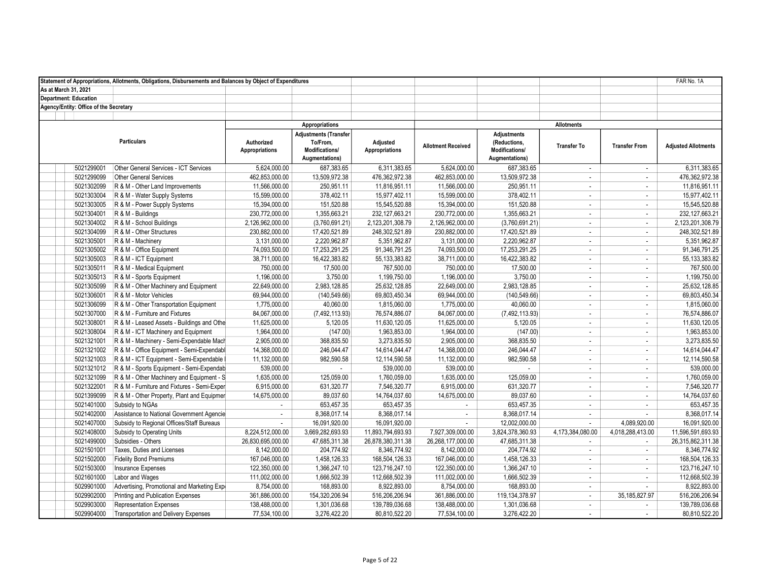**Statement of Appropriations, Allotments, Obligations, Disbursements and Balances by Object of Expenditures** FAR No. 1A

**As at March 31, 2021**

**Department: Education**

**Agency/Entity: Office of the Secretary**

| | Particulars | Appropriations | | | Allotments | | | | |
|---|---|---|---|---|---|---|---|---|---|
| | | Authorized Appropriations | Adjustments (Transfer To/From, Modifications/ Augmentations) | Adjusted Appropriations | Allotment Received | Adjustments (Reductions, Modifications/ Augmentations) | Transfer To | Transfer From | Adjusted Allotments |
| 5021299001 | Other General Services - ICT Services | 5,624,000.00 | 687,383.65 | 6,311,383.65 | 5,624,000.00 | 687,383.65 | - | - | 6,311,383.65 |
| 5021299099 | Other General Services | 462,853,000.00 | 13,509,972.38 | 476,362,972.38 | 462,853,000.00 | 13,509,972.38 | - | - | 476,362,972.38 |
| 5021302099 | R & M - Other Land Improvements | 11,566,000.00 | 250,951.11 | 11,816,951.11 | 11,566,000.00 | 250,951.11 | - | - | 11,816,951.11 |
| 5021303004 | R & M - Water Supply Systems | 15,599,000.00 | 378,402.11 | 15,977,402.11 | 15,599,000.00 | 378,402.11 | - | - | 15,977,402.11 |
| 5021303005 | R & M - Power Supply Systems | 15,394,000.00 | 151,520.88 | 15,545,520.88 | 15,394,000.00 | 151,520.88 | - | - | 15,545,520.88 |
| 5021304001 | R & M - Buildings | 230,772,000.00 | 1,355,663.21 | 232,127,663.21 | 230,772,000.00 | 1,355,663.21 | - | - | 232,127,663.21 |
| 5021304002 | R & M - School Buildings | 2,126,962,000.00 | (3,760,691.21) | 2,123,201,308.79 | 2,126,962,000.00 | (3,760,691.21) | - | - | 2,123,201,308.79 |
| 5021304099 | R & M - Other Structures | 230,882,000.00 | 17,420,521.89 | 248,302,521.89 | 230,882,000.00 | 17,420,521.89 | - | - | 248,302,521.89 |
| 5021305001 | R & M - Machinery | 3,131,000.00 | 2,220,962.87 | 5,351,962.87 | 3,131,000.00 | 2,220,962.87 | - | - | 5,351,962.87 |
| 5021305002 | R & M - Office Equipment | 74,093,500.00 | 17,253,291.25 | 91,346,791.25 | 74,093,500.00 | 17,253,291.25 | - | - | 91,346,791.25 |
| 5021305003 | R & M - ICT Equipment | 38,711,000.00 | 16,422,383.82 | 55,133,383.82 | 38,711,000.00 | 16,422,383.82 | - | - | 55,133,383.82 |
| 5021305011 | R & M - Medical Equipment | 750,000.00 | 17,500.00 | 767,500.00 | 750,000.00 | 17,500.00 | - | - | 767,500.00 |
| 5021305013 | R & M - Sports Equipment | 1,196,000.00 | 3,750.00 | 1,199,750.00 | 1,196,000.00 | 3,750.00 | - | - | 1,199,750.00 |
| 5021305099 | R & M - Other Machinery and Equipment | 22,649,000.00 | 2,983,128.85 | 25,632,128.85 | 22,649,000.00 | 2,983,128.85 | - | - | 25,632,128.85 |
| 5021306001 | R & M - Motor Vehicles | 69,944,000.00 | (140,549.66) | 69,803,450.34 | 69,944,000.00 | (140,549.66) | - | - | 69,803,450.34 |
| 5021306099 | R & M - Other Transportation Equipment | 1,775,000.00 | 40,060.00 | 1,815,060.00 | 1,775,000.00 | 40,060.00 | - | - | 1,815,060.00 |
| 5021307000 | R & M - Furniture and Fixtures | 84,067,000.00 | (7,492,113.93) | 76,574,886.07 | 84,067,000.00 | (7,492,113.93) | - | - | 76,574,886.07 |
| 5021308001 | R & M - Leased Assets - Buildings and Othe | 11,625,000.00 | 5,120.05 | 11,630,120.05 | 11,625,000.00 | 5,120.05 | - | - | 11,630,120.05 |
| 5021308004 | R & M - ICT Machinery and Equipment | 1,964,000.00 | (147.00) | 1,963,853.00 | 1,964,000.00 | (147.00) | - | - | 1,963,853.00 |
| 5021321001 | R & M - Machinery - Semi-Expendable Mach | 2,905,000.00 | 368,835.50 | 3,273,835.50 | 2,905,000.00 | 368,835.50 | - | - | 3,273,835.50 |
| 5021321002 | R & M - Office Equipment - Semi-Expendabl | 14,368,000.00 | 246,044.47 | 14,614,044.47 | 14,368,000.00 | 246,044.47 | - | - | 14,614,044.47 |
| 5021321003 | R & M - ICT Equipment - Semi-Expendable | 11,132,000.00 | 982,590.58 | 12,114,590.58 | 11,132,000.00 | 982,590.58 | - | - | 12,114,590.58 |
| 5021321012 | R & M - Sports Equipment - Semi-Expendab | 539,000.00 | - | 539,000.00 | 539,000.00 | - | - | - | 539,000.00 |
| 5021321099 | R & M - Other Machinery and Equipment - S | 1,635,000.00 | 125,059.00 | 1,760,059.00 | 1,635,000.00 | 125,059.00 | - | - | 1,760,059.00 |
| 5021322001 | R & M - Furniture and Fixtures - Semi-Exper | 6,915,000.00 | 631,320.77 | 7,546,320.77 | 6,915,000.00 | 631,320.77 | - | - | 7,546,320.77 |
| 5021399099 | R & M - Other Property, Plant and Equipmer | 14,675,000.00 | 89,037.60 | 14,764,037.60 | 14,675,000.00 | 89,037.60 | - | - | 14,764,037.60 |
| 5021401000 | Subsidy to NGAs | - | 653,457.35 | 653,457.35 | - | 653,457.35 | - | - | 653,457.35 |
| 5021402000 | Assistance to National Government Agencie | - | 8,368,017.14 | 8,368,017.14 | - | 8,368,017.14 | - | - | 8,368,017.14 |
| 5021407000 | Subsidy to Regional Offices/Staff Bureaus | - | 16,091,920.00 | 16,091,920.00 | - | 12,002,000.00 | - | 4,089,920.00 | 16,091,920.00 |
| 5021408000 | Subsidy to Operating Units | 8,224,512,000.00 | 3,669,282,693.93 | 11,893,794,693.93 | 7,927,309,000.00 | 3,824,378,360.93 | 4,173,384,080.00 | 4,018,288,413.00 | 11,596,591,693.93 |
| 5021499000 | Subsidies - Others | 26,830,695,000.00 | 47,685,311.38 | 26,878,380,311.38 | 26,268,177,000.00 | 47,685,311.38 | - | - | 26,315,862,311.38 |
| 5021501001 | Taxes, Duties and Licenses | 8,142,000.00 | 204,774.92 | 8,346,774.92 | 8,142,000.00 | 204,774.92 | - | - | 8,346,774.92 |
| 5021502000 | Fidelity Bond Premiums | 167,046,000.00 | 1,458,126.33 | 168,504,126.33 | 167,046,000.00 | 1,458,126.33 | - | - | 168,504,126.33 |
| 5021503000 | Insurance Expenses | 122,350,000.00 | 1,366,247.10 | 123,716,247.10 | 122,350,000.00 | 1,366,247.10 | - | - | 123,716,247.10 |
| 5021601000 | Labor and Wages | 111,002,000.00 | 1,666,502.39 | 112,668,502.39 | 111,002,000.00 | 1,666,502.39 | - | - | 112,668,502.39 |
| 5029901000 | Advertising, Promotional and Marketing Exp | 8,754,000.00 | 168,893.00 | 8,922,893.00 | 8,754,000.00 | 168,893.00 | - | - | 8,922,893.00 |
| 5029902000 | Printing and Publication Expenses | 361,886,000.00 | 154,320,206.94 | 516,206,206.94 | 361,886,000.00 | 119,134,378.97 | - | 35,185,827.97 | 516,206,206.94 |
| 5029903000 | Representation Expenses | 138,488,000.00 | 1,301,036.68 | 139,789,036.68 | 138,488,000.00 | 1,301,036.68 | - | - | 139,789,036.68 |
| 5029904000 | Transportation and Delivery Expenses | 77,534,100.00 | 3,276,422.20 | 80,810,522.20 | 77,534,100.00 | 3,276,422.20 | - | - | 80,810,522.20 |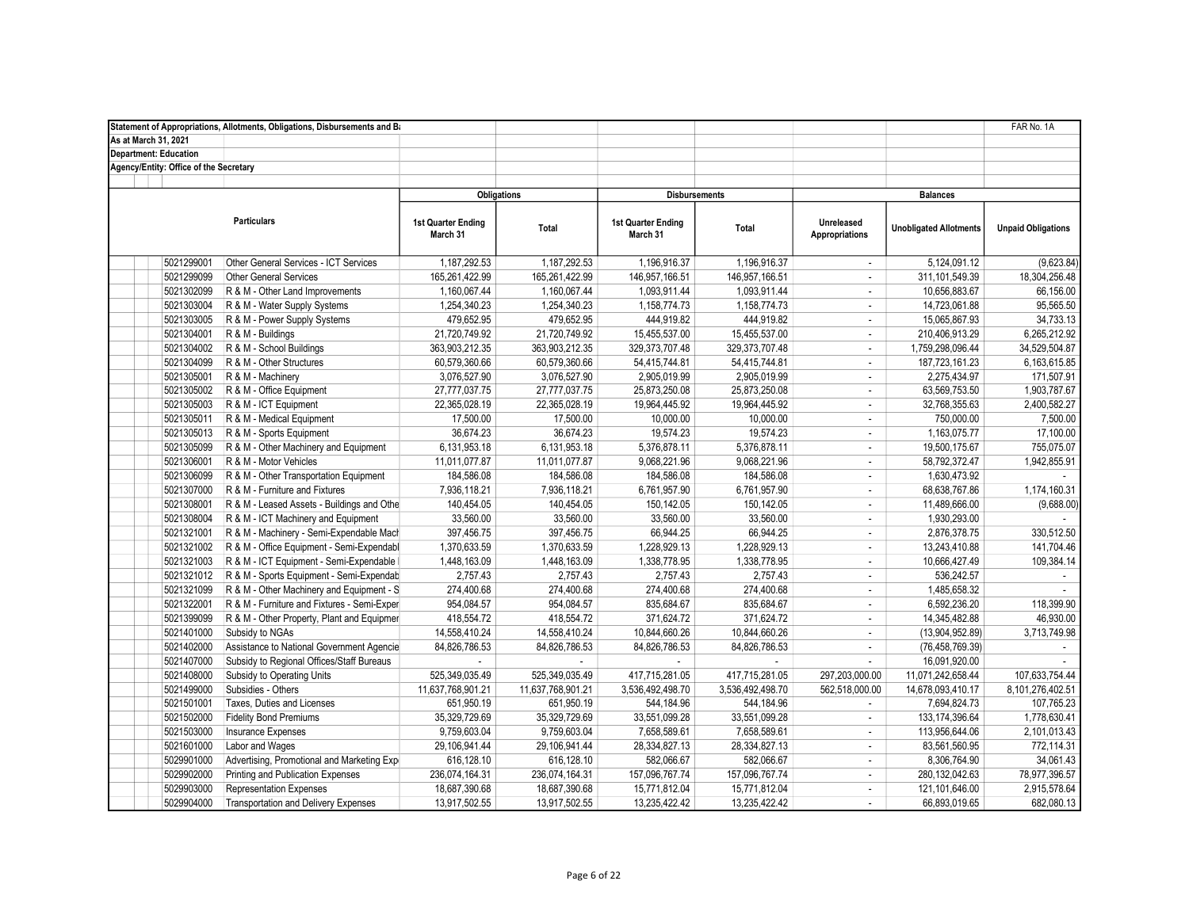Statement of Appropriations, Allotments, Obligations, Disbursements and Ba

FAR No. 1A

As at March 31, 2021

Department: Education

Agency/Entity: Office of the Secretary

| | Particulars | Obligations | | Disbursements | | Balances | | |
|---|---|---|---|---|---|---|---|---|
| | | 1st Quarter Ending March 31 | Total | 1st Quarter Ending March 31 | Total | Unreleased Appropriations | Unobligated Allotments | Unpaid Obligations |
| 5021299001 | Other General Services - ICT Services | 1,187,292.53 | 1,187,292.53 | 1,196,916.37 | 1,196,916.37 | - | 5,124,091.12 | (9,623.84) |
| 5021299099 | Other General Services | 165,261,422.99 | 165,261,422.99 | 146,957,166.51 | 146,957,166.51 | - | 311,101,549.39 | 18,304,256.48 |
| 5021302099 | R & M - Other Land Improvements | 1,160,067.44 | 1,160,067.44 | 1,093,911.44 | 1,093,911.44 | - | 10,656,883.67 | 66,156.00 |
| 5021303004 | R & M - Water Supply Systems | 1,254,340.23 | 1,254,340.23 | 1,158,774.73 | 1,158,774.73 | - | 14,723,061.88 | 95,565.50 |
| 5021303005 | R & M - Power Supply Systems | 479,652.95 | 479,652.95 | 444,919.82 | 444,919.82 | - | 15,065,867.93 | 34,733.13 |
| 5021304001 | R & M - Buildings | 21,720,749.92 | 21,720,749.92 | 15,455,537.00 | 15,455,537.00 | - | 210,406,913.29 | 6,265,212.92 |
| 5021304002 | R & M - School Buildings | 363,903,212.35 | 363,903,212.35 | 329,373,707.48 | 329,373,707.48 | - | 1,759,298,096.44 | 34,529,504.87 |
| 5021304099 | R & M - Other Structures | 60,579,360.66 | 60,579,360.66 | 54,415,744.81 | 54,415,744.81 | - | 187,723,161.23 | 6,163,615.85 |
| 5021305001 | R & M - Machinery | 3,076,527.90 | 3,076,527.90 | 2,905,019.99 | 2,905,019.99 | - | 2,275,434.97 | 171,507.91 |
| 5021305002 | R & M - Office Equipment | 27,777,037.75 | 27,777,037.75 | 25,873,250.08 | 25,873,250.08 | - | 63,569,753.50 | 1,903,787.67 |
| 5021305003 | R & M - ICT Equipment | 22,365,028.19 | 22,365,028.19 | 19,964,445.92 | 19,964,445.92 | - | 32,768,355.63 | 2,400,582.27 |
| 5021305011 | R & M - Medical Equipment | 17,500.00 | 17,500.00 | 10,000.00 | 10,000.00 | - | 750,000.00 | 7,500.00 |
| 5021305013 | R & M - Sports Equipment | 36,674.23 | 36,674.23 | 19,574.23 | 19,574.23 | - | 1,163,075.77 | 17,100.00 |
| 5021305099 | R & M - Other Machinery and Equipment | 6,131,953.18 | 6,131,953.18 | 5,376,878.11 | 5,376,878.11 | - | 19,500,175.67 | 755,075.07 |
| 5021306001 | R & M - Motor Vehicles | 11,011,077.87 | 11,011,077.87 | 9,068,221.96 | 9,068,221.96 | - | 58,792,372.47 | 1,942,855.91 |
| 5021306099 | R & M - Other Transportation Equipment | 184,586.08 | 184,586.08 | 184,586.08 | 184,586.08 | - | 1,630,473.92 | - |
| 5021307000 | R & M - Furniture and Fixtures | 7,936,118.21 | 7,936,118.21 | 6,761,957.90 | 6,761,957.90 | - | 68,638,767.86 | 1,174,160.31 |
| 5021308001 | R & M - Leased Assets - Buildings and Othe | 140,454.05 | 140,454.05 | 150,142.05 | 150,142.05 | - | 11,489,666.00 | (9,688.00) |
| 5021308004 | R & M - ICT Machinery and Equipment | 33,560.00 | 33,560.00 | 33,560.00 | 33,560.00 | - | 1,930,293.00 | - |
| 5021321001 | R & M - Machinery - Semi-Expendable Mach | 397,456.75 | 397,456.75 | 66,944.25 | 66,944.25 | - | 2,876,378.75 | 330,512.50 |
| 5021321002 | R & M - Office Equipment - Semi-Expendabl | 1,370,633.59 | 1,370,633.59 | 1,228,929.13 | 1,228,929.13 | - | 13,243,410.88 | 141,704.46 |
| 5021321003 | R & M - ICT Equipment - Semi-Expendable | 1,448,163.09 | 1,448,163.09 | 1,338,778.95 | 1,338,778.95 | - | 10,666,427.49 | 109,384.14 |
| 5021321012 | R & M - Sports Equipment - Semi-Expendab | 2,757.43 | 2,757.43 | 2,757.43 | 2,757.43 | - | 536,242.57 | - |
| 5021321099 | R & M - Other Machinery and Equipment - S | 274,400.68 | 274,400.68 | 274,400.68 | 274,400.68 | - | 1,485,658.32 | - |
| 5021322001 | R & M - Furniture and Fixtures - Semi-Exper | 954,084.57 | 954,084.57 | 835,684.67 | 835,684.67 | - | 6,592,236.20 | 118,399.90 |
| 5021399099 | R & M - Other Property, Plant and Equipmer | 418,554.72 | 418,554.72 | 371,624.72 | 371,624.72 | - | 14,345,482.88 | 46,930.00 |
| 5021401000 | Subsidy to NGAs | 14,558,410.24 | 14,558,410.24 | 10,844,660.26 | 10,844,660.26 | - | (13,904,952.89) | 3,713,749.98 |
| 5021402000 | Assistance to National Government Agencie | 84,826,786.53 | 84,826,786.53 | 84,826,786.53 | 84,826,786.53 | - | (76,458,769.39) | - |
| 5021407000 | Subsidy to Regional Offices/Staff Bureaus | - | - | - | - | - | 16,091,920.00 | - |
| 5021408000 | Subsidy to Operating Units | 525,349,035.49 | 525,349,035.49 | 417,715,281.05 | 417,715,281.05 | 297,203,000.00 | 11,071,242,658.44 | 107,633,754.44 |
| 5021499000 | Subsidies - Others | 11,637,768,901.21 | 11,637,768,901.21 | 3,536,492,498.70 | 3,536,492,498.70 | 562,518,000.00 | 14,678,093,410.17 | 8,101,276,402.51 |
| 5021501001 | Taxes, Duties and Licenses | 651,950.19 | 651,950.19 | 544,184.96 | 544,184.96 | - | 7,694,824.73 | 107,765.23 |
| 5021502000 | Fidelity Bond Premiums | 35,329,729.69 | 35,329,729.69 | 33,551,099.28 | 33,551,099.28 | - | 133,174,396.64 | 1,778,630.41 |
| 5021503000 | Insurance Expenses | 9,759,603.04 | 9,759,603.04 | 7,658,589.61 | 7,658,589.61 | - | 113,956,644.06 | 2,101,013.43 |
| 5021601000 | Labor and Wages | 29,106,941.44 | 29,106,941.44 | 28,334,827.13 | 28,334,827.13 | - | 83,561,560.95 | 772,114.31 |
| 5029901000 | Advertising, Promotional and Marketing Exp | 616,128.10 | 616,128.10 | 582,066.67 | 582,066.67 | - | 8,306,764.90 | 34,061.43 |
| 5029902000 | Printing and Publication Expenses | 236,074,164.31 | 236,074,164.31 | 157,096,767.74 | 157,096,767.74 | - | 280,132,042.63 | 78,977,396.57 |
| 5029903000 | Representation Expenses | 18,687,390.68 | 18,687,390.68 | 15,771,812.04 | 15,771,812.04 | - | 121,101,646.00 | 2,915,578.64 |
| 5029904000 | Transportation and Delivery Expenses | 13,917,502.55 | 13,917,502.55 | 13,235,422.42 | 13,235,422.42 | - | 66,893,019.65 | 682,080.13 |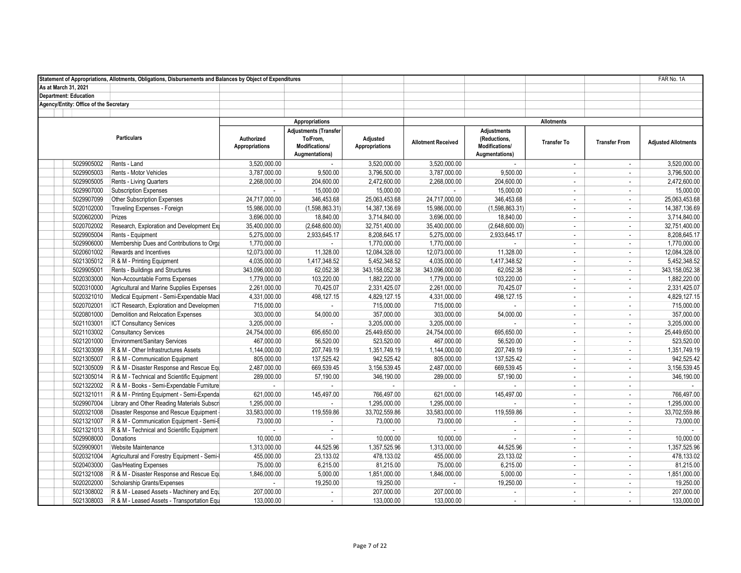Statement of Appropriations, Allotments, Obligations, Disbursements and Balances by Object of Expenditures

FAR No. 1A

As at March 31, 2021

Department: Education

Agency/Entity: Office of the Secretary

| | Particulars | Appropriations | | | Allotments | | | | |
|---|---|---|---|---|---|---|---|---|---|
| | | Authorized Appropriations | Adjustments (Transfer To/From, Modifications/ Augmentations) | Adjusted Appropriations | Allotment Received | Adjustments (Reductions, Modifications/ Augmentations) | Transfer To | Transfer From | Adjusted Allotments |
| 5029905002 | Rents - Land | 3,520,000.00 | - | 3,520,000.00 | 3,520,000.00 | - | - | - | 3,520,000.00 |
| 5029905003 | Rents - Motor Vehicles | 3,787,000.00 | 9,500.00 | 3,796,500.00 | 3,787,000.00 | 9,500.00 | - | - | 3,796,500.00 |
| 5029905005 | Rents - Living Quarters | 2,268,000.00 | 204,600.00 | 2,472,600.00 | 2,268,000.00 | 204,600.00 | - | - | 2,472,600.00 |
| 5029907000 | Subscription Expenses | - | 15,000.00 | 15,000.00 | - | 15,000.00 | - | - | 15,000.00 |
| 5029907099 | Other Subscription Expenses | 24,717,000.00 | 346,453.68 | 25,063,453.68 | 24,717,000.00 | 346,453.68 | - | - | 25,063,453.68 |
| 5020102000 | Traveling Expenses - Foreign | 15,986,000.00 | (1,598,863.31) | 14,387,136.69 | 15,986,000.00 | (1,598,863.31) | - | - | 14,387,136.69 |
| 5020602000 | Prizes | 3,696,000.00 | 18,840.00 | 3,714,840.00 | 3,696,000.00 | 18,840.00 | - | - | 3,714,840.00 |
| 5020702002 | Research, Exploration and Development Ex | 35,400,000.00 | (2,648,600.00) | 32,751,400.00 | 35,400,000.00 | (2,648,600.00) | - | - | 32,751,400.00 |
| 5029905004 | Rents - Equipment | 5,275,000.00 | 2,933,645.17 | 8,208,645.17 | 5,275,000.00 | 2,933,645.17 | - | - | 8,208,645.17 |
| 5029906000 | Membership Dues and Contributions to Orga | 1,770,000.00 | - | 1,770,000.00 | 1,770,000.00 | - | - | - | 1,770,000.00 |
| 5020601002 | Rewards and Incentives | 12,073,000.00 | 11,328.00 | 12,084,328.00 | 12,073,000.00 | 11,328.00 | - | - | 12,084,328.00 |
| 5021305012 | R & M - Printing Equipment | 4,035,000.00 | 1,417,348.52 | 5,452,348.52 | 4,035,000.00 | 1,417,348.52 | - | - | 5,452,348.52 |
| 5029905001 | Rents - Buildings and Structures | 343,096,000.00 | 62,052.38 | 343,158,052.38 | 343,096,000.00 | 62,052.38 | - | - | 343,158,052.38 |
| 5020303000 | Non-Accountable Forms Expenses | 1,779,000.00 | 103,220.00 | 1,882,220.00 | 1,779,000.00 | 103,220.00 | - | - | 1,882,220.00 |
| 5020310000 | Agricultural and Marine Supplies Expenses | 2,261,000.00 | 70,425.07 | 2,331,425.07 | 2,261,000.00 | 70,425.07 | - | - | 2,331,425.07 |
| 5020321010 | Medical Equipment - Semi-Expendable Mac | 4,331,000.00 | 498,127.15 | 4,829,127.15 | 4,331,000.00 | 498,127.15 | - | - | 4,829,127.15 |
| 5020702001 | ICT Research, Exploration and Developmen | 715,000.00 | - | 715,000.00 | 715,000.00 | - | - | - | 715,000.00 |
| 5020801000 | Demolition and Relocation Expenses | 303,000.00 | 54,000.00 | 357,000.00 | 303,000.00 | 54,000.00 | - | - | 357,000.00 |
| 5021103001 | ICT Consultancy Services | 3,205,000.00 | - | 3,205,000.00 | 3,205,000.00 | - | - | - | 3,205,000.00 |
| 5021103002 | Consultancy Services | 24,754,000.00 | 695,650.00 | 25,449,650.00 | 24,754,000.00 | 695,650.00 | - | - | 25,449,650.00 |
| 5021201000 | Environment/Sanitary Services | 467,000.00 | 56,520.00 | 523,520.00 | 467,000.00 | 56,520.00 | - | - | 523,520.00 |
| 5021303099 | R & M - Other Infrastructures Assets | 1,144,000.00 | 207,749.19 | 1,351,749.19 | 1,144,000.00 | 207,749.19 | - | - | 1,351,749.19 |
| 5021305007 | R & M - Communication Equipment | 805,000.00 | 137,525.42 | 942,525.42 | 805,000.00 | 137,525.42 | - | - | 942,525.42 |
| 5021305009 | R & M - Disaster Response and Rescue Eq | 2,487,000.00 | 669,539.45 | 3,156,539.45 | 2,487,000.00 | 669,539.45 | - | - | 3,156,539.45 |
| 5021305014 | R & M - Technical and Scientific Equipment | 289,000.00 | 57,190.00 | 346,190.00 | 289,000.00 | 57,190.00 | - | - | 346,190.00 |
| 5021322002 | R & M - Books - Semi-Expendable Furniture | - | - | - | - | - | - | - | - |
| 5021321011 | R & M - Printing Equipment - Semi-Expenda | 621,000.00 | 145,497.00 | 766,497.00 | 621,000.00 | 145,497.00 | - | - | 766,497.00 |
| 5029907004 | Library and Other Reading Materials Subscr | 1,295,000.00 | - | 1,295,000.00 | 1,295,000.00 | - | - | - | 1,295,000.00 |
| 5020321008 | Disaster Response and Rescue Equipment | 33,583,000.00 | 119,559.86 | 33,702,559.86 | 33,583,000.00 | 119,559.86 | - | - | 33,702,559.86 |
| 5021321007 | R & M - Communication Equipment - Semi-E | 73,000.00 | - | 73,000.00 | 73,000.00 | - | - | - | 73,000.00 |
| 5021321013 | R & M - Technical and Scientific Equipment | - | - | - | - | - | - | - | - |
| 5029908000 | Donations | 10,000.00 | - | 10,000.00 | 10,000.00 | - | - | - | 10,000.00 |
| 5029909001 | Website Maintenance | 1,313,000.00 | 44,525.96 | 1,357,525.96 | 1,313,000.00 | 44,525.96 | - | - | 1,357,525.96 |
| 5020321004 | Agricultural and Forestry Equipment - Semi- | 455,000.00 | 23,133.02 | 478,133.02 | 455,000.00 | 23,133.02 | - | - | 478,133.02 |
| 5020403000 | Gas/Heating Expenses | 75,000.00 | 6,215.00 | 81,215.00 | 75,000.00 | 6,215.00 | - | - | 81,215.00 |
| 5021321008 | R & M - Disaster Response and Rescue Eq | 1,846,000.00 | 5,000.00 | 1,851,000.00 | 1,846,000.00 | 5,000.00 | - | - | 1,851,000.00 |
| 5020202000 | Scholarship Grants/Expenses | - | 19,250.00 | 19,250.00 | - | 19,250.00 | - | - | 19,250.00 |
| 5021308002 | R & M - Leased Assets - Machinery and Equ | 207,000.00 | - | 207,000.00 | 207,000.00 | - | - | - | 207,000.00 |
| 5021308003 | R & M - Leased Assets - Transportation Equ | 133,000.00 | - | 133,000.00 | 133,000.00 | - | - | - | 133,000.00 |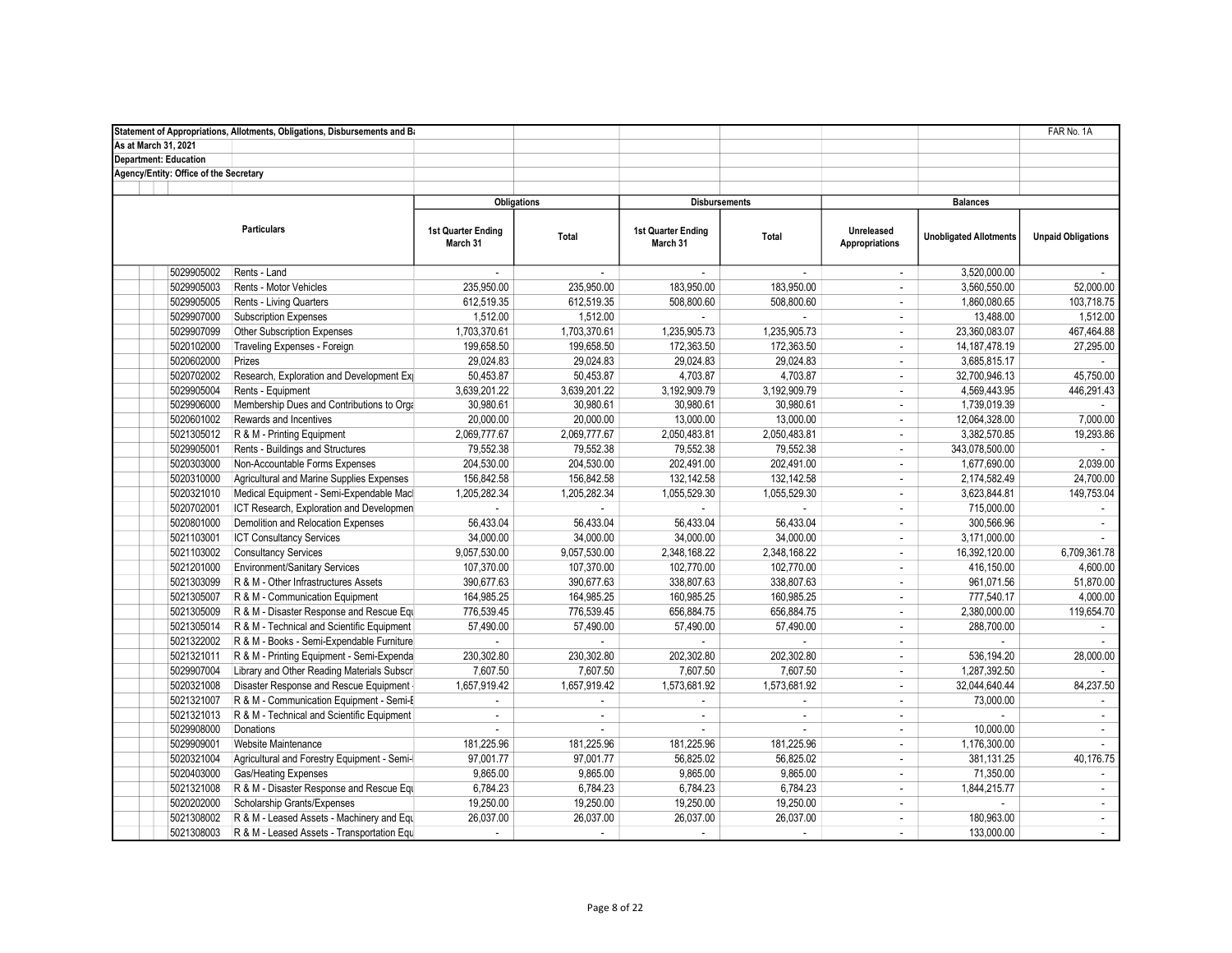Statement of Appropriations, Allotments, Obligations, Disbursements and Ba

FAR No. 1A

As at March 31, 2021

Department: Education

Agency/Entity: Office of the Secretary

| | Particulars | Obligations | | Disbursements | | Balances | | |
|---|---|---|---|---|---|---|---|---|
| | | 1st Quarter Ending March 31 | Total | 1st Quarter Ending March 31 | Total | Unreleased Appropriations | Unobligated Allotments | Unpaid Obligations |
| 5029905002 | Rents - Land | - | - | - | - | - | 3,520,000.00 | - |
| 5029905003 | Rents - Motor Vehicles | 235,950.00 | 235,950.00 | 183,950.00 | 183,950.00 | - | 3,560,550.00 | 52,000.00 |
| 5029905005 | Rents - Living Quarters | 612,519.35 | 612,519.35 | 508,800.60 | 508,800.60 | - | 1,860,080.65 | 103,718.75 |
| 5029907000 | Subscription Expenses | 1,512.00 | 1,512.00 | - | - | - | 13,488.00 | 1,512.00 |
| 5029907099 | Other Subscription Expenses | 1,703,370.61 | 1,703,370.61 | 1,235,905.73 | 1,235,905.73 | - | 23,360,083.07 | 467,464.88 |
| 5020102000 | Traveling Expenses - Foreign | 199,658.50 | 199,658.50 | 172,363.50 | 172,363.50 | - | 14,187,478.19 | 27,295.00 |
| 5020602000 | Prizes | 29,024.83 | 29,024.83 | 29,024.83 | 29,024.83 | - | 3,685,815.17 | - |
| 5020702002 | Research, Exploration and Development Ex | 50,453.87 | 50,453.87 | 4,703.87 | 4,703.87 | - | 32,700,946.13 | 45,750.00 |
| 5029905004 | Rents - Equipment | 3,639,201.22 | 3,639,201.22 | 3,192,909.79 | 3,192,909.79 | - | 4,569,443.95 | 446,291.43 |
| 5029906000 | Membership Dues and Contributions to Orga | 30,980.61 | 30,980.61 | 30,980.61 | 30,980.61 | - | 1,739,019.39 | - |
| 5020601002 | Rewards and Incentives | 20,000.00 | 20,000.00 | 13,000.00 | 13,000.00 | - | 12,064,328.00 | 7,000.00 |
| 5021305012 | R & M - Printing Equipment | 2,069,777.67 | 2,069,777.67 | 2,050,483.81 | 2,050,483.81 | - | 3,382,570.85 | 19,293.86 |
| 5029905001 | Rents - Buildings and Structures | 79,552.38 | 79,552.38 | 79,552.38 | 79,552.38 | - | 343,078,500.00 | - |
| 5020303000 | Non-Accountable Forms Expenses | 204,530.00 | 204,530.00 | 202,491.00 | 202,491.00 | - | 1,677,690.00 | 2,039.00 |
| 5020310000 | Agricultural and Marine Supplies Expenses | 156,842.58 | 156,842.58 | 132,142.58 | 132,142.58 | - | 2,174,582.49 | 24,700.00 |
| 5020321010 | Medical Equipment - Semi-Expendable Mac | 1,205,282.34 | 1,205,282.34 | 1,055,529.30 | 1,055,529.30 | - | 3,623,844.81 | 149,753.04 |
| 5020702001 | ICT Research, Exploration and Developmen | - | - | - | - | - | 715,000.00 | - |
| 5020801000 | Demolition and Relocation Expenses | 56,433.04 | 56,433.04 | 56,433.04 | 56,433.04 | - | 300,566.96 | - |
| 5021103001 | ICT Consultancy Services | 34,000.00 | 34,000.00 | 34,000.00 | 34,000.00 | - | 3,171,000.00 | - |
| 5021103002 | Consultancy Services | 9,057,530.00 | 9,057,530.00 | 2,348,168.22 | 2,348,168.22 | - | 16,392,120.00 | 6,709,361.78 |
| 5021201000 | Environment/Sanitary Services | 107,370.00 | 107,370.00 | 102,770.00 | 102,770.00 | - | 416,150.00 | 4,600.00 |
| 5021303099 | R & M - Other Infrastructures Assets | 390,677.63 | 390,677.63 | 338,807.63 | 338,807.63 | - | 961,071.56 | 51,870.00 |
| 5021305007 | R & M - Communication Equipment | 164,985.25 | 164,985.25 | 160,985.25 | 160,985.25 | - | 777,540.17 | 4,000.00 |
| 5021305009 | R & M - Disaster Response and Rescue Equ | 776,539.45 | 776,539.45 | 656,884.75 | 656,884.75 | - | 2,380,000.00 | 119,654.70 |
| 5021305014 | R & M - Technical and Scientific Equipment | 57,490.00 | 57,490.00 | 57,490.00 | 57,490.00 | - | 288,700.00 | - |
| 5021322002 | R & M - Books - Semi-Expendable Furniture | - | - | - | - | - | - | - |
| 5021321011 | R & M - Printing Equipment - Semi-Expenda | 230,302.80 | 230,302.80 | 202,302.80 | 202,302.80 | - | 536,194.20 | 28,000.00 |
| 5029907004 | Library and Other Reading Materials Subscr | 7,607.50 | 7,607.50 | 7,607.50 | 7,607.50 | - | 1,287,392.50 | - |
| 5020321008 | Disaster Response and Rescue Equipment | 1,657,919.42 | 1,657,919.42 | 1,573,681.92 | 1,573,681.92 | - | 32,044,640.44 | 84,237.50 |
| 5021321007 | R & M - Communication Equipment - Semi-E | - | - | - | - | - | 73,000.00 | - |
| 5021321013 | R & M - Technical and Scientific Equipment | - | - | - | - | - | - | - |
| 5029908000 | Donations | - | - | - | - | - | 10,000.00 | - |
| 5029909001 | Website Maintenance | 181,225.96 | 181,225.96 | 181,225.96 | 181,225.96 | - | 1,176,300.00 | - |
| 5020321004 | Agricultural and Forestry Equipment - Semi- | 97,001.77 | 97,001.77 | 56,825.02 | 56,825.02 | - | 381,131.25 | 40,176.75 |
| 5020403000 | Gas/Heating Expenses | 9,865.00 | 9,865.00 | 9,865.00 | 9,865.00 | - | 71,350.00 | - |
| 5021321008 | R & M - Disaster Response and Rescue Equ | 6,784.23 | 6,784.23 | 6,784.23 | 6,784.23 | - | 1,844,215.77 | - |
| 5020202000 | Scholarship Grants/Expenses | 19,250.00 | 19,250.00 | 19,250.00 | 19,250.00 | - | - | - |
| 5021308002 | R & M - Leased Assets - Machinery and Equ | 26,037.00 | 26,037.00 | 26,037.00 | 26,037.00 | - | 180,963.00 | - |
| 5021308003 | R & M - Leased Assets - Transportation Equ | - | - | - | - | - | 133,000.00 | - |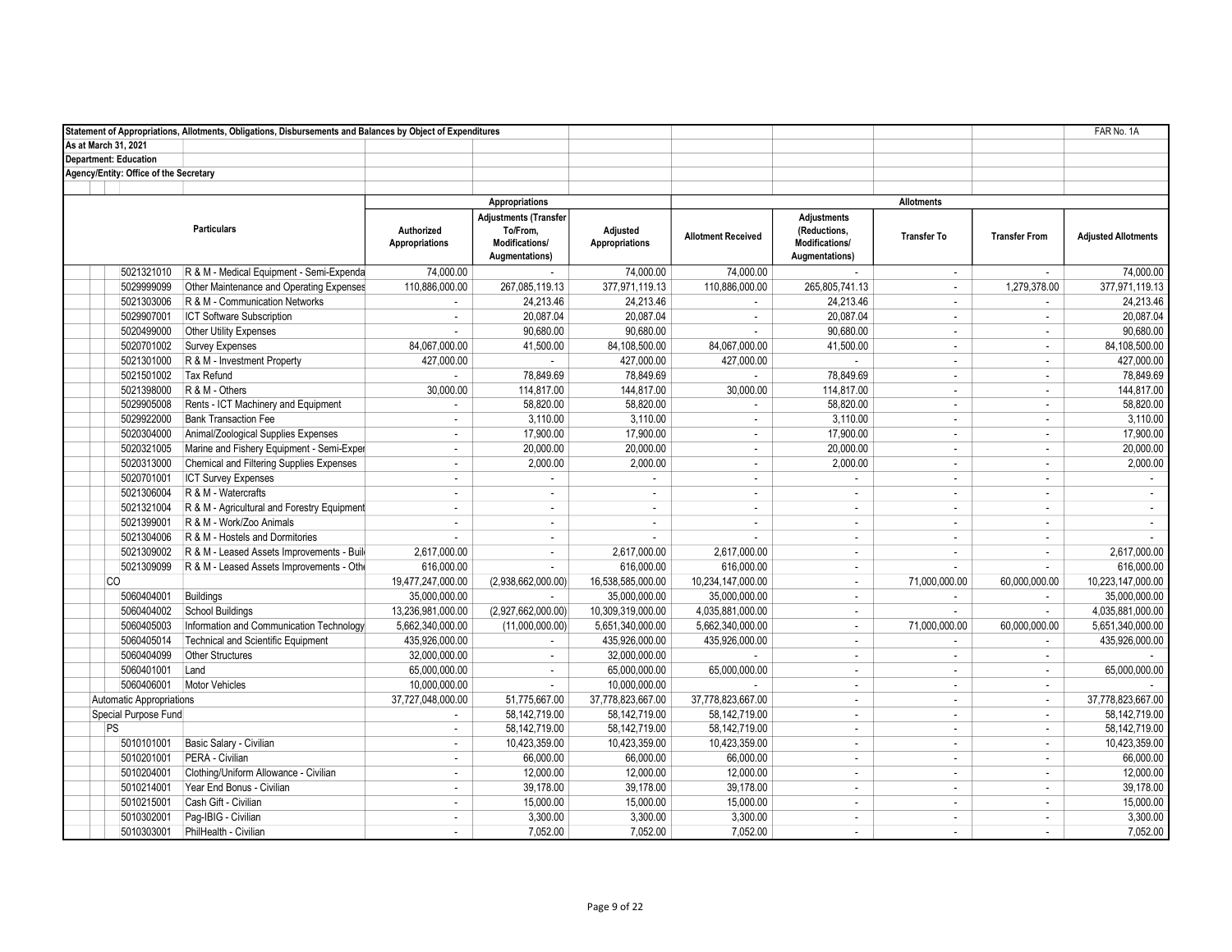Statement of Appropriations, Allotments, Obligations, Disbursements and Balances by Object of Expenditures

FAR No. 1A

As at March 31, 2021

Department: Education

Agency/Entity: Office of the Secretary

| | Particulars | Appropriations | | | Allotments | | | | |
|---|---|---|---|---|---|---|---|---|---|
| | | Authorized Appropriations | Adjustments (Transfer To/From, Modifications/ Augmentations) | Adjusted Appropriations | Allotment Received | Adjustments (Reductions, Modifications/ Augmentations) | Transfer To | Transfer From | Adjusted Allotments |
| 5021321010 | R & M - Medical Equipment - Semi-Expenda | 74,000.00 | - | 74,000.00 | 74,000.00 | - | - | - | 74,000.00 |
| 5029999099 | Other Maintenance and Operating Expenses | 110,886,000.00 | 267,085,119.13 | 377,971,119.13 | 110,886,000.00 | 265,805,741.13 | - | 1,279,378.00 | 377,971,119.13 |
| 5021303006 | R & M - Communication Networks | - | 24,213.46 | 24,213.46 | - | 24,213.46 | - | - | 24,213.46 |
| 5029907001 | ICT Software Subscription | - | 20,087.04 | 20,087.04 | - | 20,087.04 | - | - | 20,087.04 |
| 5020499000 | Other Utility Expenses | - | 90,680.00 | 90,680.00 | - | 90,680.00 | - | - | 90,680.00 |
| 5020701002 | Survey Expenses | 84,067,000.00 | 41,500.00 | 84,108,500.00 | 84,067,000.00 | 41,500.00 | - | - | 84,108,500.00 |
| 5021301000 | R & M - Investment Property | 427,000.00 | - | 427,000.00 | 427,000.00 | - | - | - | 427,000.00 |
| 5021501002 | Tax Refund | - | 78,849.69 | 78,849.69 | - | 78,849.69 | - | - | 78,849.69 |
| 5021398000 | R & M - Others | 30,000.00 | 114,817.00 | 144,817.00 | 30,000.00 | 114,817.00 | - | - | 144,817.00 |
| 5029905008 | Rents - ICT Machinery and Equipment | - | 58,820.00 | 58,820.00 | - | 58,820.00 | - | - | 58,820.00 |
| 5029922000 | Bank Transaction Fee | - | 3,110.00 | 3,110.00 | - | 3,110.00 | - | - | 3,110.00 |
| 5020304000 | Animal/Zoological Supplies Expenses | - | 17,900.00 | 17,900.00 | - | 17,900.00 | - | - | 17,900.00 |
| 5020321005 | Marine and Fishery Equipment - Semi-Exper | - | 20,000.00 | 20,000.00 | - | 20,000.00 | - | - | 20,000.00 |
| 5020313000 | Chemical and Filtering Supplies Expenses | - | 2,000.00 | 2,000.00 | - | 2,000.00 | - | - | 2,000.00 |
| 5020701001 | ICT Survey Expenses | - | - | - | - | - | - | - | - |
| 5021306004 | R & M - Watercrafts | - | - | - | - | - | - | - | - |
| 5021321004 | R & M - Agricultural and Forestry Equipment | - | - | - | - | - | - | - | - |
| 5021399001 | R & M - Work/Zoo Animals | - | - | - | - | - | - | - | - |
| 5021304006 | R & M - Hostels and Dormitories | - | - | - | - | - | - | - | - |
| 5021309002 | R & M - Leased Assets Improvements - Buil | 2,617,000.00 | - | 2,617,000.00 | 2,617,000.00 | - | - | - | 2,617,000.00 |
| 5021309099 | R & M - Leased Assets Improvements - Oth | 616,000.00 | - | 616,000.00 | 616,000.00 | - | - | - | 616,000.00 |
| CO | | 19,477,247,000.00 | (2,938,662,000.00) | 16,538,585,000.00 | 10,234,147,000.00 | - | 71,000,000.00 | 60,000,000.00 | 10,223,147,000.00 |
| 5060404001 | Buildings | 35,000,000.00 | - | 35,000,000.00 | 35,000,000.00 | - | - | - | 35,000,000.00 |
| 5060404002 | School Buildings | 13,236,981,000.00 | (2,927,662,000.00) | 10,309,319,000.00 | 4,035,881,000.00 | - | - | - | 4,035,881,000.00 |
| 5060405003 | Information and Communication Technology | 5,662,340,000.00 | (11,000,000.00) | 5,651,340,000.00 | 5,662,340,000.00 | - | 71,000,000.00 | 60,000,000.00 | 5,651,340,000.00 |
| 5060405014 | Technical and Scientific Equipment | 435,926,000.00 | - | 435,926,000.00 | 435,926,000.00 | - | - | - | 435,926,000.00 |
| 5060404099 | Other Structures | 32,000,000.00 | - | 32,000,000.00 | - | - | - | - | - |
| 5060401001 | Land | 65,000,000.00 | - | 65,000,000.00 | 65,000,000.00 | - | - | - | 65,000,000.00 |
| 5060406001 | Motor Vehicles | 10,000,000.00 | - | 10,000,000.00 | - | - | - | - | - |
| Automatic Appropriations | | 37,727,048,000.00 | 51,775,667.00 | 37,778,823,667.00 | 37,778,823,667.00 | - | - | - | 37,778,823,667.00 |
| Special Purpose Fund | | - | 58,142,719.00 | 58,142,719.00 | 58,142,719.00 | - | - | - | 58,142,719.00 |
| PS | | - | 58,142,719.00 | 58,142,719.00 | 58,142,719.00 | - | - | - | 58,142,719.00 |
| 5010101001 | Basic Salary - Civilian | - | 10,423,359.00 | 10,423,359.00 | 10,423,359.00 | - | - | - | 10,423,359.00 |
| 5010201001 | PERA - Civilian | - | 66,000.00 | 66,000.00 | 66,000.00 | - | - | - | 66,000.00 |
| 5010204001 | Clothing/Uniform Allowance - Civilian | - | 12,000.00 | 12,000.00 | 12,000.00 | - | - | - | 12,000.00 |
| 5010214001 | Year End Bonus - Civilian | - | 39,178.00 | 39,178.00 | 39,178.00 | - | - | - | 39,178.00 |
| 5010215001 | Cash Gift - Civilian | - | 15,000.00 | 15,000.00 | 15,000.00 | - | - | - | 15,000.00 |
| 5010302001 | Pag-IBIG - Civilian | - | 3,300.00 | 3,300.00 | 3,300.00 | - | - | - | 3,300.00 |
| 5010303001 | PhilHealth - Civilian | - | 7,052.00 | 7,052.00 | 7,052.00 | - | - | - | 7,052.00 |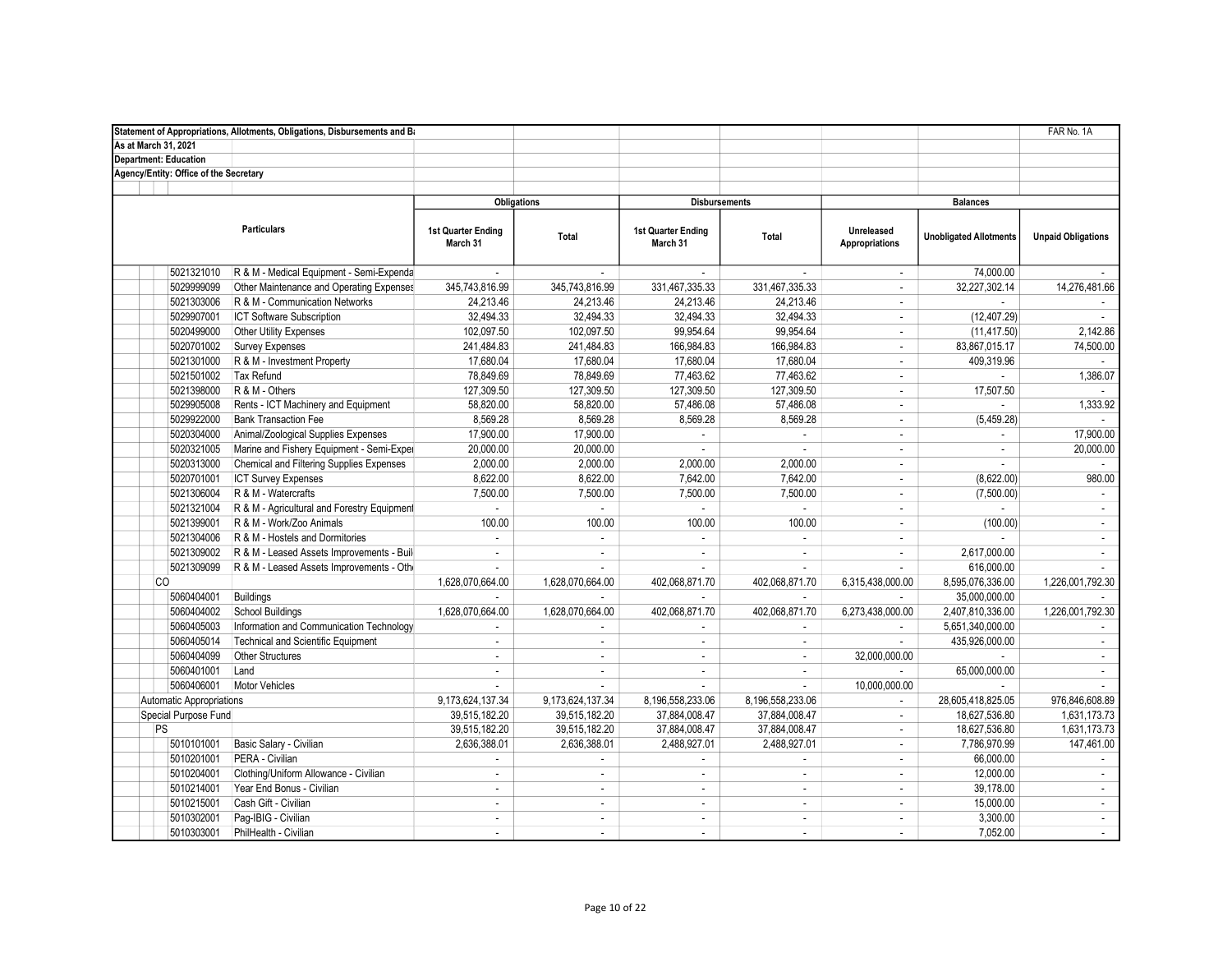Statement of Appropriations, Allotments, Obligations, Disbursements and Ba

As at March 31, 2021

Department: Education

Agency/Entity: Office of the Secretary

FAR No. 1A

| Particulars | | Obligations | | Disbursements | | Balances | | |
|---|---|---|---|---|---|---|---|---|
| | | 1st Quarter Ending March 31 | Total | 1st Quarter Ending March 31 | Total | Unreleased Appropriations | Unobligated Allotments | Unpaid Obligations |
| 5021321010 | R & M - Medical Equipment - Semi-Expenda | - | - | - | - | - | 74,000.00 | - |
| 5029999099 | Other Maintenance and Operating Expenses | 345,743,816.99 | 345,743,816.99 | 331,467,335.33 | 331,467,335.33 | - | 32,227,302.14 | 14,276,481.66 |
| 5021303006 | R & M - Communication Networks | 24,213.46 | 24,213.46 | 24,213.46 | 24,213.46 | - | - | - |
| 5029907001 | ICT Software Subscription | 32,494.33 | 32,494.33 | 32,494.33 | 32,494.33 | - | (12,407.29) | - |
| 5020499000 | Other Utility Expenses | 102,097.50 | 102,097.50 | 99,954.64 | 99,954.64 | - | (11,417.50) | 2,142.86 |
| 5020701002 | Survey Expenses | 241,484.83 | 241,484.83 | 166,984.83 | 166,984.83 | - | 83,867,015.17 | 74,500.00 |
| 5021301000 | R & M - Investment Property | 17,680.04 | 17,680.04 | 17,680.04 | 17,680.04 | - | 409,319.96 | - |
| 5021501002 | Tax Refund | 78,849.69 | 78,849.69 | 77,463.62 | 77,463.62 | - | - | 1,386.07 |
| 5021398000 | R & M - Others | 127,309.50 | 127,309.50 | 127,309.50 | 127,309.50 | - | 17,507.50 | - |
| 5029905008 | Rents - ICT Machinery and Equipment | 58,820.00 | 58,820.00 | 57,486.08 | 57,486.08 | - | - | 1,333.92 |
| 5029922000 | Bank Transaction Fee | 8,569.28 | 8,569.28 | 8,569.28 | 8,569.28 | - | (5,459.28) | - |
| 5020304000 | Animal/Zoological Supplies Expenses | 17,900.00 | 17,900.00 | - | - | - | - | 17,900.00 |
| 5020321005 | Marine and Fishery Equipment - Semi-Expe | 20,000.00 | 20,000.00 | - | - | - | - | 20,000.00 |
| 5020313000 | Chemical and Filtering Supplies Expenses | 2,000.00 | 2,000.00 | 2,000.00 | 2,000.00 | - | - | - |
| 5020701001 | ICT Survey Expenses | 8,622.00 | 8,622.00 | 7,642.00 | 7,642.00 | - | (8,622.00) | 980.00 |
| 5021306004 | R & M - Watercrafts | 7,500.00 | 7,500.00 | 7,500.00 | 7,500.00 | - | (7,500.00) | - |
| 5021321004 | R & M - Agricultural and Forestry Equipment | - | - | - | - | - | - | - |
| 5021399001 | R & M - Work/Zoo Animals | 100.00 | 100.00 | 100.00 | 100.00 | - | (100.00) | - |
| 5021304006 | R & M - Hostels and Dormitories | - | - | - | - | - | - | - |
| 5021309002 | R & M - Leased Assets Improvements - Buil | - | - | - | - | - | 2,617,000.00 | - |
| 5021309099 | R & M - Leased Assets Improvements - Oth | - | - | - | - | - | 616,000.00 | - |
| CO | | 1,628,070,664.00 | 1,628,070,664.00 | 402,068,871.70 | 402,068,871.70 | 6,315,438,000.00 | 8,595,076,336.00 | 1,226,001,792.30 |
| 5060404001 | Buildings | - | - | - | - | - | 35,000,000.00 | - |
| 5060404002 | School Buildings | 1,628,070,664.00 | 1,628,070,664.00 | 402,068,871.70 | 402,068,871.70 | 6,273,438,000.00 | 2,407,810,336.00 | 1,226,001,792.30 |
| 5060405003 | Information and Communication Technology | - | - | - | - | - | 5,651,340,000.00 | - |
| 5060405014 | Technical and Scientific Equipment | - | - | - | - | - | 435,926,000.00 | - |
| 5060404099 | Other Structures | - | - | - | - | 32,000,000.00 | - | - |
| 5060401001 | Land | - | - | - | - | - | 65,000,000.00 | - |
| 5060406001 | Motor Vehicles | - | - | - | - | 10,000,000.00 | - | - |
| Automatic Appropriations | | 9,173,624,137.34 | 9,173,624,137.34 | 8,196,558,233.06 | 8,196,558,233.06 | - | 28,605,418,825.05 | 976,846,608.89 |
| Special Purpose Fund | | 39,515,182.20 | 39,515,182.20 | 37,884,008.47 | 37,884,008.47 | - | 18,627,536.80 | 1,631,173.73 |
| PS | | 39,515,182.20 | 39,515,182.20 | 37,884,008.47 | 37,884,008.47 | - | 18,627,536.80 | 1,631,173.73 |
| 5010101001 | Basic Salary - Civilian | 2,636,388.01 | 2,636,388.01 | 2,488,927.01 | 2,488,927.01 | - | 7,786,970.99 | 147,461.00 |
| 5010201001 | PERA - Civilian | - | - | - | - | - | 66,000.00 | - |
| 5010204001 | Clothing/Uniform Allowance - Civilian | - | - | - | - | - | 12,000.00 | - |
| 5010214001 | Year End Bonus - Civilian | - | - | - | - | - | 39,178.00 | - |
| 5010215001 | Cash Gift - Civilian | - | - | - | - | - | 15,000.00 | - |
| 5010302001 | Pag-IBIG - Civilian | - | - | - | - | - | 3,300.00 | - |
| 5010303001 | PhilHealth - Civilian | - | - | - | - | - | 7,052.00 | - |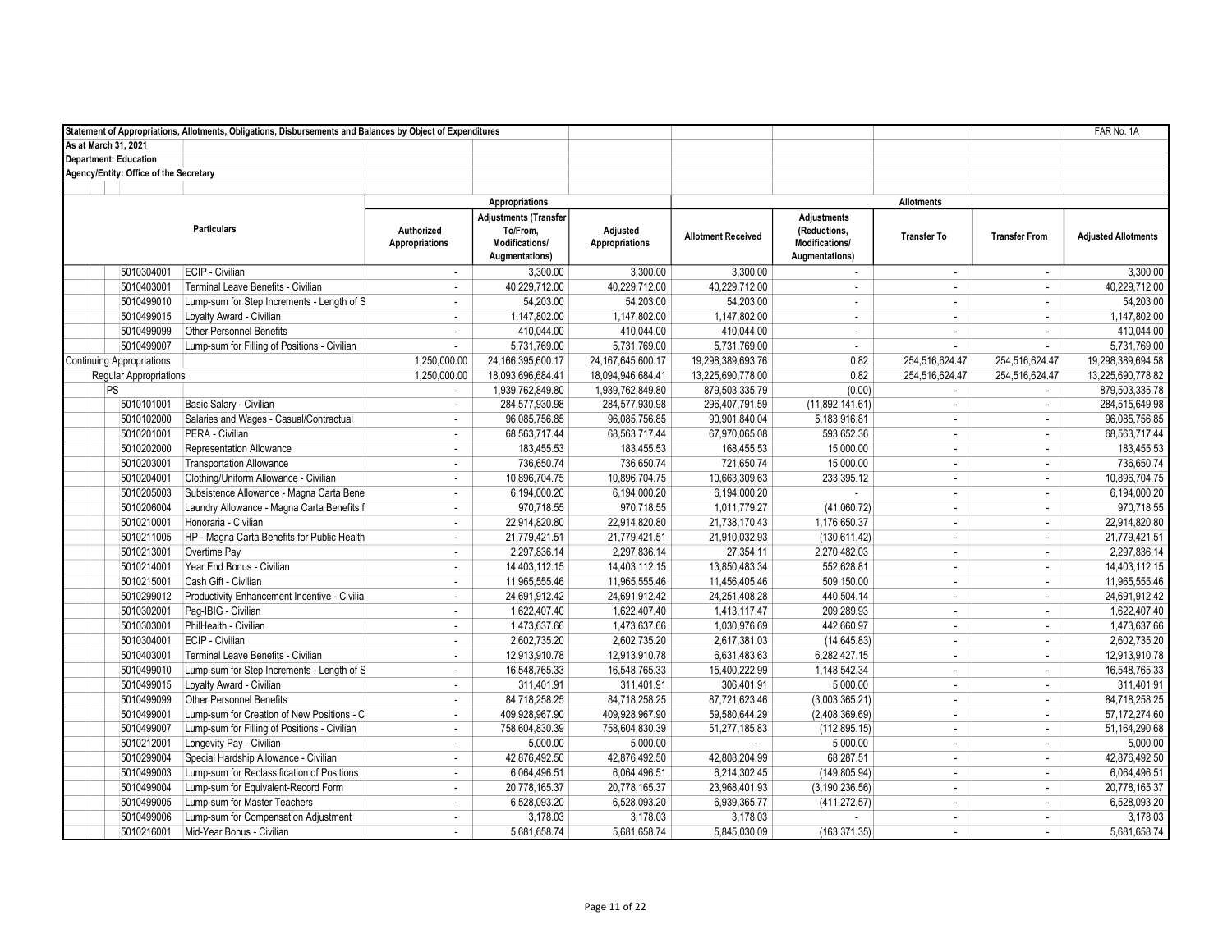Statement of Appropriations, Allotments, Obligations, Disbursements and Balances by Object of Expenditures

FAR No. 1A

As at March 31, 2021

Department: Education

Agency/Entity: Office of the Secretary

| | Particulars | Appropriations | | | Allotments | | | | |
|---|---|---|---|---|---|---|---|---|---|
| | | Authorized Appropriations | Adjustments (Transfer To/From, Modifications/ Augmentations) | Adjusted Appropriations | Allotment Received | Adjustments (Reductions, Modifications/ Augmentations) | Transfer To | Transfer From | Adjusted Allotments |
| 5010304001 | ECIP - Civilian | - | 3,300.00 | 3,300.00 | 3,300.00 | - | - | - | 3,300.00 |
| 5010403001 | Terminal Leave Benefits - Civilian | - | 40,229,712.00 | 40,229,712.00 | 40,229,712.00 | - | - | - | 40,229,712.00 |
| 5010499010 | Lump-sum for Step Increments - Length of S | - | 54,203.00 | 54,203.00 | 54,203.00 | - | - | - | 54,203.00 |
| 5010499015 | Loyalty Award - Civilian | - | 1,147,802.00 | 1,147,802.00 | 1,147,802.00 | - | - | - | 1,147,802.00 |
| 5010499099 | Other Personnel Benefits | - | 410,044.00 | 410,044.00 | 410,044.00 | - | - | - | 410,044.00 |
| 5010499007 | Lump-sum for Filling of Positions - Civilian | - | 5,731,769.00 | 5,731,769.00 | 5,731,769.00 | - | - | - | 5,731,769.00 |
| Continuing Appropriations | | 1,250,000.00 | 24,166,395,600.17 | 24,167,645,600.17 | 19,298,389,693.76 | 0.82 | 254,516,624.47 | 254,516,624.47 | 19,298,389,694.58 |
| Regular Appropriations | | 1,250,000.00 | 18,093,696,684.41 | 18,094,946,684.41 | 13,225,690,778.00 | 0.82 | 254,516,624.47 | 254,516,624.47 | 13,225,690,778.82 |
| PS | | - | 1,939,762,849.80 | 1,939,762,849.80 | 879,503,335.79 | (0.00) | - | - | 879,503,335.78 |
| 5010101001 | Basic Salary - Civilian | - | 284,577,930.98 | 284,577,930.98 | 296,407,791.59 | (11,892,141.61) | - | - | 284,515,649.98 |
| 5010102000 | Salaries and Wages - Casual/Contractual | - | 96,085,756.85 | 96,085,756.85 | 90,901,840.04 | 5,183,916.81 | - | - | 96,085,756.85 |
| 5010201001 | PERA - Civilian | - | 68,563,717.44 | 68,563,717.44 | 67,970,065.08 | 593,652.36 | - | - | 68,563,717.44 |
| 5010202000 | Representation Allowance | - | 183,455.53 | 183,455.53 | 168,455.53 | 15,000.00 | - | - | 183,455.53 |
| 5010203001 | Transportation Allowance | - | 736,650.74 | 736,650.74 | 721,650.74 | 15,000.00 | - | - | 736,650.74 |
| 5010204001 | Clothing/Uniform Allowance - Civilian | - | 10,896,704.75 | 10,896,704.75 | 10,663,309.63 | 233,395.12 | - | - | 10,896,704.75 |
| 5010205003 | Subsistence Allowance - Magna Carta Bene | - | 6,194,000.20 | 6,194,000.20 | 6,194,000.20 | - | - | - | 6,194,000.20 |
| 5010206004 | Laundry Allowance - Magna Carta Benefits f | - | 970,718.55 | 970,718.55 | 1,011,779.27 | (41,060.72) | - | - | 970,718.55 |
| 5010210001 | Honoraria - Civilian | - | 22,914,820.80 | 22,914,820.80 | 21,738,170.43 | 1,176,650.37 | - | - | 22,914,820.80 |
| 5010211005 | HP - Magna Carta Benefits for Public Health | - | 21,779,421.51 | 21,779,421.51 | 21,910,032.93 | (130,611.42) | - | - | 21,779,421.51 |
| 5010213001 | Overtime Pay | - | 2,297,836.14 | 2,297,836.14 | 27,354.11 | 2,270,482.03 | - | - | 2,297,836.14 |
| 5010214001 | Year End Bonus - Civilian | - | 14,403,112.15 | 14,403,112.15 | 13,850,483.34 | 552,628.81 | - | - | 14,403,112.15 |
| 5010215001 | Cash Gift - Civilian | - | 11,965,555.46 | 11,965,555.46 | 11,456,405.46 | 509,150.00 | - | - | 11,965,555.46 |
| 5010299012 | Productivity Enhancement Incentive - Civilia | - | 24,691,912.42 | 24,691,912.42 | 24,251,408.28 | 440,504.14 | - | - | 24,691,912.42 |
| 5010302001 | Pag-IBIG - Civilian | - | 1,622,407.40 | 1,622,407.40 | 1,413,117.47 | 209,289.93 | - | - | 1,622,407.40 |
| 5010303001 | PhilHealth - Civilian | - | 1,473,637.66 | 1,473,637.66 | 1,030,976.69 | 442,660.97 | - | - | 1,473,637.66 |
| 5010304001 | ECIP - Civilian | - | 2,602,735.20 | 2,602,735.20 | 2,617,381.03 | (14,645.83) | - | - | 2,602,735.20 |
| 5010403001 | Terminal Leave Benefits - Civilian | - | 12,913,910.78 | 12,913,910.78 | 6,631,483.63 | 6,282,427.15 | - | - | 12,913,910.78 |
| 5010499010 | Lump-sum for Step Increments - Length of S | - | 16,548,765.33 | 16,548,765.33 | 15,400,222.99 | 1,148,542.34 | - | - | 16,548,765.33 |
| 5010499015 | Loyalty Award - Civilian | - | 311,401.91 | 311,401.91 | 306,401.91 | 5,000.00 | - | - | 311,401.91 |
| 5010499099 | Other Personnel Benefits | - | 84,718,258.25 | 84,718,258.25 | 87,721,623.46 | (3,003,365.21) | - | - | 84,718,258.25 |
| 5010499001 | Lump-sum for Creation of New Positions - C | - | 409,928,967.90 | 409,928,967.90 | 59,580,644.29 | (2,408,369.69) | - | - | 57,172,274.60 |
| 5010499007 | Lump-sum for Filling of Positions - Civilian | - | 758,604,830.39 | 758,604,830.39 | 51,277,185.83 | (112,895.15) | - | - | 51,164,290.68 |
| 5010212001 | Longevity Pay - Civilian | - | 5,000.00 | 5,000.00 | - | 5,000.00 | - | - | 5,000.00 |
| 5010299004 | Special Hardship Allowance - Civilian | - | 42,876,492.50 | 42,876,492.50 | 42,808,204.99 | 68,287.51 | - | - | 42,876,492.50 |
| 5010499003 | Lump-sum for Reclassification of Positions | - | 6,064,496.51 | 6,064,496.51 | 6,214,302.45 | (149,805.94) | - | - | 6,064,496.51 |
| 5010499004 | Lump-sum for Equivalent-Record Form | - | 20,778,165.37 | 20,778,165.37 | 23,968,401.93 | (3,190,236.56) | - | - | 20,778,165.37 |
| 5010499005 | Lump-sum for Master Teachers | - | 6,528,093.20 | 6,528,093.20 | 6,939,365.77 | (411,272.57) | - | - | 6,528,093.20 |
| 5010499006 | Lump-sum for Compensation Adjustment | - | 3,178.03 | 3,178.03 | 3,178.03 | - | - | - | 3,178.03 |
| 5010216001 | Mid-Year Bonus - Civilian | - | 5,681,658.74 | 5,681,658.74 | 5,845,030.09 | (163,371.35) | - | - | 5,681,658.74 |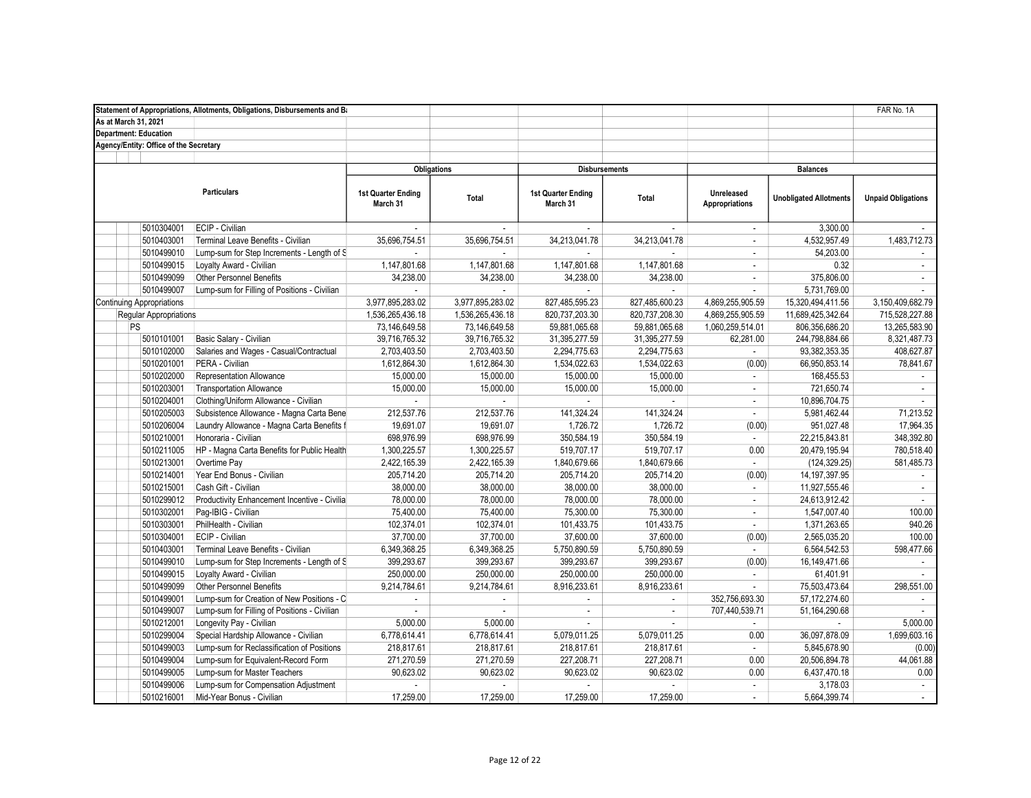**Statement of Appropriations, Allotments, Obligations, Disbursements and Ba**

**As at March 31, 2021**

**Department: Education**

**Agency/Entity: Office of the Secretary**

FAR No. 1A

| Particulars | | Obligations | | Disbursements | | Balances | | |
|---|---|---|---|---|---|---|---|---|
| | | 1st Quarter Ending March 31 | Total | 1st Quarter Ending March 31 | Total | Unreleased Appropriations | Unobligated Allotments | Unpaid Obligations |
| 5010304001 | ECIP - Civilian | - | - | - | - | - | 3,300.00 | - |
| 5010403001 | Terminal Leave Benefits - Civilian | 35,696,754.51 | 35,696,754.51 | 34,213,041.78 | 34,213,041.78 | - | 4,532,957.49 | 1,483,712.73 |
| 5010499010 | Lump-sum for Step Increments - Length of S | - | - | - | - | - | 54,203.00 | - |
| 5010499015 | Loyalty Award - Civilian | 1,147,801.68 | 1,147,801.68 | 1,147,801.68 | 1,147,801.68 | - | 0.32 | - |
| 5010499099 | Other Personnel Benefits | 34,238.00 | 34,238.00 | 34,238.00 | 34,238.00 | - | 375,806.00 | - |
| 5010499007 | Lump-sum for Filling of Positions - Civilian | - | - | - | - | - | 5,731,769.00 | - |
| Continuing Appropriations | | 3,977,895,283.02 | 3,977,895,283.02 | 827,485,595.23 | 827,485,600.23 | 4,869,255,905.59 | 15,320,494,411.56 | 3,150,409,682.79 |
| Regular Appropriations | | 1,536,265,436.18 | 1,536,265,436.18 | 820,737,203.30 | 820,737,208.30 | 4,869,255,905.59 | 11,689,425,342.64 | 715,528,227.88 |
| PS | | 73,146,649.58 | 73,146,649.58 | 59,881,065.68 | 59,881,065.68 | 1,060,259,514.01 | 806,356,686.20 | 13,265,583.90 |
| 5010101001 | Basic Salary - Civilian | 39,716,765.32 | 39,716,765.32 | 31,395,277.59 | 31,395,277.59 | 62,281.00 | 244,798,884.66 | 8,321,487.73 |
| 5010102000 | Salaries and Wages - Casual/Contractual | 2,703,403.50 | 2,703,403.50 | 2,294,775.63 | 2,294,775.63 | - | 93,382,353.35 | 408,627.87 |
| 5010201001 | PERA - Civilian | 1,612,864.30 | 1,612,864.30 | 1,534,022.63 | 1,534,022.63 | (0.00) | 66,950,853.14 | 78,841.67 |
| 5010202000 | Representation Allowance | 15,000.00 | 15,000.00 | 15,000.00 | 15,000.00 | - | 168,455.53 | - |
| 5010203001 | Transportation Allowance | 15,000.00 | 15,000.00 | 15,000.00 | 15,000.00 | - | 721,650.74 | - |
| 5010204001 | Clothing/Uniform Allowance - Civilian | - | - | - | - | - | 10,896,704.75 | - |
| 5010205003 | Subsistence Allowance - Magna Carta Bene | 212,537.76 | 212,537.76 | 141,324.24 | 141,324.24 | - | 5,981,462.44 | 71,213.52 |
| 5010206004 | Laundry Allowance - Magna Carta Benefits f | 19,691.07 | 19,691.07 | 1,726.72 | 1,726.72 | (0.00) | 951,027.48 | 17,964.35 |
| 5010210001 | Honoraria - Civilian | 698,976.99 | 698,976.99 | 350,584.19 | 350,584.19 | - | 22,215,843.81 | 348,392.80 |
| 5010211005 | HP - Magna Carta Benefits for Public Health | 1,300,225.57 | 1,300,225.57 | 519,707.17 | 519,707.17 | 0.00 | 20,479,195.94 | 780,518.40 |
| 5010213001 | Overtime Pay | 2,422,165.39 | 2,422,165.39 | 1,840,679.66 | 1,840,679.66 | - | (124,329.25) | 581,485.73 |
| 5010214001 | Year End Bonus - Civilian | 205,714.20 | 205,714.20 | 205,714.20 | 205,714.20 | (0.00) | 14,197,397.95 | - |
| 5010215001 | Cash Gift - Civilian | 38,000.00 | 38,000.00 | 38,000.00 | 38,000.00 | - | 11,927,555.46 | - |
| 5010299012 | Productivity Enhancement Incentive - Civilia | 78,000.00 | 78,000.00 | 78,000.00 | 78,000.00 | - | 24,613,912.42 | - |
| 5010302001 | Pag-IBIG - Civilian | 75,400.00 | 75,400.00 | 75,300.00 | 75,300.00 | - | 1,547,007.40 | 100.00 |
| 5010303001 | PhilHealth - Civilian | 102,374.01 | 102,374.01 | 101,433.75 | 101,433.75 | - | 1,371,263.65 | 940.26 |
| 5010304001 | ECIP - Civilian | 37,700.00 | 37,700.00 | 37,600.00 | 37,600.00 | (0.00) | 2,565,035.20 | 100.00 |
| 5010403001 | Terminal Leave Benefits - Civilian | 6,349,368.25 | 6,349,368.25 | 5,750,890.59 | 5,750,890.59 | - | 6,564,542.53 | 598,477.66 |
| 5010499010 | Lump-sum for Step Increments - Length of S | 399,293.67 | 399,293.67 | 399,293.67 | 399,293.67 | (0.00) | 16,149,471.66 | - |
| 5010499015 | Loyalty Award - Civilian | 250,000.00 | 250,000.00 | 250,000.00 | 250,000.00 | - | 61,401.91 | - |
| 5010499099 | Other Personnel Benefits | 9,214,784.61 | 9,214,784.61 | 8,916,233.61 | 8,916,233.61 | - | 75,503,473.64 | 298,551.00 |
| 5010499001 | Lump-sum for Creation of New Positions - C | - | - | - | - | 352,756,693.30 | 57,172,274.60 | - |
| 5010499007 | Lump-sum for Filling of Positions - Civilian | - | - | - | - | 707,440,539.71 | 51,164,290.68 | - |
| 5010212001 | Longevity Pay - Civilian | 5,000.00 | 5,000.00 | - | - | - | - | 5,000.00 |
| 5010299004 | Special Hardship Allowance - Civilian | 6,778,614.41 | 6,778,614.41 | 5,079,011.25 | 5,079,011.25 | 0.00 | 36,097,878.09 | 1,699,603.16 |
| 5010499003 | Lump-sum for Reclassification of Positions | 218,817.61 | 218,817.61 | 218,817.61 | 218,817.61 | - | 5,845,678.90 | (0.00) |
| 5010499004 | Lump-sum for Equivalent-Record Form | 271,270.59 | 271,270.59 | 227,208.71 | 227,208.71 | 0.00 | 20,506,894.78 | 44,061.88 |
| 5010499005 | Lump-sum for Master Teachers | 90,623.02 | 90,623.02 | 90,623.02 | 90,623.02 | 0.00 | 6,437,470.18 | 0.00 |
| 5010499006 | Lump-sum for Compensation Adjustment | - | - | - | - | - | 3,178.03 | - |
| 5010216001 | Mid-Year Bonus - Civilian | 17,259.00 | 17,259.00 | 17,259.00 | 17,259.00 | - | 5,664,399.74 | - |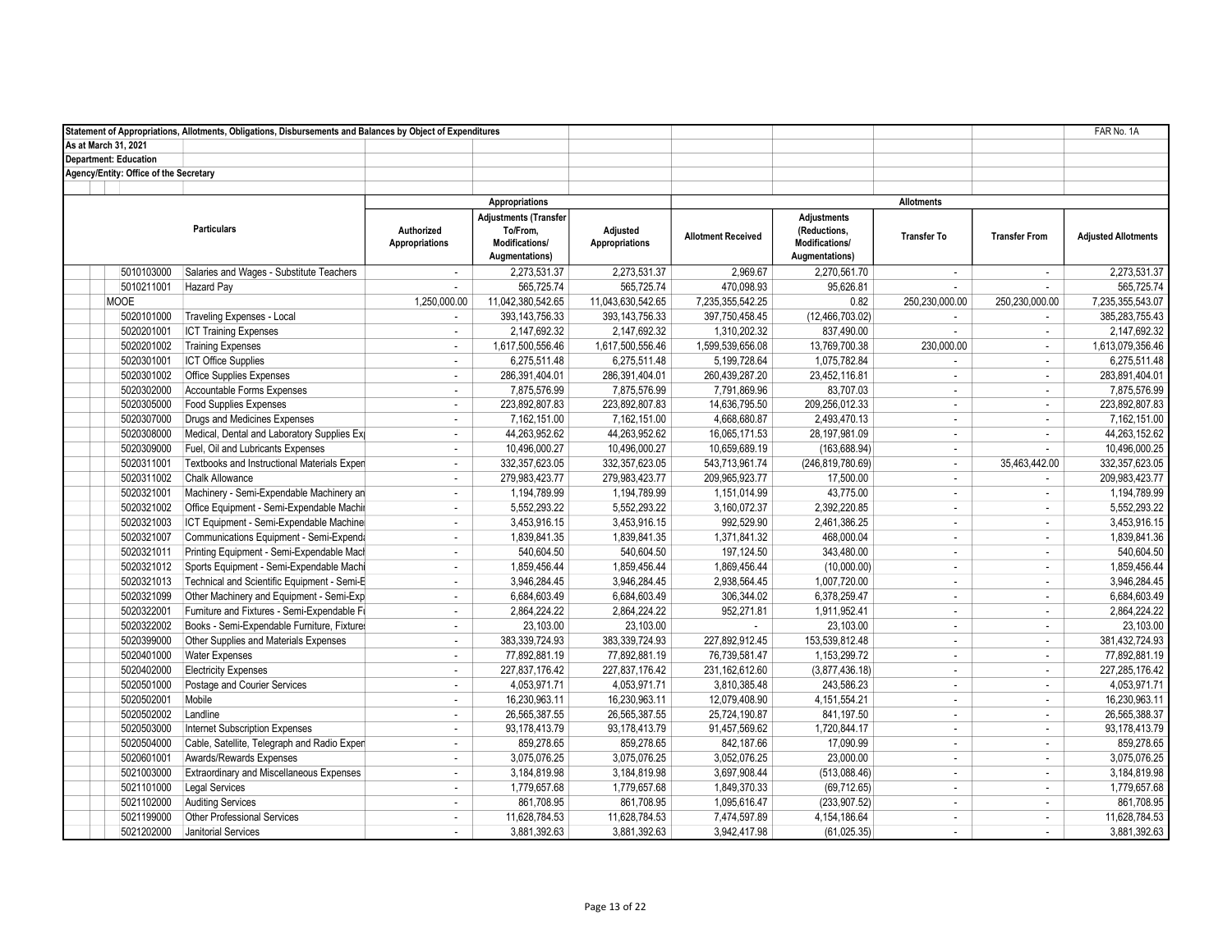Statement of Appropriations, Allotments, Obligations, Disbursements and Balances by Object of Expenditures

FAR No. 1A

As at March 31, 2021

Department: Education

Agency/Entity: Office of the Secretary

| Particulars | | Appropriations | | | Allotments | | | | |
|---|---|---|---|---|---|---|---|---|---|
| | | Authorized Appropriations | Adjustments (Transfer To/From, Modifications/ Augmentations) | Adjusted Appropriations | Allotment Received | Adjustments (Reductions, Modifications/ Augmentations) | Transfer To | Transfer From | Adjusted Allotments |
| 5010103000 | Salaries and Wages - Substitute Teachers | - | 2,273,531.37 | 2,273,531.37 | 2,969.67 | 2,270,561.70 | - | - | 2,273,531.37 |
| 5010211001 | Hazard Pay | - | 565,725.74 | 565,725.74 | 470,098.93 | 95,626.81 | - | - | 565,725.74 |
| MOOE | | 1,250,000.00 | 11,042,380,542.65 | 11,043,630,542.65 | 7,235,355,542.25 | 0.82 | 250,230,000.00 | 250,230,000.00 | 7,235,355,543.07 |
| 5020101000 | Traveling Expenses - Local | - | 393,143,756.33 | 393,143,756.33 | 397,750,458.45 | (12,466,703.02) | - | - | 385,283,755.43 |
| 5020201001 | ICT Training Expenses | - | 2,147,692.32 | 2,147,692.32 | 1,310,202.32 | 837,490.00 | - | - | 2,147,692.32 |
| 5020201002 | Training Expenses | - | 1,617,500,556.46 | 1,617,500,556.46 | 1,599,539,656.08 | 13,769,700.38 | 230,000.00 | - | 1,613,079,356.46 |
| 5020301001 | ICT Office Supplies | - | 6,275,511.48 | 6,275,511.48 | 5,199,728.64 | 1,075,782.84 | - | - | 6,275,511.48 |
| 5020301002 | Office Supplies Expenses | - | 286,391,404.01 | 286,391,404.01 | 260,439,287.20 | 23,452,116.81 | - | - | 283,891,404.01 |
| 5020302000 | Accountable Forms Expenses | - | 7,875,576.99 | 7,875,576.99 | 7,791,869.96 | 83,707.03 | - | - | 7,875,576.99 |
| 5020305000 | Food Supplies Expenses | - | 223,892,807.83 | 223,892,807.83 | 14,636,795.50 | 209,256,012.33 | - | - | 223,892,807.83 |
| 5020307000 | Drugs and Medicines Expenses | - | 7,162,151.00 | 7,162,151.00 | 4,668,680.87 | 2,493,470.13 | - | - | 7,162,151.00 |
| 5020308000 | Medical, Dental and Laboratory Supplies Ex | - | 44,263,952.62 | 44,263,952.62 | 16,065,171.53 | 28,197,981.09 | - | - | 44,263,152.62 |
| 5020309000 | Fuel, Oil and Lubricants Expenses | - | 10,496,000.27 | 10,496,000.27 | 10,659,689.19 | (163,688.94) | - | - | 10,496,000.25 |
| 5020311001 | Textbooks and Instructional Materials Expen | - | 332,357,623.05 | 332,357,623.05 | 543,713,961.74 | (246,819,780.69) | - | 35,463,442.00 | 332,357,623.05 |
| 5020311002 | Chalk Allowance | - | 279,983,423.77 | 279,983,423.77 | 209,965,923.77 | 17,500.00 | - | - | 209,983,423.77 |
| 5020321001 | Machinery - Semi-Expendable Machinery an | - | 1,194,789.99 | 1,194,789.99 | 1,151,014.99 | 43,775.00 | - | - | 1,194,789.99 |
| 5020321002 | Office Equipment - Semi-Expendable Machi | - | 5,552,293.22 | 5,552,293.22 | 3,160,072.37 | 2,392,220.85 | - | - | 5,552,293.22 |
| 5020321003 | ICT Equipment - Semi-Expendable Machine | - | 3,453,916.15 | 3,453,916.15 | 992,529.90 | 2,461,386.25 | - | - | 3,453,916.15 |
| 5020321007 | Communications Equipment - Semi-Expend | - | 1,839,841.35 | 1,839,841.35 | 1,371,841.32 | 468,000.04 | - | - | 1,839,841.36 |
| 5020321011 | Printing Equipment - Semi-Expendable Mac | - | 540,604.50 | 540,604.50 | 197,124.50 | 343,480.00 | - | - | 540,604.50 |
| 5020321012 | Sports Equipment - Semi-Expendable Mach | - | 1,859,456.44 | 1,859,456.44 | 1,869,456.44 | (10,000.00) | - | - | 1,859,456.44 |
| 5020321013 | Technical and Scientific Equipment - Semi-E | - | 3,946,284.45 | 3,946,284.45 | 2,938,564.45 | 1,007,720.00 | - | - | 3,946,284.45 |
| 5020321099 | Other Machinery and Equipment - Semi-Exp | - | 6,684,603.49 | 6,684,603.49 | 306,344.02 | 6,378,259.47 | - | - | 6,684,603.49 |
| 5020322001 | Furniture and Fixtures - Semi-Expendable F | - | 2,864,224.22 | 2,864,224.22 | 952,271.81 | 1,911,952.41 | - | - | 2,864,224.22 |
| 5020322002 | Books - Semi-Expendable Furniture, Fixture | - | 23,103.00 | 23,103.00 | - | 23,103.00 | - | - | 23,103.00 |
| 5020399000 | Other Supplies and Materials Expenses | - | 383,339,724.93 | 383,339,724.93 | 227,892,912.45 | 153,539,812.48 | - | - | 381,432,724.93 |
| 5020401000 | Water Expenses | - | 77,892,881.19 | 77,892,881.19 | 76,739,581.47 | 1,153,299.72 | - | - | 77,892,881.19 |
| 5020402000 | Electricity Expenses | - | 227,837,176.42 | 227,837,176.42 | 231,162,612.60 | (3,877,436.18) | - | - | 227,285,176.42 |
| 5020501000 | Postage and Courier Services | - | 4,053,971.71 | 4,053,971.71 | 3,810,385.48 | 243,586.23 | - | - | 4,053,971.71 |
| 5020502001 | Mobile | - | 16,230,963.11 | 16,230,963.11 | 12,079,408.90 | 4,151,554.21 | - | - | 16,230,963.11 |
| 5020502002 | Landline | - | 26,565,387.55 | 26,565,387.55 | 25,724,190.87 | 841,197.50 | - | - | 26,565,388.37 |
| 5020503000 | Internet Subscription Expenses | - | 93,178,413.79 | 93,178,413.79 | 91,457,569.62 | 1,720,844.17 | - | - | 93,178,413.79 |
| 5020504000 | Cable, Satellite, Telegraph and Radio Expen | - | 859,278.65 | 859,278.65 | 842,187.66 | 17,090.99 | - | - | 859,278.65 |
| 5020601001 | Awards/Rewards Expenses | - | 3,075,076.25 | 3,075,076.25 | 3,052,076.25 | 23,000.00 | - | - | 3,075,076.25 |
| 5021003000 | Extraordinary and Miscellaneous Expenses | - | 3,184,819.98 | 3,184,819.98 | 3,697,908.44 | (513,088.46) | - | - | 3,184,819.98 |
| 5021101000 | Legal Services | - | 1,779,657.68 | 1,779,657.68 | 1,849,370.33 | (69,712.65) | - | - | 1,779,657.68 |
| 5021102000 | Auditing Services | - | 861,708.95 | 861,708.95 | 1,095,616.47 | (233,907.52) | - | - | 861,708.95 |
| 5021199000 | Other Professional Services | - | 11,628,784.53 | 11,628,784.53 | 7,474,597.89 | 4,154,186.64 | - | - | 11,628,784.53 |
| 5021202000 | Janitorial Services | - | 3,881,392.63 | 3,881,392.63 | 3,942,417.98 | (61,025.35) | - | - | 3,881,392.63 |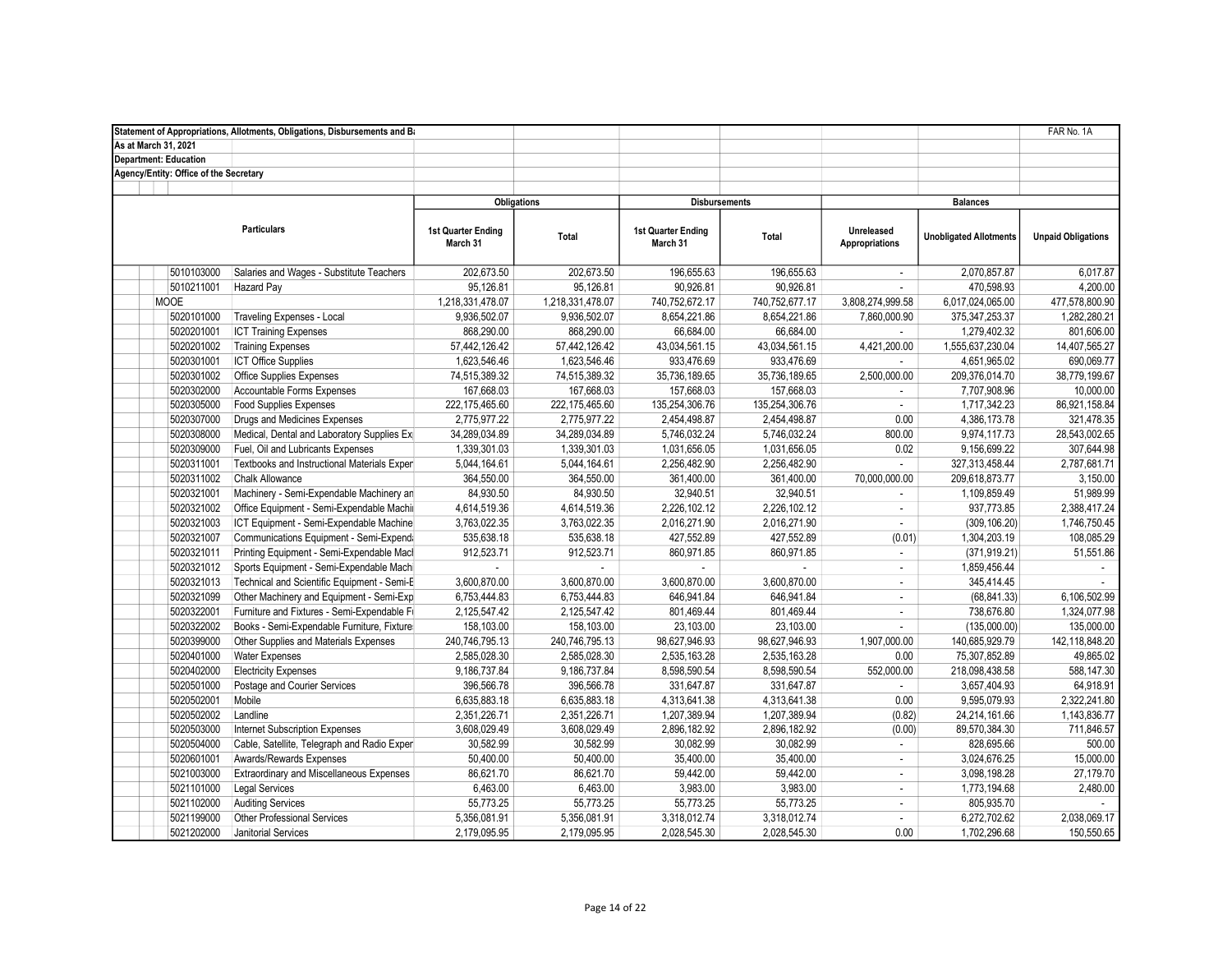**Statement of Appropriations, Allotments, Obligations, Disbursements and B**

FAR No. 1A

**As at March 31, 2021**

**Department: Education**

**Agency/Entity: Office of the Secretary**

| Particulars | | Obligations | | Disbursements | | Balances | | |
|---|---|---|---|---|---|---|---|---|
| | | 1st Quarter Ending March 31 | Total | 1st Quarter Ending March 31 | Total | Unreleased Appropriations | Unobligated Allotments | Unpaid Obligations |
| 5010103000 | Salaries and Wages - Substitute Teachers | 202,673.50 | 202,673.50 | 196,655.63 | 196,655.63 | - | 2,070,857.87 | 6,017.87 |
| 5010211001 | Hazard Pay | 95,126.81 | 95,126.81 | 90,926.81 | 90,926.81 | - | 470,598.93 | 4,200.00 |
| MOOE | | 1,218,331,478.07 | 1,218,331,478.07 | 740,752,672.17 | 740,752,677.17 | 3,808,274,999.58 | 6,017,024,065.00 | 477,578,800.90 |
| 5020101000 | Traveling Expenses - Local | 9,936,502.07 | 9,936,502.07 | 8,654,221.86 | 8,654,221.86 | 7,860,000.90 | 375,347,253.37 | 1,282,280.21 |
| 5020201001 | ICT Training Expenses | 868,290.00 | 868,290.00 | 66,684.00 | 66,684.00 | - | 1,279,402.32 | 801,606.00 |
| 5020201002 | Training Expenses | 57,442,126.42 | 57,442,126.42 | 43,034,561.15 | 43,034,561.15 | 4,421,200.00 | 1,555,637,230.04 | 14,407,565.27 |
| 5020301001 | ICT Office Supplies | 1,623,546.46 | 1,623,546.46 | 933,476.69 | 933,476.69 | - | 4,651,965.02 | 690,069.77 |
| 5020301002 | Office Supplies Expenses | 74,515,389.32 | 74,515,389.32 | 35,736,189.65 | 35,736,189.65 | 2,500,000.00 | 209,376,014.70 | 38,779,199.67 |
| 5020302000 | Accountable Forms Expenses | 167,668.03 | 167,668.03 | 157,668.03 | 157,668.03 | - | 7,707,908.96 | 10,000.00 |
| 5020305000 | Food Supplies Expenses | 222,175,465.60 | 222,175,465.60 | 135,254,306.76 | 135,254,306.76 | - | 1,717,342.23 | 86,921,158.84 |
| 5020307000 | Drugs and Medicines Expenses | 2,775,977.22 | 2,775,977.22 | 2,454,498.87 | 2,454,498.87 | 0.00 | 4,386,173.78 | 321,478.35 |
| 5020308000 | Medical, Dental and Laboratory Supplies Ex | 34,289,034.89 | 34,289,034.89 | 5,746,032.24 | 5,746,032.24 | 800.00 | 9,974,117.73 | 28,543,002.65 |
| 5020309000 | Fuel, Oil and Lubricants Expenses | 1,339,301.03 | 1,339,301.03 | 1,031,656.05 | 1,031,656.05 | 0.02 | 9,156,699.22 | 307,644.98 |
| 5020311001 | Textbooks and Instructional Materials Exper | 5,044,164.61 | 5,044,164.61 | 2,256,482.90 | 2,256,482.90 | - | 327,313,458.44 | 2,787,681.71 |
| 5020311002 | Chalk Allowance | 364,550.00 | 364,550.00 | 361,400.00 | 361,400.00 | 70,000,000.00 | 209,618,873.77 | 3,150.00 |
| 5020321001 | Machinery - Semi-Expendable Machinery an | 84,930.50 | 84,930.50 | 32,940.51 | 32,940.51 | - | 1,109,859.49 | 51,989.99 |
| 5020321002 | Office Equipment - Semi-Expendable Machi | 4,614,519.36 | 4,614,519.36 | 2,226,102.12 | 2,226,102.12 | - | 937,773.85 | 2,388,417.24 |
| 5020321003 | ICT Equipment - Semi-Expendable Machine | 3,763,022.35 | 3,763,022.35 | 2,016,271.90 | 2,016,271.90 | - | (309,106.20) | 1,746,750.45 |
| 5020321007 | Communications Equipment - Semi-Expend | 535,638.18 | 535,638.18 | 427,552.89 | 427,552.89 | (0.01) | 1,304,203.19 | 108,085.29 |
| 5020321011 | Printing Equipment - Semi-Expendable Macl | 912,523.71 | 912,523.71 | 860,971.85 | 860,971.85 | - | (371,919.21) | 51,551.86 |
| 5020321012 | Sports Equipment - Semi-Expendable Mach | - | - | - | - | - | 1,859,456.44 | - |
| 5020321013 | Technical and Scientific Equipment - Semi-E | 3,600,870.00 | 3,600,870.00 | 3,600,870.00 | 3,600,870.00 | - | 345,414.45 | - |
| 5020321099 | Other Machinery and Equipment - Semi-Exp | 6,753,444.83 | 6,753,444.83 | 646,941.84 | 646,941.84 | - | (68,841.33) | 6,106,502.99 |
| 5020322001 | Furniture and Fixtures - Semi-Expendable F | 2,125,547.42 | 2,125,547.42 | 801,469.44 | 801,469.44 | - | 738,676.80 | 1,324,077.98 |
| 5020322002 | Books - Semi-Expendable Furniture, Fixture | 158,103.00 | 158,103.00 | 23,103.00 | 23,103.00 | - | (135,000.00) | 135,000.00 |
| 5020399000 | Other Supplies and Materials Expenses | 240,746,795.13 | 240,746,795.13 | 98,627,946.93 | 98,627,946.93 | 1,907,000.00 | 140,685,929.79 | 142,118,848.20 |
| 5020401000 | Water Expenses | 2,585,028.30 | 2,585,028.30 | 2,535,163.28 | 2,535,163.28 | 0.00 | 75,307,852.89 | 49,865.02 |
| 5020402000 | Electricity Expenses | 9,186,737.84 | 9,186,737.84 | 8,598,590.54 | 8,598,590.54 | 552,000.00 | 218,098,438.58 | 588,147.30 |
| 5020501000 | Postage and Courier Services | 396,566.78 | 396,566.78 | 331,647.87 | 331,647.87 | - | 3,657,404.93 | 64,918.91 |
| 5020502001 | Mobile | 6,635,883.18 | 6,635,883.18 | 4,313,641.38 | 4,313,641.38 | 0.00 | 9,595,079.93 | 2,322,241.80 |
| 5020502002 | Landline | 2,351,226.71 | 2,351,226.71 | 1,207,389.94 | 1,207,389.94 | (0.82) | 24,214,161.66 | 1,143,836.77 |
| 5020503000 | Internet Subscription Expenses | 3,608,029.49 | 3,608,029.49 | 2,896,182.92 | 2,896,182.92 | (0.00) | 89,570,384.30 | 711,846.57 |
| 5020504000 | Cable, Satellite, Telegraph and Radio Exper | 30,582.99 | 30,582.99 | 30,082.99 | 30,082.99 | - | 828,695.66 | 500.00 |
| 5020601001 | Awards/Rewards Expenses | 50,400.00 | 50,400.00 | 35,400.00 | 35,400.00 | - | 3,024,676.25 | 15,000.00 |
| 5021003000 | Extraordinary and Miscellaneous Expenses | 86,621.70 | 86,621.70 | 59,442.00 | 59,442.00 | - | 3,098,198.28 | 27,179.70 |
| 5021101000 | Legal Services | 6,463.00 | 6,463.00 | 3,983.00 | 3,983.00 | - | 1,773,194.68 | 2,480.00 |
| 5021102000 | Auditing Services | 55,773.25 | 55,773.25 | 55,773.25 | 55,773.25 | - | 805,935.70 | - |
| 5021199000 | Other Professional Services | 5,356,081.91 | 5,356,081.91 | 3,318,012.74 | 3,318,012.74 | - | 6,272,702.62 | 2,038,069.17 |
| 5021202000 | Janitorial Services | 2,179,095.95 | 2,179,095.95 | 2,028,545.30 | 2,028,545.30 | 0.00 | 1,702,296.68 | 150,550.65 |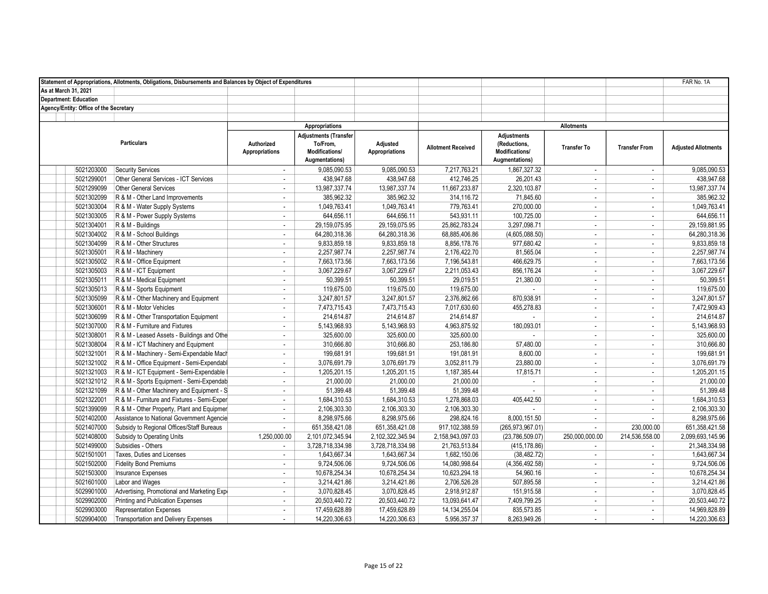Statement of Appropriations, Allotments, Obligations, Disbursements and Balances by Object of Expenditures

FAR No. 1A

As at March 31, 2021

Department: Education

Agency/Entity: Office of the Secretary

| | Particulars | Appropriations | | | Allotments | | | | |
|---|---|---|---|---|---|---|---|---|---|
| | | Authorized Appropriations | Adjustments (Transfer To/From, Modifications/ Augmentations) | Adjusted Appropriations | Allotment Received | Adjustments (Reductions, Modifications/ Augmentations) | Transfer To | Transfer From | Adjusted Allotments |
| 5021203000 | Security Services | - | 9,085,090.53 | 9,085,090.53 | 7,217,763.21 | 1,867,327.32 | - | - | 9,085,090.53 |
| 5021299001 | Other General Services - ICT Services | - | 438,947.68 | 438,947.68 | 412,746.25 | 26,201.43 | - | - | 438,947.68 |
| 5021299099 | Other General Services | - | 13,987,337.74 | 13,987,337.74 | 11,667,233.87 | 2,320,103.87 | - | - | 13,987,337.74 |
| 5021302099 | R & M - Other Land Improvements | - | 385,962.32 | 385,962.32 | 314,116.72 | 71,845.60 | - | - | 385,962.32 |
| 5021303004 | R & M - Water Supply Systems | - | 1,049,763.41 | 1,049,763.41 | 779,763.41 | 270,000.00 | - | - | 1,049,763.41 |
| 5021303005 | R & M - Power Supply Systems | - | 644,656.11 | 644,656.11 | 543,931.11 | 100,725.00 | - | - | 644,656.11 |
| 5021304001 | R & M - Buildings | - | 29,159,075.95 | 29,159,075.95 | 25,862,783.24 | 3,297,098.71 | - | - | 29,159,881.95 |
| 5021304002 | R & M - School Buildings | - | 64,280,318.36 | 64,280,318.36 | 68,885,406.86 | (4,605,088.50) | - | - | 64,280,318.36 |
| 5021304099 | R & M - Other Structures | - | 9,833,859.18 | 9,833,859.18 | 8,856,178.76 | 977,680.42 | - | - | 9,833,859.18 |
| 5021305001 | R & M - Machinery | - | 2,257,987.74 | 2,257,987.74 | 2,176,422.70 | 81,565.04 | - | - | 2,257,987.74 |
| 5021305002 | R & M - Office Equipment | - | 7,663,173.56 | 7,663,173.56 | 7,196,543.81 | 466,629.75 | - | - | 7,663,173.56 |
| 5021305003 | R & M - ICT Equipment | - | 3,067,229.67 | 3,067,229.67 | 2,211,053.43 | 856,176.24 | - | - | 3,067,229.67 |
| 5021305011 | R & M - Medical Equipment | - | 50,399.51 | 50,399.51 | 29,019.51 | 21,380.00 | - | - | 50,399.51 |
| 5021305013 | R & M - Sports Equipment | - | 119,675.00 | 119,675.00 | 119,675.00 | - | - | - | 119,675.00 |
| 5021305099 | R & M - Other Machinery and Equipment | - | 3,247,801.57 | 3,247,801.57 | 2,376,862.66 | 870,938.91 | - | - | 3,247,801.57 |
| 5021306001 | R & M - Motor Vehicles | - | 7,473,715.43 | 7,473,715.43 | 7,017,630.60 | 455,278.83 | - | - | 7,472,909.43 |
| 5021306099 | R & M - Other Transportation Equipment | - | 214,614.87 | 214,614.87 | 214,614.87 | - | - | - | 214,614.87 |
| 5021307000 | R & M - Furniture and Fixtures | - | 5,143,968.93 | 5,143,968.93 | 4,963,875.92 | 180,093.01 | - | - | 5,143,968.93 |
| 5021308001 | R & M - Leased Assets - Buildings and Othe | - | 325,600.00 | 325,600.00 | 325,600.00 | - | - | - | 325,600.00 |
| 5021308004 | R & M - ICT Machinery and Equipment | - | 310,666.80 | 310,666.80 | 253,186.80 | 57,480.00 | - | - | 310,666.80 |
| 5021321001 | R & M - Machinery - Semi-Expendable Mach | - | 199,681.91 | 199,681.91 | 191,081.91 | 8,600.00 | - | - | 199,681.91 |
| 5021321002 | R & M - Office Equipment - Semi-Expendabl | - | 3,076,691.79 | 3,076,691.79 | 3,052,811.79 | 23,880.00 | - | - | 3,076,691.79 |
| 5021321003 | R & M - ICT Equipment - Semi-Expendable | - | 1,205,201.15 | 1,205,201.15 | 1,187,385.44 | 17,815.71 | - | - | 1,205,201.15 |
| 5021321012 | R & M - Sports Equipment - Semi-Expendab | - | 21,000.00 | 21,000.00 | 21,000.00 | - | - | - | 21,000.00 |
| 5021321099 | R & M - Other Machinery and Equipment - S | - | 51,399.48 | 51,399.48 | 51,399.48 | - | - | - | 51,399.48 |
| 5021322001 | R & M - Furniture and Fixtures - Semi-Exper | - | 1,684,310.53 | 1,684,310.53 | 1,278,868.03 | 405,442.50 | - | - | 1,684,310.53 |
| 5021399099 | R & M - Other Property, Plant and Equipmer | - | 2,106,303.30 | 2,106,303.30 | 2,106,303.30 | - | - | - | 2,106,303.30 |
| 5021402000 | Assistance to National Government Agencie | - | 8,298,975.66 | 8,298,975.66 | 298,824.16 | 8,000,151.50 | - | - | 8,298,975.66 |
| 5021407000 | Subsidy to Regional Offices/Staff Bureaus | - | 651,358,421.08 | 651,358,421.08 | 917,102,388.59 | (265,973,967.01) | - | 230,000.00 | 651,358,421.58 |
| 5021408000 | Subsidy to Operating Units | 1,250,000.00 | 2,101,072,345.94 | 2,102,322,345.94 | 2,158,943,097.03 | (23,786,509.07) | 250,000,000.00 | 214,536,558.00 | 2,099,693,145.96 |
| 5021499000 | Subsidies - Others | - | 3,728,718,334.98 | 3,728,718,334.98 | 21,763,513.84 | (415,178.86) | - | - | 21,348,334.98 |
| 5021501001 | Taxes, Duties and Licenses | - | 1,643,667.34 | 1,643,667.34 | 1,682,150.06 | (38,482.72) | - | - | 1,643,667.34 |
| 5021502000 | Fidelity Bond Premiums | - | 9,724,506.06 | 9,724,506.06 | 14,080,998.64 | (4,356,492.58) | - | - | 9,724,506.06 |
| 5021503000 | Insurance Expenses | - | 10,678,254.34 | 10,678,254.34 | 10,623,294.18 | 54,960.16 | - | - | 10,678,254.34 |
| 5021601000 | Labor and Wages | - | 3,214,421.86 | 3,214,421.86 | 2,706,526.28 | 507,895.58 | - | - | 3,214,421.86 |
| 5029901000 | Advertising, Promotional and Marketing Exp | - | 3,070,828.45 | 3,070,828.45 | 2,918,912.87 | 151,915.58 | - | - | 3,070,828.45 |
| 5029902000 | Printing and Publication Expenses | - | 20,503,440.72 | 20,503,440.72 | 13,093,641.47 | 7,409,799.25 | - | - | 20,503,440.72 |
| 5029903000 | Representation Expenses | - | 17,459,628.89 | 17,459,628.89 | 14,134,255.04 | 835,573.85 | - | - | 14,969,828.89 |
| 5029904000 | Transportation and Delivery Expenses | - | 14,220,306.63 | 14,220,306.63 | 5,956,357.37 | 8,263,949.26 | - | - | 14,220,306.63 |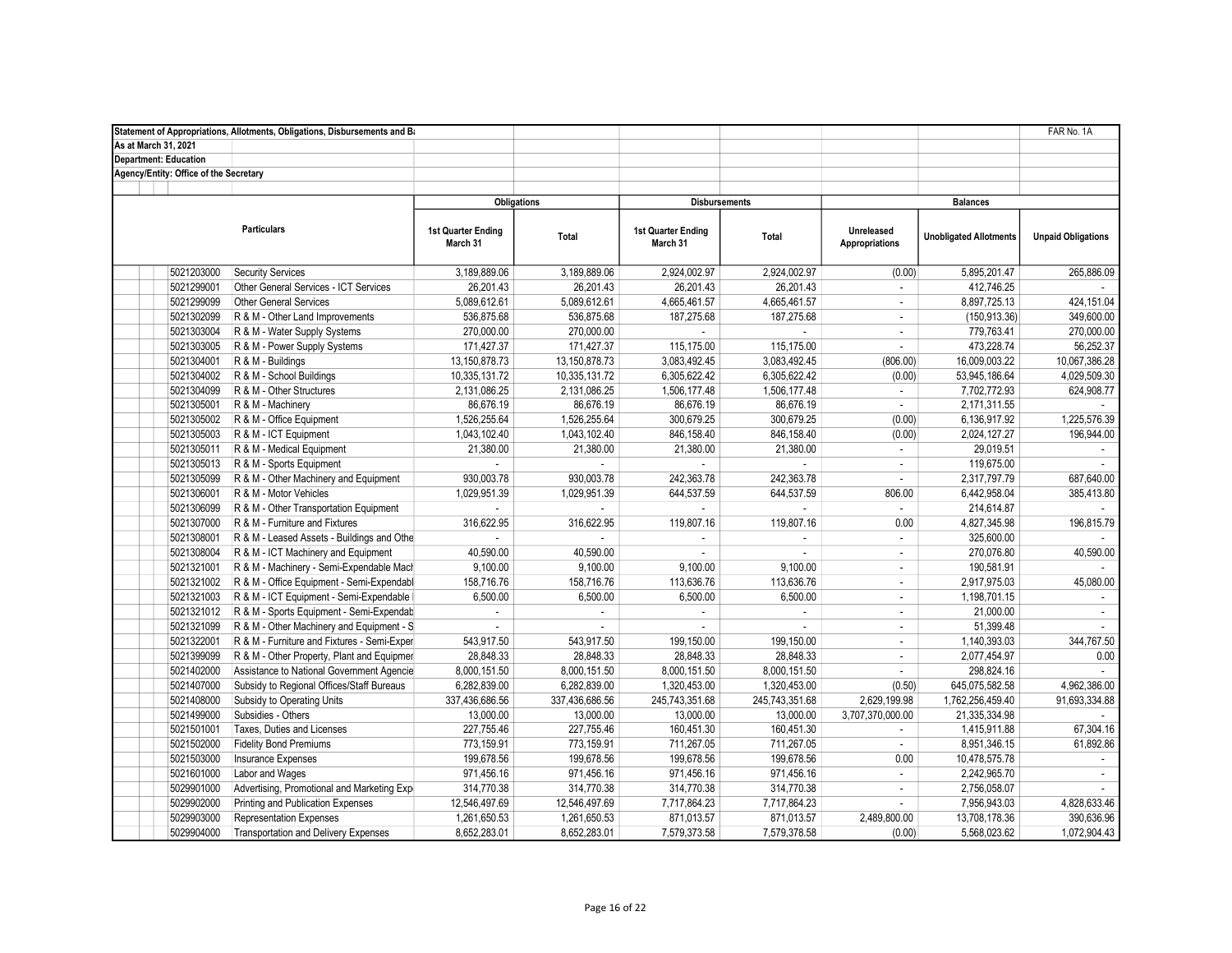| Statement of Appropriations, Allotments, Obligations, Disbursements and Ba | | | | | | | | FAR No. 1A |
|---|---|---|---|---|---|---|---|---|
| As at March 31, 2021 | | | | | | | | |
| Department: Education | | | | | | | | |
| Agency/Entity: Office of the Secretary | | | | | | | | |
| | | Obligations | | Disbursements | | Balances | | |
| Particulars | | 1st Quarter Ending March 31 | Total | 1st Quarter Ending March 31 | Total | Unreleased Appropriations | Unobligated Allotments | Unpaid Obligations |
| 5021203000 | Security Services | 3,189,889.06 | 3,189,889.06 | 2,924,002.97 | 2,924,002.97 | (0.00) | 5,895,201.47 | 265,886.09 |
| 5021299001 | Other General Services - ICT Services | 26,201.43 | 26,201.43 | 26,201.43 | 26,201.43 | - | 412,746.25 | - |
| 5021299099 | Other General Services | 5,089,612.61 | 5,089,612.61 | 4,665,461.57 | 4,665,461.57 | - | 8,897,725.13 | 424,151.04 |
| 5021302099 | R & M - Other Land Improvements | 536,875.68 | 536,875.68 | 187,275.68 | 187,275.68 | - | (150,913.36) | 349,600.00 |
| 5021303004 | R & M - Water Supply Systems | 270,000.00 | 270,000.00 | - | - | - | 779,763.41 | 270,000.00 |
| 5021303005 | R & M - Power Supply Systems | 171,427.37 | 171,427.37 | 115,175.00 | 115,175.00 | - | 473,228.74 | 56,252.37 |
| 5021304001 | R & M - Buildings | 13,150,878.73 | 13,150,878.73 | 3,083,492.45 | 3,083,492.45 | (806.00) | 16,009,003.22 | 10,067,386.28 |
| 5021304002 | R & M - School Buildings | 10,335,131.72 | 10,335,131.72 | 6,305,622.42 | 6,305,622.42 | (0.00) | 53,945,186.64 | 4,029,509.30 |
| 5021304099 | R & M - Other Structures | 2,131,086.25 | 2,131,086.25 | 1,506,177.48 | 1,506,177.48 | - | 7,702,772.93 | 624,908.77 |
| 5021305001 | R & M - Machinery | 86,676.19 | 86,676.19 | 86,676.19 | 86,676.19 | - | 2,171,311.55 | - |
| 5021305002 | R & M - Office Equipment | 1,526,255.64 | 1,526,255.64 | 300,679.25 | 300,679.25 | (0.00) | 6,136,917.92 | 1,225,576.39 |
| 5021305003 | R & M - ICT Equipment | 1,043,102.40 | 1,043,102.40 | 846,158.40 | 846,158.40 | (0.00) | 2,024,127.27 | 196,944.00 |
| 5021305011 | R & M - Medical Equipment | 21,380.00 | 21,380.00 | 21,380.00 | 21,380.00 | - | 29,019.51 | - |
| 5021305013 | R & M - Sports Equipment | - | - | - | - | - | 119,675.00 | - |
| 5021305099 | R & M - Other Machinery and Equipment | 930,003.78 | 930,003.78 | 242,363.78 | 242,363.78 | - | 2,317,797.79 | 687,640.00 |
| 5021306001 | R & M - Motor Vehicles | 1,029,951.39 | 1,029,951.39 | 644,537.59 | 644,537.59 | 806.00 | 6,442,958.04 | 385,413.80 |
| 5021306099 | R & M - Other Transportation Equipment | - | - | - | - | - | 214,614.87 | - |
| 5021307000 | R & M - Furniture and Fixtures | 316,622.95 | 316,622.95 | 119,807.16 | 119,807.16 | 0.00 | 4,827,345.98 | 196,815.79 |
| 5021308001 | R & M - Leased Assets - Buildings and Othe | - | - | - | - | - | 325,600.00 | - |
| 5021308004 | R & M - ICT Machinery and Equipment | 40,590.00 | 40,590.00 | - | - | - | 270,076.80 | 40,590.00 |
| 5021321001 | R & M - Machinery - Semi-Expendable Mach | 9,100.00 | 9,100.00 | 9,100.00 | 9,100.00 | - | 190,581.91 | - |
| 5021321002 | R & M - Office Equipment - Semi-Expendabl | 158,716.76 | 158,716.76 | 113,636.76 | 113,636.76 | - | 2,917,975.03 | 45,080.00 |
| 5021321003 | R & M - ICT Equipment - Semi-Expendable | 6,500.00 | 6,500.00 | 6,500.00 | 6,500.00 | - | 1,198,701.15 | - |
| 5021321012 | R & M - Sports Equipment - Semi-Expendab | - | - | - | - | - | 21,000.00 | - |
| 5021321099 | R & M - Other Machinery and Equipment - S | - | - | - | - | - | 51,399.48 | - |
| 5021322001 | R & M - Furniture and Fixtures - Semi-Exper | 543,917.50 | 543,917.50 | 199,150.00 | 199,150.00 | - | 1,140,393.03 | 344,767.50 |
| 5021399099 | R & M - Other Property, Plant and Equipmer | 28,848.33 | 28,848.33 | 28,848.33 | 28,848.33 | - | 2,077,454.97 | 0.00 |
| 5021402000 | Assistance to National Government Agencie | 8,000,151.50 | 8,000,151.50 | 8,000,151.50 | 8,000,151.50 | - | 298,824.16 | - |
| 5021407000 | Subsidy to Regional Offices/Staff Bureaus | 6,282,839.00 | 6,282,839.00 | 1,320,453.00 | 1,320,453.00 | (0.50) | 645,075,582.58 | 4,962,386.00 |
| 5021408000 | Subsidy to Operating Units | 337,436,686.56 | 337,436,686.56 | 245,743,351.68 | 245,743,351.68 | 2,629,199.98 | 1,762,256,459.40 | 91,693,334.88 |
| 5021499000 | Subsidies - Others | 13,000.00 | 13,000.00 | 13,000.00 | 13,000.00 | 3,707,370,000.00 | 21,335,334.98 | - |
| 5021501001 | Taxes, Duties and Licenses | 227,755.46 | 227,755.46 | 160,451.30 | 160,451.30 | - | 1,415,911.88 | 67,304.16 |
| 5021502000 | Fidelity Bond Premiums | 773,159.91 | 773,159.91 | 711,267.05 | 711,267.05 | - | 8,951,346.15 | 61,892.86 |
| 5021503000 | Insurance Expenses | 199,678.56 | 199,678.56 | 199,678.56 | 199,678.56 | 0.00 | 10,478,575.78 | - |
| 5021601000 | Labor and Wages | 971,456.16 | 971,456.16 | 971,456.16 | 971,456.16 | - | 2,242,965.70 | - |
| 5029901000 | Advertising, Promotional and Marketing Exp | 314,770.38 | 314,770.38 | 314,770.38 | 314,770.38 | - | 2,756,058.07 | - |
| 5029902000 | Printing and Publication Expenses | 12,546,497.69 | 12,546,497.69 | 7,717,864.23 | 7,717,864.23 | - | 7,956,943.03 | 4,828,633.46 |
| 5029903000 | Representation Expenses | 1,261,650.53 | 1,261,650.53 | 871,013.57 | 871,013.57 | 2,489,800.00 | 13,708,178.36 | 390,636.96 |
| 5029904000 | Transportation and Delivery Expenses | 8,652,283.01 | 8,652,283.01 | 7,579,373.58 | 7,579,378.58 | (0.00) | 5,568,023.62 | 1,072,904.43 |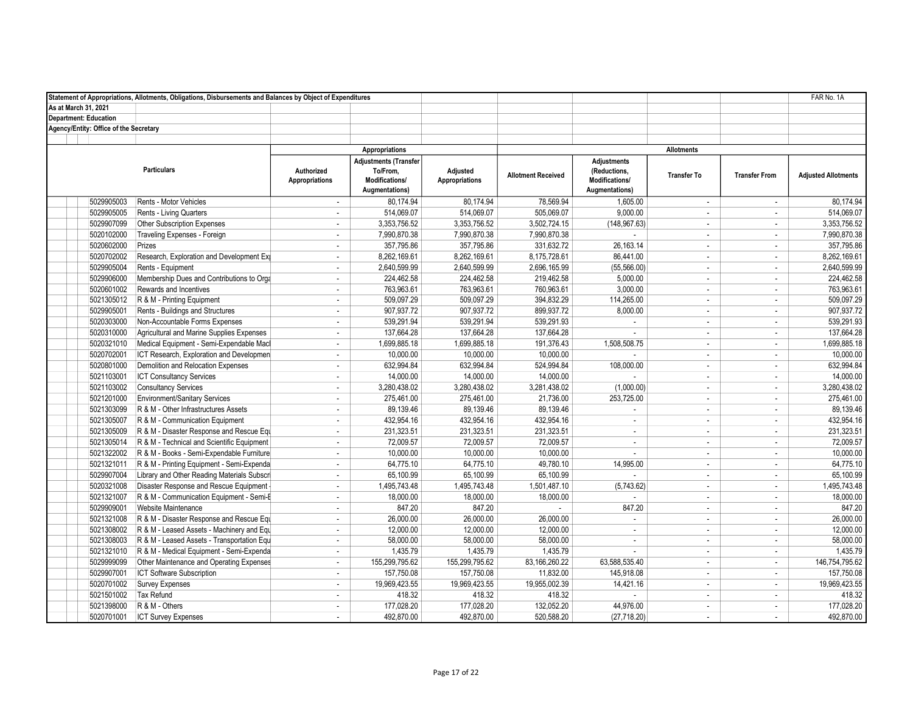Statement of Appropriations, Allotments, Obligations, Disbursements and Balances by Object of Expenditures

FAR No. 1A

As at March 31, 2021

Department: Education

Agency/Entity: Office of the Secretary

| | Particulars | Appropriations | | | Allotments | | | | |
|---|---|---|---|---|---|---|---|---|---|
| | | Authorized Appropriations | Adjustments (Transfer To/From, Modifications/ Augmentations) | Adjusted Appropriations | Allotment Received | Adjustments (Reductions, Modifications/ Augmentations) | Transfer To | Transfer From | Adjusted Allotments |
| 5029905003 | Rents - Motor Vehicles | - | 80,174.94 | 80,174.94 | 78,569.94 | 1,605.00 | - | - | 80,174.94 |
| 5029905005 | Rents - Living Quarters | - | 514,069.07 | 514,069.07 | 505,069.07 | 9,000.00 | - | - | 514,069.07 |
| 5029907099 | Other Subscription Expenses | - | 3,353,756.52 | 3,353,756.52 | 3,502,724.15 | (148,967.63) | - | - | 3,353,756.52 |
| 5020102000 | Traveling Expenses - Foreign | - | 7,990,870.38 | 7,990,870.38 | 7,990,870.38 | - | - | - | 7,990,870.38 |
| 5020602000 | Prizes | - | 357,795.86 | 357,795.86 | 331,632.72 | 26,163.14 | - | - | 357,795.86 |
| 5020702002 | Research, Exploration and Development Ex | - | 8,262,169.61 | 8,262,169.61 | 8,175,728.61 | 86,441.00 | - | - | 8,262,169.61 |
| 5029905004 | Rents - Equipment | - | 2,640,599.99 | 2,640,599.99 | 2,696,165.99 | (55,566.00) | - | - | 2,640,599.99 |
| 5029906000 | Membership Dues and Contributions to Orga | - | 224,462.58 | 224,462.58 | 219,462.58 | 5,000.00 | - | - | 224,462.58 |
| 5020601002 | Rewards and Incentives | - | 763,963.61 | 763,963.61 | 760,963.61 | 3,000.00 | - | - | 763,963.61 |
| 5021305012 | R & M - Printing Equipment | - | 509,097.29 | 509,097.29 | 394,832.29 | 114,265.00 | - | - | 509,097.29 |
| 5029905001 | Rents - Buildings and Structures | - | 907,937.72 | 907,937.72 | 899,937.72 | 8,000.00 | - | - | 907,937.72 |
| 5020303000 | Non-Accountable Forms Expenses | - | 539,291.94 | 539,291.94 | 539,291.93 | - | - | - | 539,291.93 |
| 5020310000 | Agricultural and Marine Supplies Expenses | - | 137,664.28 | 137,664.28 | 137,664.28 | - | - | - | 137,664.28 |
| 5020321010 | Medical Equipment - Semi-Expendable Mac | - | 1,699,885.18 | 1,699,885.18 | 191,376.43 | 1,508,508.75 | - | - | 1,699,885.18 |
| 5020702001 | ICT Research, Exploration and Developmen | - | 10,000.00 | 10,000.00 | 10,000.00 | - | - | - | 10,000.00 |
| 5020801000 | Demolition and Relocation Expenses | - | 632,994.84 | 632,994.84 | 524,994.84 | 108,000.00 | - | - | 632,994.84 |
| 5021103001 | ICT Consultancy Services | - | 14,000.00 | 14,000.00 | 14,000.00 | - | - | - | 14,000.00 |
| 5021103002 | Consultancy Services | - | 3,280,438.02 | 3,280,438.02 | 3,281,438.02 | (1,000.00) | - | - | 3,280,438.02 |
| 5021201000 | Environment/Sanitary Services | - | 275,461.00 | 275,461.00 | 21,736.00 | 253,725.00 | - | - | 275,461.00 |
| 5021303099 | R & M - Other Infrastructures Assets | - | 89,139.46 | 89,139.46 | 89,139.46 | - | - | - | 89,139.46 |
| 5021305007 | R & M - Communication Equipment | - | 432,954.16 | 432,954.16 | 432,954.16 | - | - | - | 432,954.16 |
| 5021305009 | R & M - Disaster Response and Rescue Equ | - | 231,323.51 | 231,323.51 | 231,323.51 | - | - | - | 231,323.51 |
| 5021305014 | R & M - Technical and Scientific Equipment | - | 72,009.57 | 72,009.57 | 72,009.57 | - | - | - | 72,009.57 |
| 5021322002 | R & M - Books - Semi-Expendable Furniture | - | 10,000.00 | 10,000.00 | 10,000.00 | - | - | - | 10,000.00 |
| 5021321011 | R & M - Printing Equipment - Semi-Expenda | - | 64,775.10 | 64,775.10 | 49,780.10 | 14,995.00 | - | - | 64,775.10 |
| 5029907004 | Library and Other Reading Materials Subscr | - | 65,100.99 | 65,100.99 | 65,100.99 | - | - | - | 65,100.99 |
| 5020321008 | Disaster Response and Rescue Equipment | - | 1,495,743.48 | 1,495,743.48 | 1,501,487.10 | (5,743.62) | - | - | 1,495,743.48 |
| 5021321007 | R & M - Communication Equipment - Semi-E | - | 18,000.00 | 18,000.00 | 18,000.00 | - | - | - | 18,000.00 |
| 5029909001 | Website Maintenance | - | 847.20 | 847.20 | - | 847.20 | - | - | 847.20 |
| 5021321008 | R & M - Disaster Response and Rescue Equ | - | 26,000.00 | 26,000.00 | 26,000.00 | - | - | - | 26,000.00 |
| 5021308002 | R & M - Leased Assets - Machinery and Equ | - | 12,000.00 | 12,000.00 | 12,000.00 | - | - | - | 12,000.00 |
| 5021308003 | R & M - Leased Assets - Transportation Equ | - | 58,000.00 | 58,000.00 | 58,000.00 | - | - | - | 58,000.00 |
| 5021321010 | R & M - Medical Equipment - Semi-Expenda | - | 1,435.79 | 1,435.79 | 1,435.79 | - | - | - | 1,435.79 |
| 5029999099 | Other Maintenance and Operating Expenses | - | 155,299,795.62 | 155,299,795.62 | 83,166,260.22 | 63,588,535.40 | - | - | 146,754,795.62 |
| 5029907001 | ICT Software Subscription | - | 157,750.08 | 157,750.08 | 11,832.00 | 145,918.08 | - | - | 157,750.08 |
| 5020701002 | Survey Expenses | - | 19,969,423.55 | 19,969,423.55 | 19,955,002.39 | 14,421.16 | - | - | 19,969,423.55 |
| 5021501002 | Tax Refund | - | 418.32 | 418.32 | 418.32 | - | - | - | 418.32 |
| 5021398000 | R & M - Others | - | 177,028.20 | 177,028.20 | 132,052.20 | 44,976.00 | - | - | 177,028.20 |
| 5020701001 | ICT Survey Expenses | - | 492,870.00 | 492,870.00 | 520,588.20 | (27,718.20) | - | - | 492,870.00 |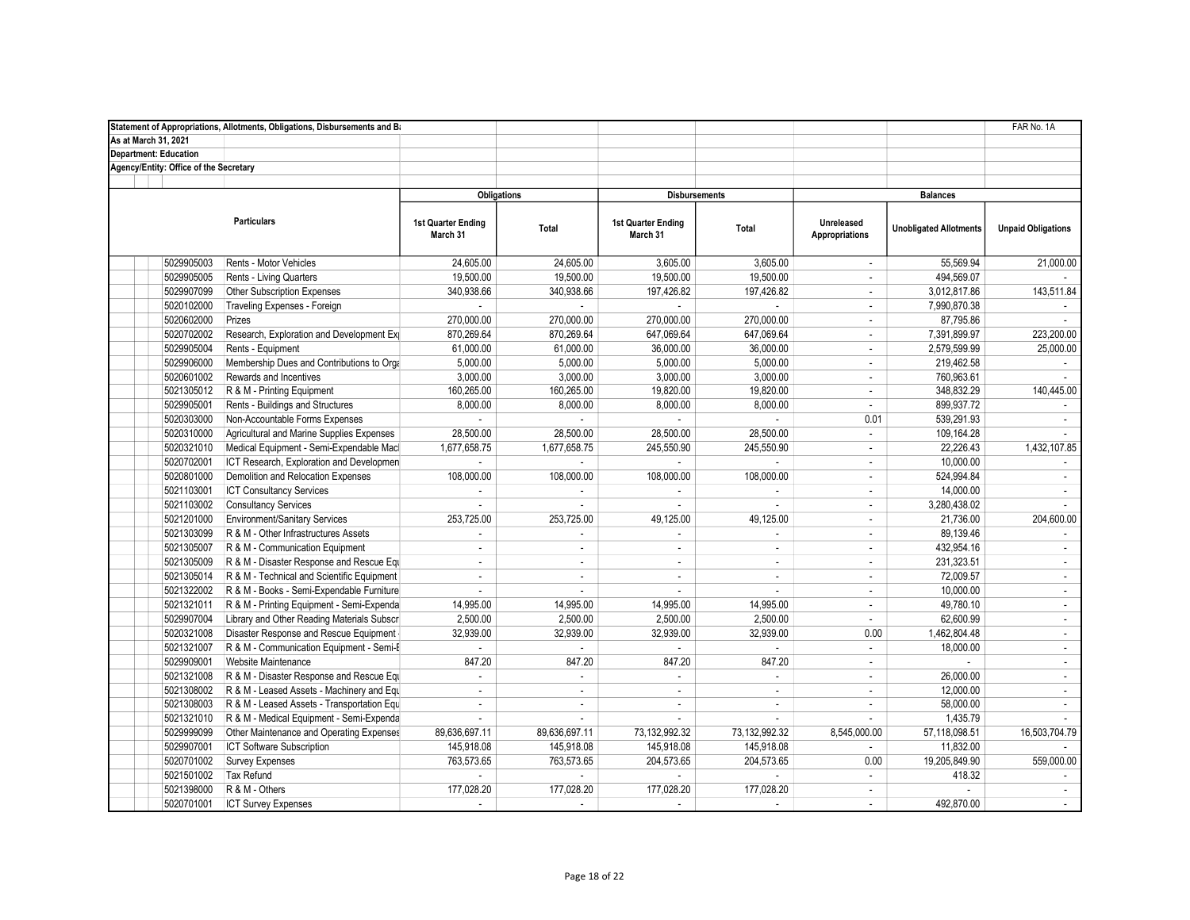Statement of Appropriations, Allotments, Obligations, Disbursements and Ba

FAR No. 1A

As at March 31, 2021

Department: Education

Agency/Entity: Office of the Secretary

| Particulars | | Obligations | | Disbursements | | Balances | | |
|---|---|---|---|---|---|---|---|---|
| | | 1st Quarter Ending March 31 | Total | 1st Quarter Ending March 31 | Total | Unreleased Appropriations | Unobligated Allotments | Unpaid Obligations |
| 5029905003 | Rents - Motor Vehicles | 24,605.00 | 24,605.00 | 3,605.00 | 3,605.00 | - | 55,569.94 | 21,000.00 |
| 5029905005 | Rents - Living Quarters | 19,500.00 | 19,500.00 | 19,500.00 | 19,500.00 | - | 494,569.07 | - |
| 5029907099 | Other Subscription Expenses | 340,938.66 | 340,938.66 | 197,426.82 | 197,426.82 | - | 3,012,817.86 | 143,511.84 |
| 5020102000 | Traveling Expenses - Foreign | - | - | - | - | - | 7,990,870.38 | - |
| 5020602000 | Prizes | 270,000.00 | 270,000.00 | 270,000.00 | 270,000.00 | - | 87,795.86 | - |
| 5020702002 | Research, Exploration and Development Ex | 870,269.64 | 870,269.64 | 647,069.64 | 647,069.64 | - | 7,391,899.97 | 223,200.00 |
| 5029905004 | Rents - Equipment | 61,000.00 | 61,000.00 | 36,000.00 | 36,000.00 | - | 2,579,599.99 | 25,000.00 |
| 5029906000 | Membership Dues and Contributions to Orga | 5,000.00 | 5,000.00 | 5,000.00 | 5,000.00 | - | 219,462.58 | - |
| 5020601002 | Rewards and Incentives | 3,000.00 | 3,000.00 | 3,000.00 | 3,000.00 | - | 760,963.61 | - |
| 5021305012 | R & M - Printing Equipment | 160,265.00 | 160,265.00 | 19,820.00 | 19,820.00 | - | 348,832.29 | 140,445.00 |
| 5029905001 | Rents - Buildings and Structures | 8,000.00 | 8,000.00 | 8,000.00 | 8,000.00 | - | 899,937.72 | - |
| 5020303000 | Non-Accountable Forms Expenses | - | - | - | - | 0.01 | 539,291.93 | - |
| 5020310000 | Agricultural and Marine Supplies Expenses | 28,500.00 | 28,500.00 | 28,500.00 | 28,500.00 | - | 109,164.28 | - |
| 5020321010 | Medical Equipment - Semi-Expendable Macl | 1,677,658.75 | 1,677,658.75 | 245,550.90 | 245,550.90 | - | 22,226.43 | 1,432,107.85 |
| 5020702001 | ICT Research, Exploration and Developmen | - | - | - | - | - | 10,000.00 | - |
| 5020801000 | Demolition and Relocation Expenses | 108,000.00 | 108,000.00 | 108,000.00 | 108,000.00 | - | 524,994.84 | - |
| 5021103001 | ICT Consultancy Services | - | - | - | - | - | 14,000.00 | - |
| 5021103002 | Consultancy Services | - | - | - | - | - | 3,280,438.02 | - |
| 5021201000 | Environment/Sanitary Services | 253,725.00 | 253,725.00 | 49,125.00 | 49,125.00 | - | 21,736.00 | 204,600.00 |
| 5021303099 | R & M - Other Infrastructures Assets | - | - | - | - | - | 89,139.46 | - |
| 5021305007 | R & M - Communication Equipment | - | - | - | - | - | 432,954.16 | - |
| 5021305009 | R & M - Disaster Response and Rescue Equ | - | - | - | - | - | 231,323.51 | - |
| 5021305014 | R & M - Technical and Scientific Equipment | - | - | - | - | - | 72,009.57 | - |
| 5021322002 | R & M - Books - Semi-Expendable Furniture | - | - | - | - | - | 10,000.00 | - |
| 5021321011 | R & M - Printing Equipment - Semi-Expenda | 14,995.00 | 14,995.00 | 14,995.00 | 14,995.00 | - | 49,780.10 | - |
| 5029907004 | Library and Other Reading Materials Subscr | 2,500.00 | 2,500.00 | 2,500.00 | 2,500.00 | - | 62,600.99 | - |
| 5020321008 | Disaster Response and Rescue Equipment | 32,939.00 | 32,939.00 | 32,939.00 | 32,939.00 | 0.00 | 1,462,804.48 | - |
| 5021321007 | R & M - Communication Equipment - Semi-E | - | - | - | - | - | 18,000.00 | - |
| 5029909001 | Website Maintenance | 847.20 | 847.20 | 847.20 | 847.20 | - | - | - |
| 5021321008 | R & M - Disaster Response and Rescue Equ | - | - | - | - | - | 26,000.00 | - |
| 5021308002 | R & M - Leased Assets - Machinery and Equ | - | - | - | - | - | 12,000.00 | - |
| 5021308003 | R & M - Leased Assets - Transportation Equ | - | - | - | - | - | 58,000.00 | - |
| 5021321010 | R & M - Medical Equipment - Semi-Expenda | - | - | - | - | - | 1,435.79 | - |
| 5029999099 | Other Maintenance and Operating Expenses | 89,636,697.11 | 89,636,697.11 | 73,132,992.32 | 73,132,992.32 | 8,545,000.00 | 57,118,098.51 | 16,503,704.79 |
| 5029907001 | ICT Software Subscription | 145,918.08 | 145,918.08 | 145,918.08 | 145,918.08 | - | 11,832.00 | - |
| 5020701002 | Survey Expenses | 763,573.65 | 763,573.65 | 204,573.65 | 204,573.65 | 0.00 | 19,205,849.90 | 559,000.00 |
| 5021501002 | Tax Refund | - | - | - | - | - | 418.32 | - |
| 5021398000 | R & M - Others | 177,028.20 | 177,028.20 | 177,028.20 | 177,028.20 | - | - | - |
| 5020701001 | ICT Survey Expenses | - | - | - | - | - | 492,870.00 | - |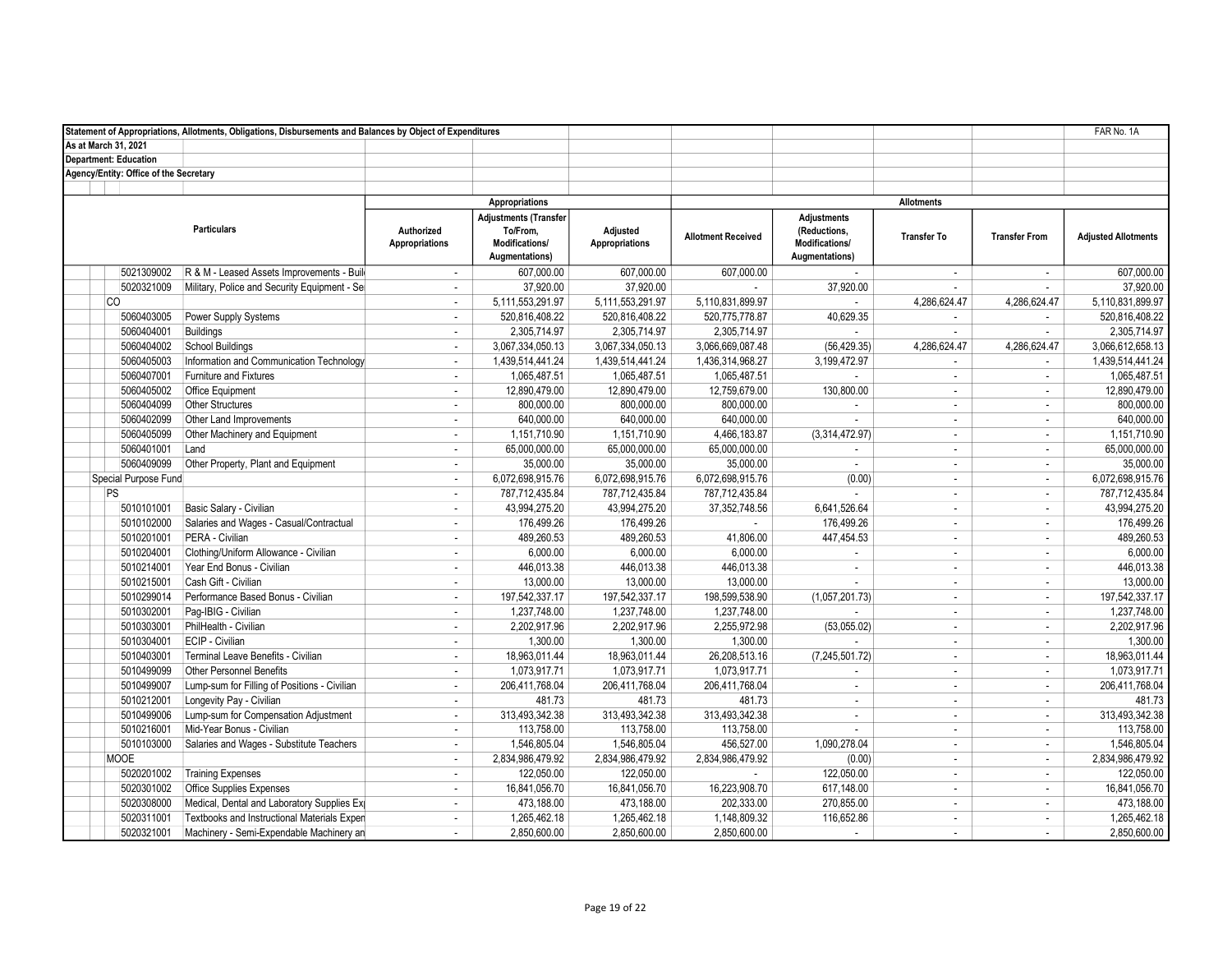Statement of Appropriations, Allotments, Obligations, Disbursements and Balances by Object of Expenditures

FAR No. 1A

As at March 31, 2021

Department: Education

Agency/Entity: Office of the Secretary

| Particulars | | Appropriations | | | Allotments | | | | |
|---|---|---|---|---|---|---|---|---|---|
| | | Authorized Appropriations | Adjustments (Transfer To/From, Modifications/ Augmentations) | Adjusted Appropriations | Allotment Received | Adjustments (Reductions, Modifications/ Augmentations) | Transfer To | Transfer From | Adjusted Allotments |
| 5021309002 | R & M - Leased Assets Improvements - Buil | - | 607,000.00 | 607,000.00 | 607,000.00 | - | - | - | 607,000.00 |
| 5020321009 | Military, Police and Security Equipment - Se | - | 37,920.00 | 37,920.00 | - | 37,920.00 | - | - | 37,920.00 |
| CO | | - | 5,111,553,291.97 | 5,111,553,291.97 | 5,110,831,899.97 | - | 4,286,624.47 | 4,286,624.47 | 5,110,831,899.97 |
| 5060403005 | Power Supply Systems | - | 520,816,408.22 | 520,816,408.22 | 520,775,778.87 | 40,629.35 | - | - | 520,816,408.22 |
| 5060404001 | Buildings | - | 2,305,714.97 | 2,305,714.97 | 2,305,714.97 | - | - | - | 2,305,714.97 |
| 5060404002 | School Buildings | - | 3,067,334,050.13 | 3,067,334,050.13 | 3,066,669,087.48 | (56,429.35) | 4,286,624.47 | 4,286,624.47 | 3,066,612,658.13 |
| 5060405003 | Information and Communication Technology | - | 1,439,514,441.24 | 1,439,514,441.24 | 1,436,314,968.27 | 3,199,472.97 | - | - | 1,439,514,441.24 |
| 5060407001 | Furniture and Fixtures | - | 1,065,487.51 | 1,065,487.51 | 1,065,487.51 | - | - | - | 1,065,487.51 |
| 5060405002 | Office Equipment | - | 12,890,479.00 | 12,890,479.00 | 12,759,679.00 | 130,800.00 | - | - | 12,890,479.00 |
| 5060404099 | Other Structures | - | 800,000.00 | 800,000.00 | 800,000.00 | - | - | - | 800,000.00 |
| 5060402099 | Other Land Improvements | - | 640,000.00 | 640,000.00 | 640,000.00 | - | - | - | 640,000.00 |
| 5060405099 | Other Machinery and Equipment | - | 1,151,710.90 | 1,151,710.90 | 4,466,183.87 | (3,314,472.97) | - | - | 1,151,710.90 |
| 5060401001 | Land | - | 65,000,000.00 | 65,000,000.00 | 65,000,000.00 | - | - | - | 65,000,000.00 |
| 5060409099 | Other Property, Plant and Equipment | - | 35,000.00 | 35,000.00 | 35,000.00 | - | - | - | 35,000.00 |
| Special Purpose Fund | | - | 6,072,698,915.76 | 6,072,698,915.76 | 6,072,698,915.76 | (0.00) | - | - | 6,072,698,915.76 |
| PS | | - | 787,712,435.84 | 787,712,435.84 | 787,712,435.84 | - | - | - | 787,712,435.84 |
| 5010101001 | Basic Salary - Civilian | - | 43,994,275.20 | 43,994,275.20 | 37,352,748.56 | 6,641,526.64 | - | - | 43,994,275.20 |
| 5010102000 | Salaries and Wages - Casual/Contractual | - | 176,499.26 | 176,499.26 | - | 176,499.26 | - | - | 176,499.26 |
| 5010201001 | PERA - Civilian | - | 489,260.53 | 489,260.53 | 41,806.00 | 447,454.53 | - | - | 489,260.53 |
| 5010204001 | Clothing/Uniform Allowance - Civilian | - | 6,000.00 | 6,000.00 | 6,000.00 | - | - | - | 6,000.00 |
| 5010214001 | Year End Bonus - Civilian | - | 446,013.38 | 446,013.38 | 446,013.38 | - | - | - | 446,013.38 |
| 5010215001 | Cash Gift - Civilian | - | 13,000.00 | 13,000.00 | 13,000.00 | - | - | - | 13,000.00 |
| 5010299014 | Performance Based Bonus - Civilian | - | 197,542,337.17 | 197,542,337.17 | 198,599,538.90 | (1,057,201.73) | - | - | 197,542,337.17 |
| 5010302001 | Pag-IBIG - Civilian | - | 1,237,748.00 | 1,237,748.00 | 1,237,748.00 | - | - | - | 1,237,748.00 |
| 5010303001 | PhilHealth - Civilian | - | 2,202,917.96 | 2,202,917.96 | 2,255,972.98 | (53,055.02) | - | - | 2,202,917.96 |
| 5010304001 | ECIP - Civilian | - | 1,300.00 | 1,300.00 | 1,300.00 | - | - | - | 1,300.00 |
| 5010403001 | Terminal Leave Benefits - Civilian | - | 18,963,011.44 | 18,963,011.44 | 26,208,513.16 | (7,245,501.72) | - | - | 18,963,011.44 |
| 5010499099 | Other Personnel Benefits | - | 1,073,917.71 | 1,073,917.71 | 1,073,917.71 | - | - | - | 1,073,917.71 |
| 5010499007 | Lump-sum for Filling of Positions - Civilian | - | 206,411,768.04 | 206,411,768.04 | 206,411,768.04 | - | - | - | 206,411,768.04 |
| 5010212001 | Longevity Pay - Civilian | - | 481.73 | 481.73 | 481.73 | - | - | - | 481.73 |
| 5010499006 | Lump-sum for Compensation Adjustment | - | 313,493,342.38 | 313,493,342.38 | 313,493,342.38 | - | - | - | 313,493,342.38 |
| 5010216001 | Mid-Year Bonus - Civilian | - | 113,758.00 | 113,758.00 | 113,758.00 | - | - | - | 113,758.00 |
| 5010103000 | Salaries and Wages - Substitute Teachers | - | 1,546,805.04 | 1,546,805.04 | 456,527.00 | 1,090,278.04 | - | - | 1,546,805.04 |
| MOOE | | - | 2,834,986,479.92 | 2,834,986,479.92 | 2,834,986,479.92 | (0.00) | - | - | 2,834,986,479.92 |
| 5020201002 | Training Expenses | - | 122,050.00 | 122,050.00 | - | 122,050.00 | - | - | 122,050.00 |
| 5020301002 | Office Supplies Expenses | - | 16,841,056.70 | 16,841,056.70 | 16,223,908.70 | 617,148.00 | - | - | 16,841,056.70 |
| 5020308000 | Medical, Dental and Laboratory Supplies Ex | - | 473,188.00 | 473,188.00 | 202,333.00 | 270,855.00 | - | - | 473,188.00 |
| 5020311001 | Textbooks and Instructional Materials Exper | - | 1,265,462.18 | 1,265,462.18 | 1,148,809.32 | 116,652.86 | - | - | 1,265,462.18 |
| 5020321001 | Machinery - Semi-Expendable Machinery an | - | 2,850,600.00 | 2,850,600.00 | 2,850,600.00 | - | - | - | 2,850,600.00 |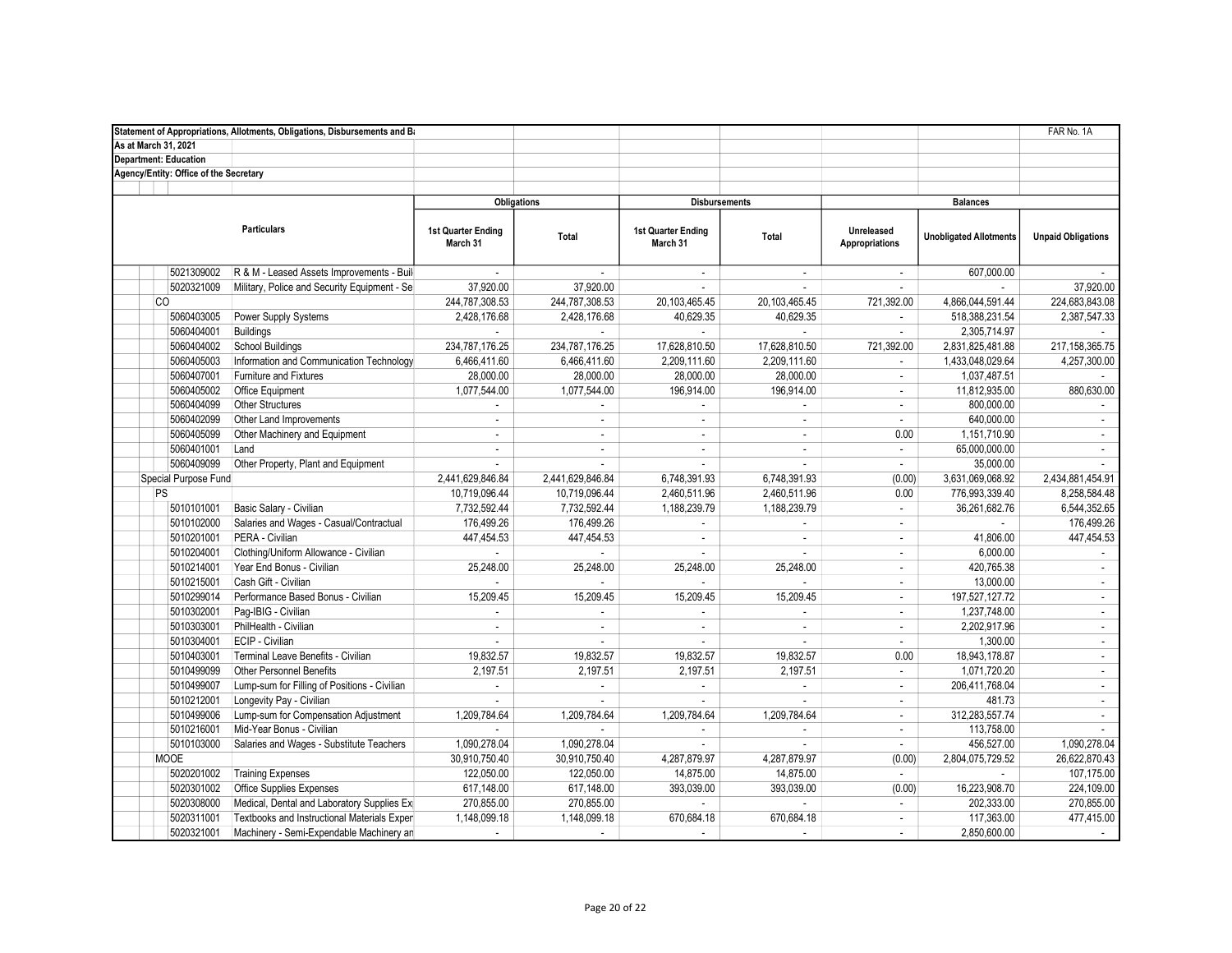Statement of Appropriations, Allotments, Obligations, Disbursements and Ba

FAR No. 1A

As at March 31, 2021

Department: Education

Agency/Entity: Office of the Secretary

| Particulars | | Obligations | | Disbursements | | Balances | | |
|---|---|---|---|---|---|---|---|---|
| | | 1st Quarter Ending March 31 | Total | 1st Quarter Ending March 31 | Total | Unreleased Appropriations | Unobligated Allotments | Unpaid Obligations |
| 5021309002 | R & M - Leased Assets Improvements - Buil | - | - | - | - | - | 607,000.00 | - |
| 5020321009 | Military, Police and Security Equipment - Se | 37,920.00 | 37,920.00 | - | - | - | - | 37,920.00 |
| CO | | 244,787,308.53 | 244,787,308.53 | 20,103,465.45 | 20,103,465.45 | 721,392.00 | 4,866,044,591.44 | 224,683,843.08 |
| 5060403005 | Power Supply Systems | 2,428,176.68 | 2,428,176.68 | 40,629.35 | 40,629.35 | - | 518,388,231.54 | 2,387,547.33 |
| 5060404001 | Buildings | - | - | - | - | - | 2,305,714.97 | - |
| 5060404002 | School Buildings | 234,787,176.25 | 234,787,176.25 | 17,628,810.50 | 17,628,810.50 | 721,392.00 | 2,831,825,481.88 | 217,158,365.75 |
| 5060405003 | Information and Communication Technology | 6,466,411.60 | 6,466,411.60 | 2,209,111.60 | 2,209,111.60 | - | 1,433,048,029.64 | 4,257,300.00 |
| 5060407001 | Furniture and Fixtures | 28,000.00 | 28,000.00 | 28,000.00 | 28,000.00 | - | 1,037,487.51 | - |
| 5060405002 | Office Equipment | 1,077,544.00 | 1,077,544.00 | 196,914.00 | 196,914.00 | - | 11,812,935.00 | 880,630.00 |
| 5060404099 | Other Structures | - | - | - | - | - | 800,000.00 | - |
| 5060402099 | Other Land Improvements | - | - | - | - | - | 640,000.00 | - |
| 5060405099 | Other Machinery and Equipment | - | - | - | - | 0.00 | 1,151,710.90 | - |
| 5060401001 | Land | - | - | - | - | - | 65,000,000.00 | - |
| 5060409099 | Other Property, Plant and Equipment | - | - | - | - | - | 35,000.00 | - |
| Special Purpose Fund | | 2,441,629,846.84 | 2,441,629,846.84 | 6,748,391.93 | 6,748,391.93 | (0.00) | 3,631,069,068.92 | 2,434,881,454.91 |
| PS | | 10,719,096.44 | 10,719,096.44 | 2,460,511.96 | 2,460,511.96 | 0.00 | 776,993,339.40 | 8,258,584.48 |
| 5010101001 | Basic Salary - Civilian | 7,732,592.44 | 7,732,592.44 | 1,188,239.79 | 1,188,239.79 | - | 36,261,682.76 | 6,544,352.65 |
| 5010102000 | Salaries and Wages - Casual/Contractual | 176,499.26 | 176,499.26 | - | - | - | - | 176,499.26 |
| 5010201001 | PERA - Civilian | 447,454.53 | 447,454.53 | - | - | - | 41,806.00 | 447,454.53 |
| 5010204001 | Clothing/Uniform Allowance - Civilian | - | - | - | - | - | 6,000.00 | - |
| 5010214001 | Year End Bonus - Civilian | 25,248.00 | 25,248.00 | 25,248.00 | 25,248.00 | - | 420,765.38 | - |
| 5010215001 | Cash Gift - Civilian | - | - | - | - | - | 13,000.00 | - |
| 5010299014 | Performance Based Bonus - Civilian | 15,209.45 | 15,209.45 | 15,209.45 | 15,209.45 | - | 197,527,127.72 | - |
| 5010302001 | Pag-IBIG - Civilian | - | - | - | - | - | 1,237,748.00 | - |
| 5010303001 | PhilHealth - Civilian | - | - | - | - | - | 2,202,917.96 | - |
| 5010304001 | ECIP - Civilian | - | - | - | - | - | 1,300.00 | - |
| 5010403001 | Terminal Leave Benefits - Civilian | 19,832.57 | 19,832.57 | 19,832.57 | 19,832.57 | 0.00 | 18,943,178.87 | - |
| 5010499099 | Other Personnel Benefits | 2,197.51 | 2,197.51 | 2,197.51 | 2,197.51 | - | 1,071,720.20 | - |
| 5010499007 | Lump-sum for Filling of Positions - Civilian | - | - | - | - | - | 206,411,768.04 | - |
| 5010212001 | Longevity Pay - Civilian | - | - | - | - | - | 481.73 | - |
| 5010499006 | Lump-sum for Compensation Adjustment | 1,209,784.64 | 1,209,784.64 | 1,209,784.64 | 1,209,784.64 | - | 312,283,557.74 | - |
| 5010216001 | Mid-Year Bonus - Civilian | - | - | - | - | - | 113,758.00 | - |
| 5010103000 | Salaries and Wages - Substitute Teachers | 1,090,278.04 | 1,090,278.04 | - | - | - | 456,527.00 | 1,090,278.04 |
| MOOE | | 30,910,750.40 | 30,910,750.40 | 4,287,879.97 | 4,287,879.97 | (0.00) | 2,804,075,729.52 | 26,622,870.43 |
| 5020201002 | Training Expenses | 122,050.00 | 122,050.00 | 14,875.00 | 14,875.00 | - | - | 107,175.00 |
| 5020301002 | Office Supplies Expenses | 617,148.00 | 617,148.00 | 393,039.00 | 393,039.00 | (0.00) | 16,223,908.70 | 224,109.00 |
| 5020308000 | Medical, Dental and Laboratory Supplies Ex | 270,855.00 | 270,855.00 | - | - | - | 202,333.00 | 270,855.00 |
| 5020311001 | Textbooks and Instructional Materials Exper | 1,148,099.18 | 1,148,099.18 | 670,684.18 | 670,684.18 | - | 117,363.00 | 477,415.00 |
| 5020321001 | Machinery - Semi-Expendable Machinery an | - | - | - | - | - | 2,850,600.00 | - |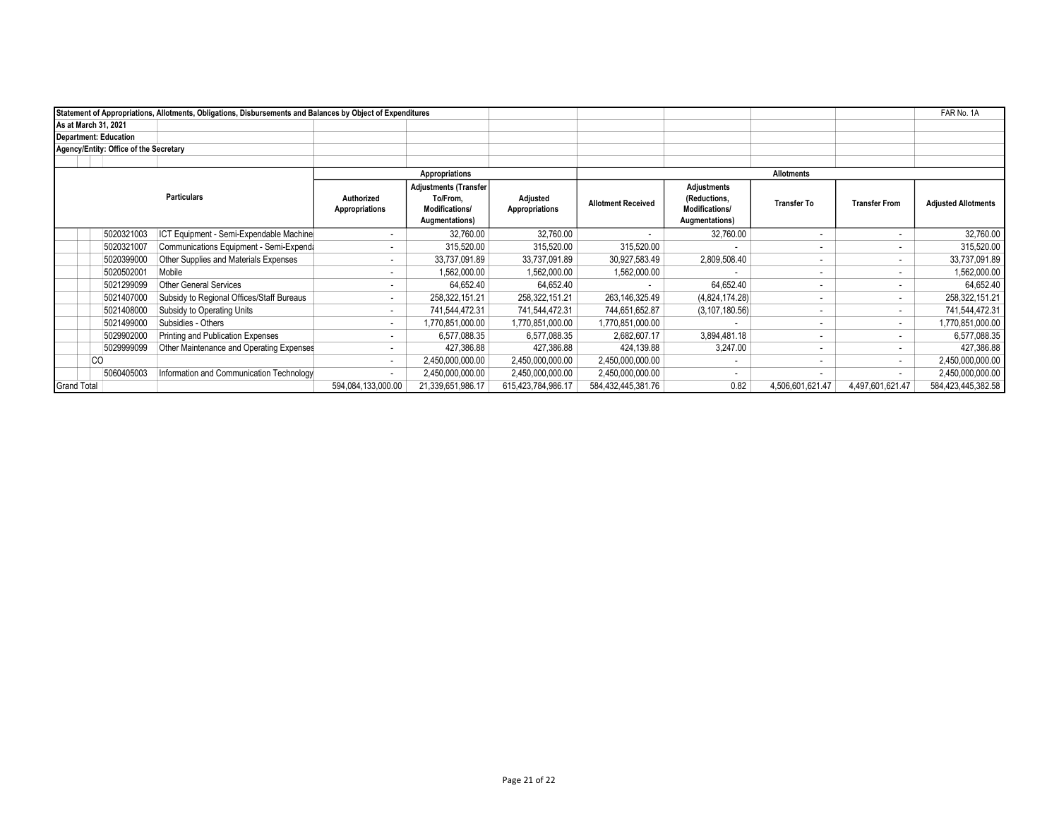| Statement of Appropriations, Allotments, Obligations, Disbursements and Balances by Object of Expenditures | | | | | | | | | | FAR No. 1A |
|---|---|---|---|---|---|---|---|---|---|---|
| As at March 31, 2021 | | | | | | | | | | |
| Department: Education | | | | | | | | | | |
| Agency/Entity: Office of the Secretary | | | | | | | | | | |
| | | | Appropriations | | | Allotments | | | | |
| Particulars | | | Authorized Appropriations | Adjustments (Transfer To/From, Modifications/ Augmentations) | Adjusted Appropriations | Allotment Received | Adjustments (Reductions, Modifications/ Augmentations) | Transfer To | Transfer From | Adjusted Allotments |
| | 5020321003 | ICT Equipment - Semi-Expendable Machine | - | 32,760.00 | 32,760.00 | - | 32,760.00 | - | - | 32,760.00 |
| | 5020321007 | Communications Equipment - Semi-Expend | - | 315,520.00 | 315,520.00 | 315,520.00 | - | - | - | 315,520.00 |
| | 5020399000 | Other Supplies and Materials Expenses | - | 33,737,091.89 | 33,737,091.89 | 30,927,583.49 | 2,809,508.40 | - | - | 33,737,091.89 |
| | 5020502001 | Mobile | - | 1,562,000.00 | 1,562,000.00 | 1,562,000.00 | - | - | - | 1,562,000.00 |
| | 5021299099 | Other General Services | - | 64,652.40 | 64,652.40 | - | 64,652.40 | - | - | 64,652.40 |
| | 5021407000 | Subsidy to Regional Offices/Staff Bureaus | - | 258,322,151.21 | 258,322,151.21 | 263,146,325.49 | (4,824,174.28) | - | - | 258,322,151.21 |
| | 5021408000 | Subsidy to Operating Units | - | 741,544,472.31 | 741,544,472.31 | 744,651,652.87 | (3,107,180.56) | - | - | 741,544,472.31 |
| | 5021499000 | Subsidies - Others | - | 1,770,851,000.00 | 1,770,851,000.00 | 1,770,851,000.00 | - | - | - | 1,770,851,000.00 |
| | 5029902000 | Printing and Publication Expenses | - | 6,577,088.35 | 6,577,088.35 | 2,682,607.17 | 3,894,481.18 | - | - | 6,577,088.35 |
| | 5029999099 | Other Maintenance and Operating Expenses | - | 427,386.88 | 427,386.88 | 424,139.88 | 3,247.00 | - | - | 427,386.88 |
| CO | | | - | 2,450,000,000.00 | 2,450,000,000.00 | 2,450,000,000.00 | - | - | - | 2,450,000,000.00 |
| | 5060405003 | Information and Communication Technology | - | 2,450,000,000.00 | 2,450,000,000.00 | 2,450,000,000.00 | - | - | - | 2,450,000,000.00 |
| Grand Total | | | 594,084,133,000.00 | 21,339,651,986.17 | 615,423,784,986.17 | 584,432,445,381.76 | 0.82 | 4,506,601,621.47 | 4,497,601,621.47 | 584,423,445,382.58 |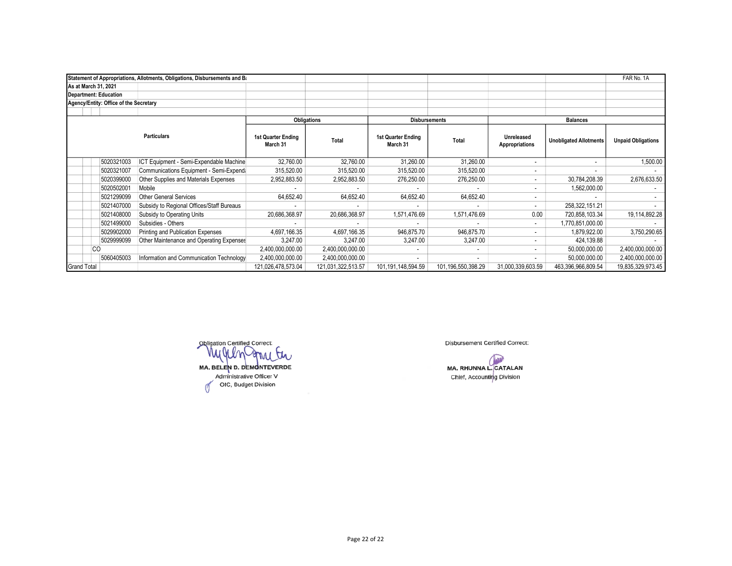| Statement of Appropriations, Allotments, Obligations, Disbursements and Ba | | | | | | | | | FAR No. 1A |
|---|---|---|---|---|---|---|---|---|---|
| As at March 31, 2021 | | | | | | | | | |
| Department: Education | | | | | | | | | |
| Agency/Entity: Office of the Secretary | | | | | | | | | |
| Particulars | | Obligations | | Disbursements | | Balances | | | |
| | | 1st Quarter Ending March 31 | Total | 1st Quarter Ending March 31 | Total | Unreleased Appropriations | Unobligated Allotments | Unpaid Obligations | |
| 5020321003 | ICT Equipment - Semi-Expendable Machine | 32,760.00 | 32,760.00 | 31,260.00 | 31,260.00 | - | - | 1,500.00 | |
| 5020321007 | Communications Equipment - Semi-Expend | 315,520.00 | 315,520.00 | 315,520.00 | 315,520.00 | - | - | - | |
| 5020399000 | Other Supplies and Materials Expenses | 2,952,883.50 | 2,952,883.50 | 276,250.00 | 276,250.00 | - | 30,784,208.39 | 2,676,633.50 | |
| 5020502001 | Mobile | - | - | - | - | - | 1,562,000.00 | - | |
| 5021299099 | Other General Services | 64,652.40 | 64,652.40 | 64,652.40 | 64,652.40 | - | - | - | |
| 5021407000 | Subsidy to Regional Offices/Staff Bureaus | - | - | - | - | - | 258,322,151.21 | - | |
| 5021408000 | Subsidy to Operating Units | 20,686,368.97 | 20,686,368.97 | 1,571,476.69 | 1,571,476.69 | 0.00 | 720,858,103.34 | 19,114,892.28 | |
| 5021499000 | Subsidies - Others | - | - | - | - | - | 1,770,851,000.00 | - | |
| 5029902000 | Printing and Publication Expenses | 4,697,166.35 | 4,697,166.35 | 946,875.70 | 946,875.70 | - | 1,879,922.00 | 3,750,290.65 | |
| 5029999099 | Other Maintenance and Operating Expenses | 3,247.00 | 3,247.00 | 3,247.00 | 3,247.00 | - | 424,139.88 | - | |
| CO | | 2,400,000,000.00 | 2,400,000,000.00 | - | - | - | 50,000,000.00 | 2,400,000,000.00 | |
| 5060405003 | Information and Communication Technology | 2,400,000,000.00 | 2,400,000,000.00 | - | - | - | 50,000,000.00 | 2,400,000,000.00 | |
| Grand Total | | 121,026,478,573.04 | 121,031,322,513.57 | 101,191,148,594.59 | 101,196,550,398.29 | 31,000,339,603.59 | 463,396,966,809.54 | 19,835,329,973.45 | |

Obligation Certified Correct:

MA. BELEN D. DEMONTEVERDE
Administrative Officer V
OIC, Budget Division

Disbursement Certified Correct:

MA. RHUNNA L. CATALAN
Chief, Accounting Division